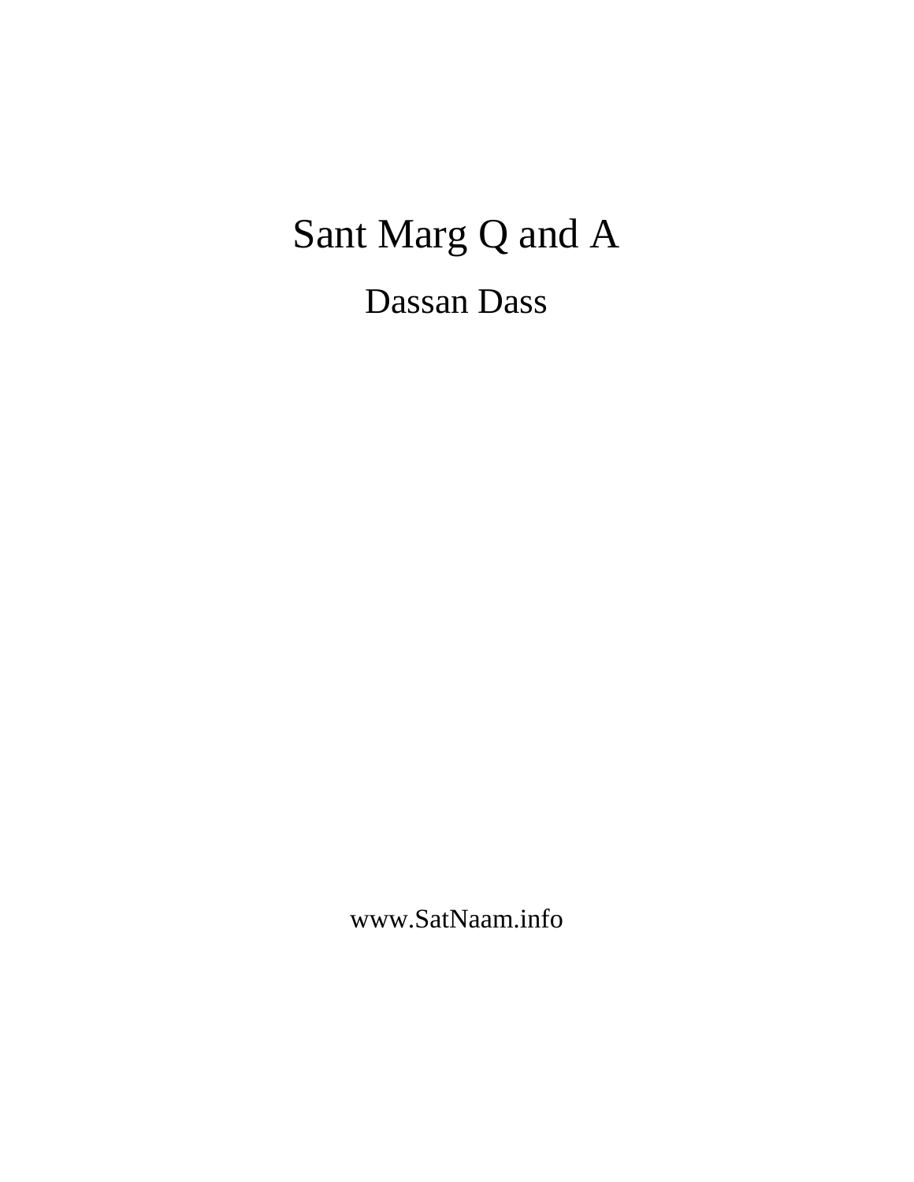# Sant Marg Q and A

Dassan Dass

www.SatNaam.info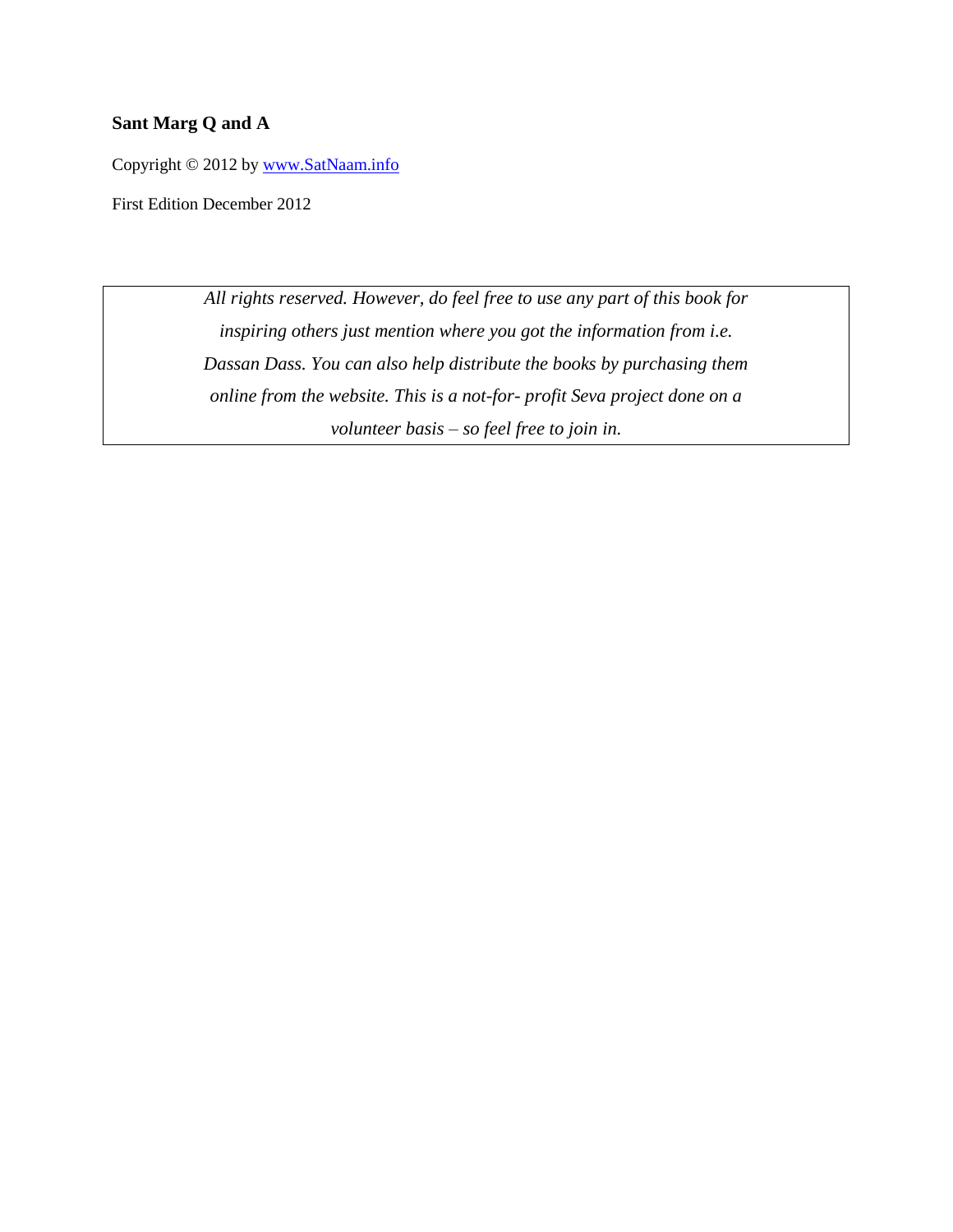**Sant Marg Q and A**

Copyright © 2012 by [www.SatNaam.info](http://www.SatNaam.info)

First Edition December 2012

*All rights reserved. However, do feel free to use any part of this book for inspiring others just mention where you got the information from i.e. Dassan Dass. You can also help distribute the books by purchasing them online from the website. This is a not-for- profit Seva project done on a volunteer basis – so feel free to join in.*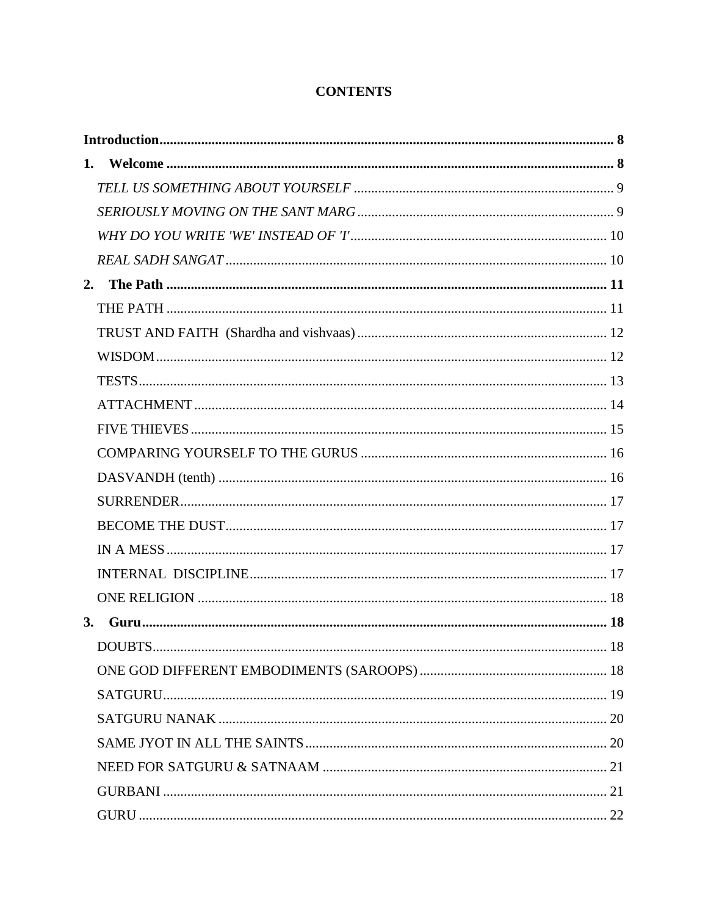# CONTENTS

**Introduction** .......... **8**

**1. Welcome** .......... **8**

- *TELL US SOMETHING ABOUT YOURSELF* .......... 9
- *SERIOUSLY MOVING ON THE SANT MARG* .......... 9
- *WHY DO YOU WRITE 'WE' INSTEAD OF 'I'* .......... 10
- *REAL SADH SANGAT* .......... 10

**2. The Path** .......... **11**

- THE PATH .......... 11
- TRUST AND FAITH (Shardha and vishvaas) .......... 12
- WISDOM .......... 12
- TESTS .......... 13
- ATTACHMENT .......... 14
- FIVE THIEVES .......... 15
- COMPARING YOURSELF TO THE GURUS .......... 16
- DASVANDH (tenth) .......... 16
- SURRENDER .......... 17
- BECOME THE DUST .......... 17
- IN A MESS .......... 17
- INTERNAL DISCIPLINE .......... 17
- ONE RELIGION .......... 18

**3. Guru** .......... **18**

- DOUBTS .......... 18
- ONE GOD DIFFERENT EMBODIMENTS (SAROOPS) .......... 18
- SATGURU .......... 19
- SATGURU NANAK .......... 20
- SAME JYOT IN ALL THE SAINTS .......... 20
- NEED FOR SATGURU & SATNAAM .......... 21
- GURBANI .......... 21
- GURU .......... 22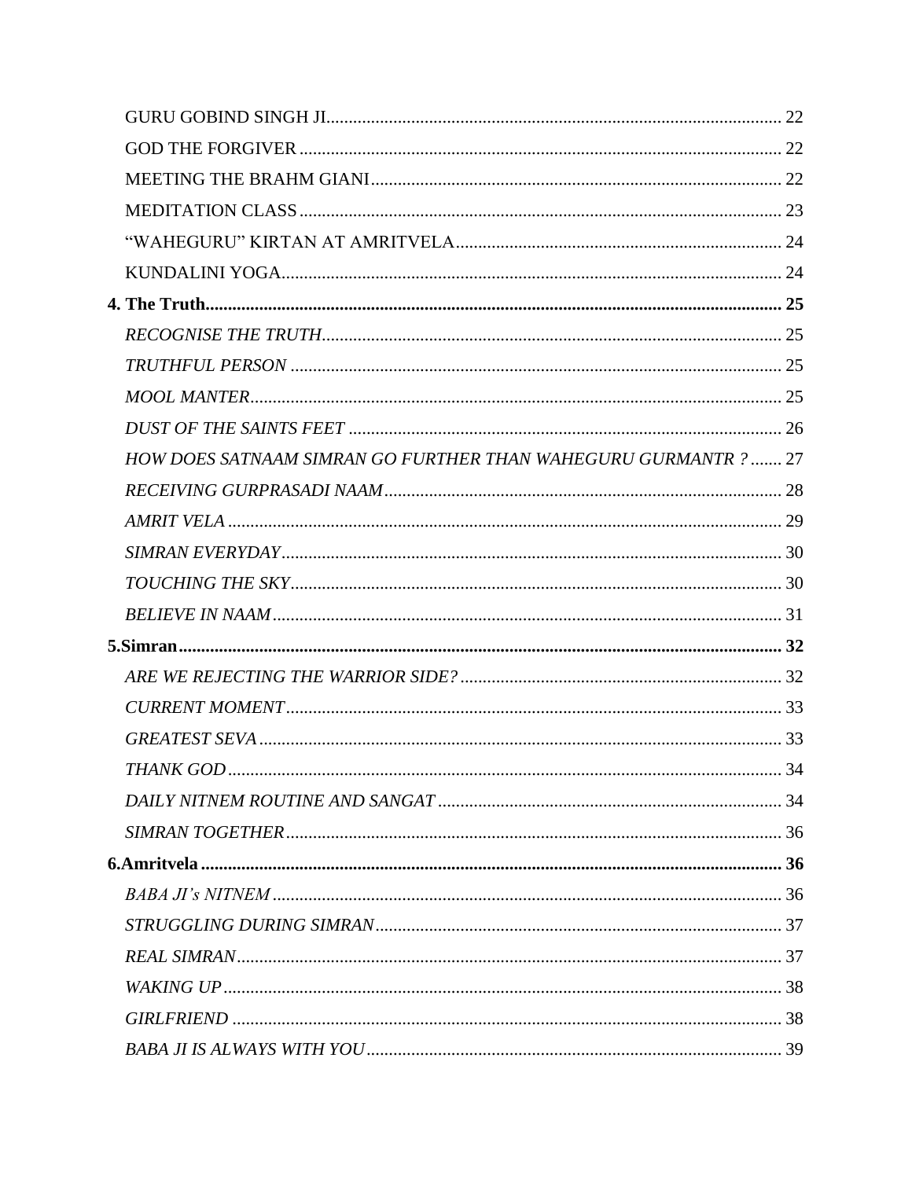GURU GOBIND SINGH JI ........ 22

GOD THE FORGIVER ........ 22

MEETING THE BRAHM GIANI ........ 22

MEDITATION CLASS ........ 23

"WAHEGURU" KIRTAN AT AMRITVELA ........ 24

KUNDALINI YOGA ........ 24

**4. The Truth ........ 25**

*RECOGNISE THE TRUTH* ........ 25

*TRUTHFUL PERSON* ........ 25

*MOOL MANTER* ........ 25

*DUST OF THE SAINTS FEET* ........ 26

*HOW DOES SATNAAM SIMRAN GO FURTHER THAN WAHEGURU GURMANTR ?* ........ 27

*RECEIVING GURPRASADI NAAM* ........ 28

*AMRIT VELA* ........ 29

*SIMRAN EVERYDAY* ........ 30

*TOUCHING THE SKY* ........ 30

*BELIEVE IN NAAM* ........ 31

**5.Simran ........ 32**

*ARE WE REJECTING THE WARRIOR SIDE?* ........ 32

*CURRENT MOMENT* ........ 33

*GREATEST SEVA* ........ 33

*THANK GOD* ........ 34

*DAILY NITNEM ROUTINE AND SANGAT* ........ 34

*SIMRAN TOGETHER* ........ 36

**6.Amritvela ........ 36**

*BABA JI's NITNEM* ........ 36

*STRUGGLING DURING SIMRAN* ........ 37

*REAL SIMRAN* ........ 37

*WAKING UP* ........ 38

*GIRLFRIEND* ........ 38

*BABA JI IS ALWAYS WITH YOU* ........ 39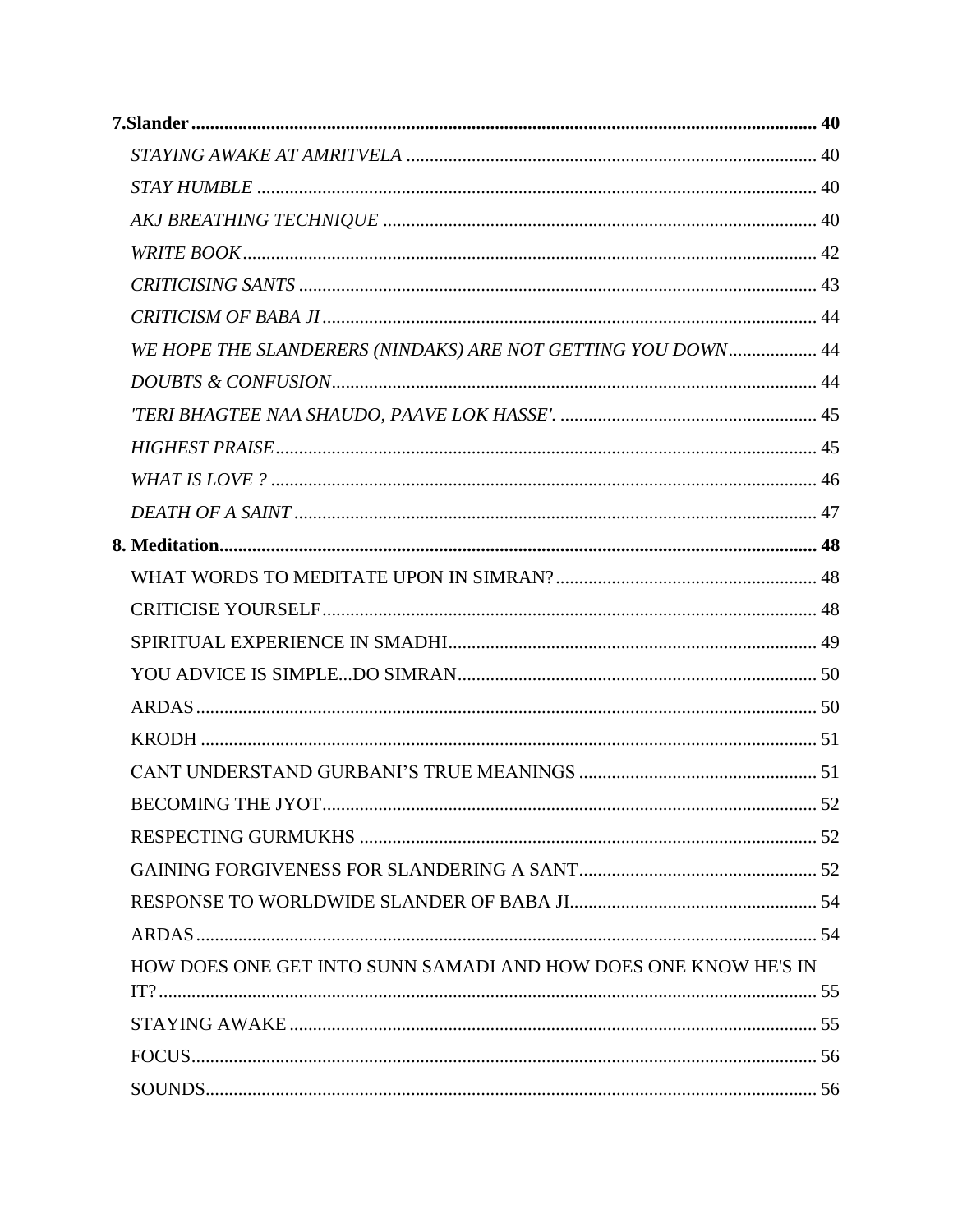**7.Slander** ..................................................................................................................................... **40**

*STAYING AWAKE AT AMRITVELA* ....................................................................................... 40

*STAY HUMBLE* ....................................................................................................................... 40

*AKJ BREATHING TECHNIQUE* ............................................................................................ 40

*WRITE BOOK* .......................................................................................................................... 42

*CRITICISING SANTS* .............................................................................................................. 43

*CRITICISM OF BABA JI* ......................................................................................................... 44

*WE HOPE THE SLANDERERS (NINDAKS) ARE NOT GETTING YOU DOWN* ................... 44

*DOUBTS & CONFUSION* ....................................................................................................... 44

*'TERI BHAGTEE NAA SHAUDO, PAAVE LOK HASSE'.* ...................................................... 45

*HIGHEST PRAISE* ................................................................................................................... 45

*WHAT IS LOVE ?* .................................................................................................................... 46

*DEATH OF A SAINT* ............................................................................................................... 47

**8. Meditation** ............................................................................................................................... **48**

WHAT WORDS TO MEDITATE UPON IN SIMRAN? ....................................................... 48

CRITICISE YOURSELF ......................................................................................................... 48

SPIRITUAL EXPERIENCE IN SMADHI ............................................................................... 49

YOU ADVICE IS SIMPLE...DO SIMRAN ............................................................................. 50

ARDAS .................................................................................................................................... 50

KRODH ................................................................................................................................... 51

CANT UNDERSTAND GURBANI’S TRUE MEANINGS .................................................. 51

BECOMING THE JYOT ......................................................................................................... 52

RESPECTING GURMUKHS ................................................................................................. 52

GAINING FORGIVENESS FOR SLANDERING A SANT .................................................. 52

RESPONSE TO WORLDWIDE SLANDER OF BABA JI ..................................................... 54

ARDAS .................................................................................................................................... 54

HOW DOES ONE GET INTO SUNN SAMADI AND HOW DOES ONE KNOW HE'S IN IT? ........................................................................................................................................... 55

STAYING AWAKE ................................................................................................................ 55

FOCUS ..................................................................................................................................... 56

SOUNDS .................................................................................................................................. 56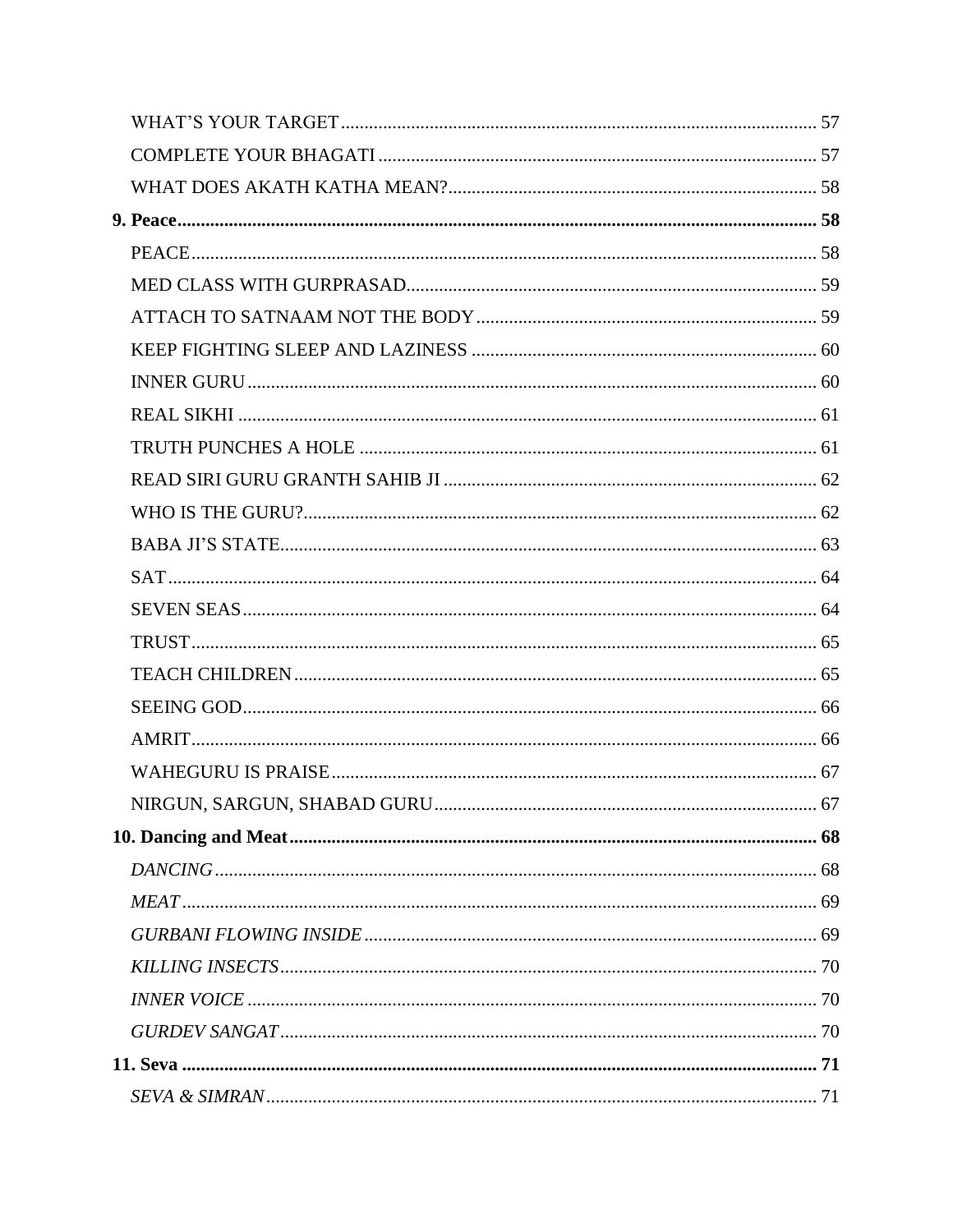WHAT'S YOUR TARGET ........................................................................................... 57

COMPLETE YOUR BHAGATI .................................................................................. 57

WHAT DOES AKATH KATHA MEAN? .................................................................... 58

**9. Peace ........................................................................................................................... 58**

PEACE ...................................................................................................................... 58

MED CLASS WITH GURPRASAD ........................................................................... 59

ATTACH TO SATNAAM NOT THE BODY ............................................................. 59

KEEP FIGHTING SLEEP AND LAZINESS .............................................................. 60

INNER GURU ........................................................................................................... 60

REAL SIKHI ............................................................................................................. 61

TRUTH PUNCHES A HOLE ..................................................................................... 61

READ SIRI GURU GRANTH SAHIB JI .................................................................... 62

WHO IS THE GURU? ............................................................................................... 62

BABA JI'S STATE ..................................................................................................... 63

SAT ........................................................................................................................... 64

SEVEN SEAS ............................................................................................................ 64

TRUST ...................................................................................................................... 65

TEACH CHILDREN .................................................................................................. 65

SEEING GOD ............................................................................................................ 66

AMRIT ...................................................................................................................... 66

WAHEGURU IS PRAISE .......................................................................................... 67

NIRGUN, SARGUN, SHABAD GURU ...................................................................... 67

**10. Dancing and Meat ..................................................................................................... 68**

*DANCING* ................................................................................................................ 68

*MEAT* ...................................................................................................................... 69

*GURBANI FLOWING INSIDE* ................................................................................. 69

*KILLING INSECTS* .................................................................................................. 70

*INNER VOICE* ......................................................................................................... 70

*GURDEV SANGAT* .................................................................................................. 70

**11. Seva ......................................................................................................................... 71**

*SEVA & SIMRAN* ..................................................................................................... 71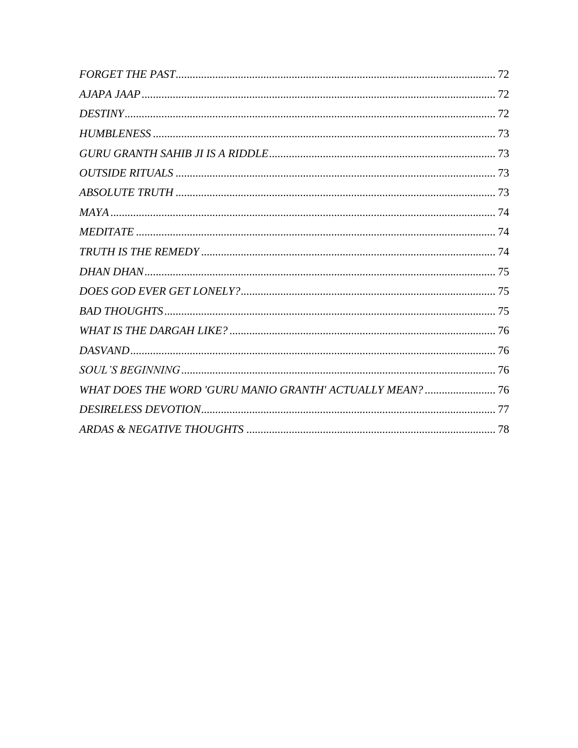*FORGET THE PAST* ........................................................................................................ 72

*AJAPA JAAP* ............................................................................................................... 72

*DESTINY* ..................................................................................................................... 72

*HUMBLENESS* ............................................................................................................. 73

*GURU GRANTH SAHIB JI IS A RIDDLE* ................................................................... 73

*OUTSIDE RITUALS* ..................................................................................................... 73

*ABSOLUTE TRUTH* .................................................................................................... 73

*MAYA* ........................................................................................................................... 74

*MEDITATE* .................................................................................................................. 74

*TRUTH IS THE REMEDY* ........................................................................................... 74

*DHAN DHAN* .............................................................................................................. 75

*DOES GOD EVER GET LONELY?* ............................................................................... 75

*BAD THOUGHTS* ........................................................................................................ 75

*WHAT IS THE DARGAH LIKE?* .................................................................................. 76

*DASVAND* ................................................................................................................... 76

*SOUL'S BEGINNING* ................................................................................................... 76

*WHAT DOES THE WORD 'GURU MANIO GRANTH' ACTUALLY MEAN?* ............... 76

*DESIRELESS DEVOTION* ........................................................................................... 77

*ARDAS & NEGATIVE THOUGHTS* ............................................................................ 78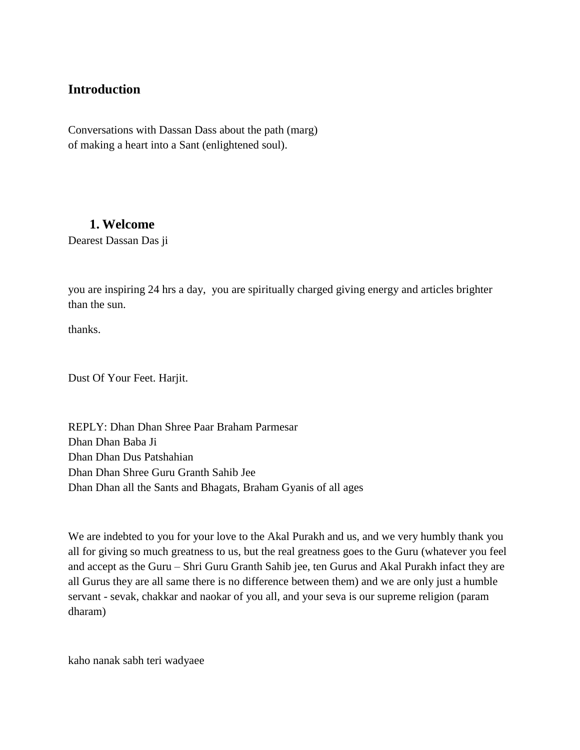## Introduction

Conversations with Dassan Dass about the path (marg)
of making a heart into a Sant (enlightened soul).

### 1. Welcome

Dearest Dassan Das ji

you are inspiring 24 hrs a day, you are spiritually charged giving energy and articles brighter than the sun.

thanks.

Dust Of Your Feet. Harjit.

REPLY: Dhan Dhan Shree Paar Braham Parmesar
Dhan Dhan Baba Ji
Dhan Dhan Dus Patshahian
Dhan Dhan Shree Guru Granth Sahib Jee
Dhan Dhan all the Sants and Bhagats, Braham Gyanis of all ages

We are indebted to you for your love to the Akal Purakh and us, and we very humbly thank you all for giving so much greatness to us, but the real greatness goes to the Guru (whatever you feel and accept as the Guru – Shri Guru Granth Sahib jee, ten Gurus and Akal Purakh infact they are all Gurus they are all same there is no difference between them) and we are only just a humble servant - sevak, chakkar and naokar of you all, and your seva is our supreme religion (param dharam)

kaho nanak sabh teri wadyaee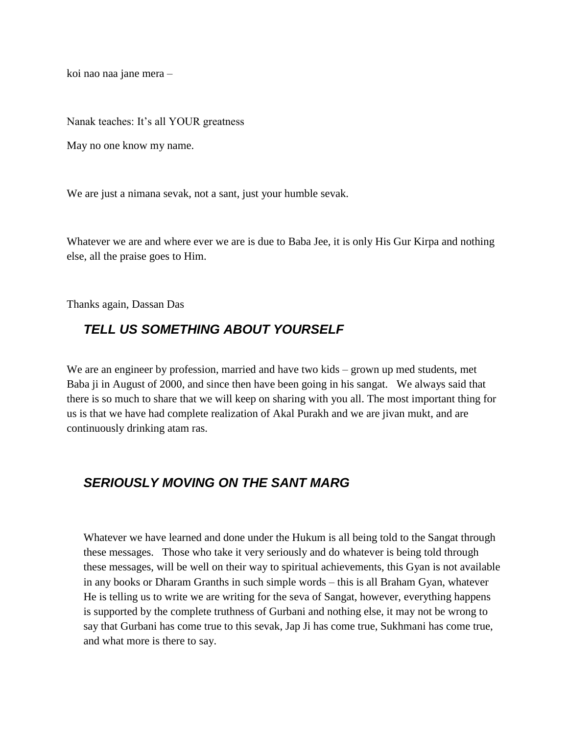koi nao naa jane mera –

Nanak teaches: It's all YOUR greatness

May no one know my name.

We are just a nimana sevak, not a sant, just your humble sevak.

Whatever we are and where ever we are is due to Baba Jee, it is only His Gur Kirpa and nothing else, all the praise goes to Him.

Thanks again, Dassan Das

## *TELL US SOMETHING ABOUT YOURSELF*

We are an engineer by profession, married and have two kids – grown up med students, met Baba ji in August of 2000, and since then have been going in his sangat. We always said that there is so much to share that we will keep on sharing with you all. The most important thing for us is that we have had complete realization of Akal Purakh and we are jivan mukt, and are continuously drinking atam ras.

## *SERIOUSLY MOVING ON THE SANT MARG*

Whatever we have learned and done under the Hukum is all being told to the Sangat through these messages. Those who take it very seriously and do whatever is being told through these messages, will be well on their way to spiritual achievements, this Gyan is not available in any books or Dharam Granths in such simple words – this is all Braham Gyan, whatever He is telling us to write we are writing for the seva of Sangat, however, everything happens is supported by the complete truthness of Gurbani and nothing else, it may not be wrong to say that Gurbani has come true to this sevak, Jap Ji has come true, Sukhmani has come true, and what more is there to say.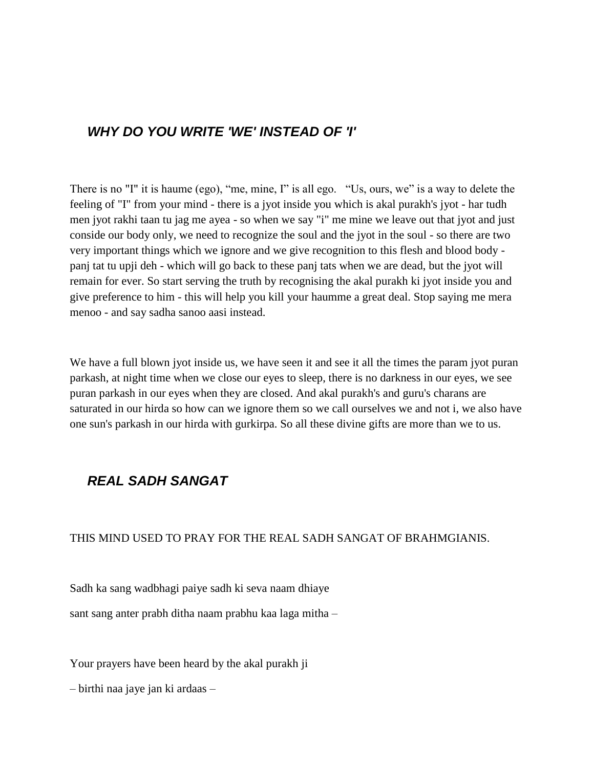## *WHY DO YOU WRITE 'WE' INSTEAD OF 'I'*

There is no "I" it is haume (ego), "me, mine, I" is all ego. "Us, ours, we" is a way to delete the feeling of "I" from your mind - there is a jyot inside you which is akal purakh's jyot - har tudh men jyot rakhi taan tu jag me ayea - so when we say "i" me mine we leave out that jyot and just conside our body only, we need to recognize the soul and the jyot in the soul - so there are two very important things which we ignore and we give recognition to this flesh and blood body - panj tat tu upji deh - which will go back to these panj tats when we are dead, but the jyot will remain for ever. So start serving the truth by recognising the akal purakh ki jyot inside you and give preference to him - this will help you kill your haumme a great deal. Stop saying me mera menoo - and say sadha sanoo aasi instead.

We have a full blown jyot inside us, we have seen it and see it all the times the param jyot puran parkash, at night time when we close our eyes to sleep, there is no darkness in our eyes, we see puran parkash in our eyes when they are closed. And akal purakh's and guru's charans are saturated in our hirda so how can we ignore them so we call ourselves we and not i, we also have one sun's parkash in our hirda with gurkirpa. So all these divine gifts are more than we to us.

## *REAL SADH SANGAT*

THIS MIND USED TO PRAY FOR THE REAL SADH SANGAT OF BRAHMGIANIS.

Sadh ka sang wadbhagi paiye sadh ki seva naam dhiaye

sant sang anter prabh ditha naam prabhu kaa laga mitha –

Your prayers have been heard by the akal purakh ji

– birthi naa jaye jan ki ardaas –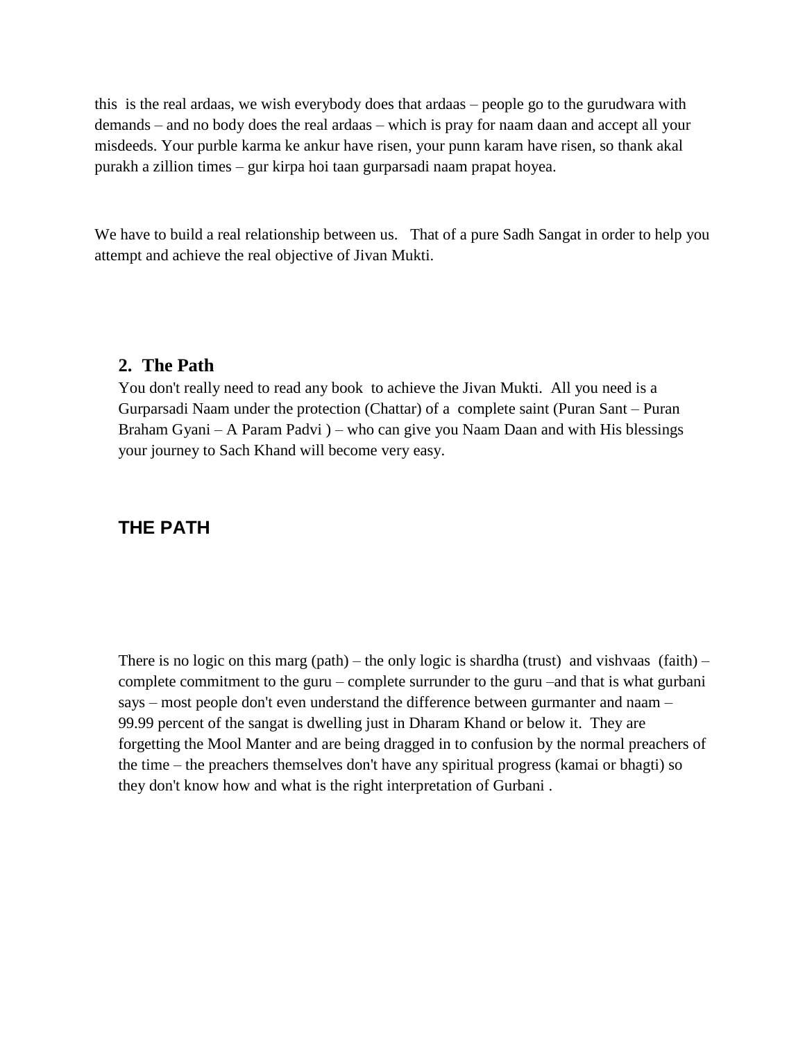this is the real ardaas, we wish everybody does that ardaas – people go to the gurudwara with demands – and no body does the real ardaas – which is pray for naam daan and accept all your misdeeds. Your purble karma ke ankur have risen, your punn karam have risen, so thank akal purakh a zillion times – gur kirpa hoi taan gurparsadi naam prapat hoyea.

We have to build a real relationship between us. That of a pure Sadh Sangat in order to help you attempt and achieve the real objective of Jivan Mukti.

## 2. The Path

You don't really need to read any book to achieve the Jivan Mukti. All you need is a Gurparsadi Naam under the protection (Chattar) of a complete saint (Puran Sant – Puran Braham Gyani – A Param Padvi ) – who can give you Naam Daan and with His blessings your journey to Sach Khand will become very easy.

## THE PATH

There is no logic on this marg (path) – the only logic is shardha (trust) and vishvaas (faith) – complete commitment to the guru – complete surrunder to the guru –and that is what gurbani says – most people don't even understand the difference between gurmanter and naam – 99.99 percent of the sangat is dwelling just in Dharam Khand or below it. They are forgetting the Mool Manter and are being dragged in to confusion by the normal preachers of the time – the preachers themselves don't have any spiritual progress (kamai or bhagti) so they don't know how and what is the right interpretation of Gurbani .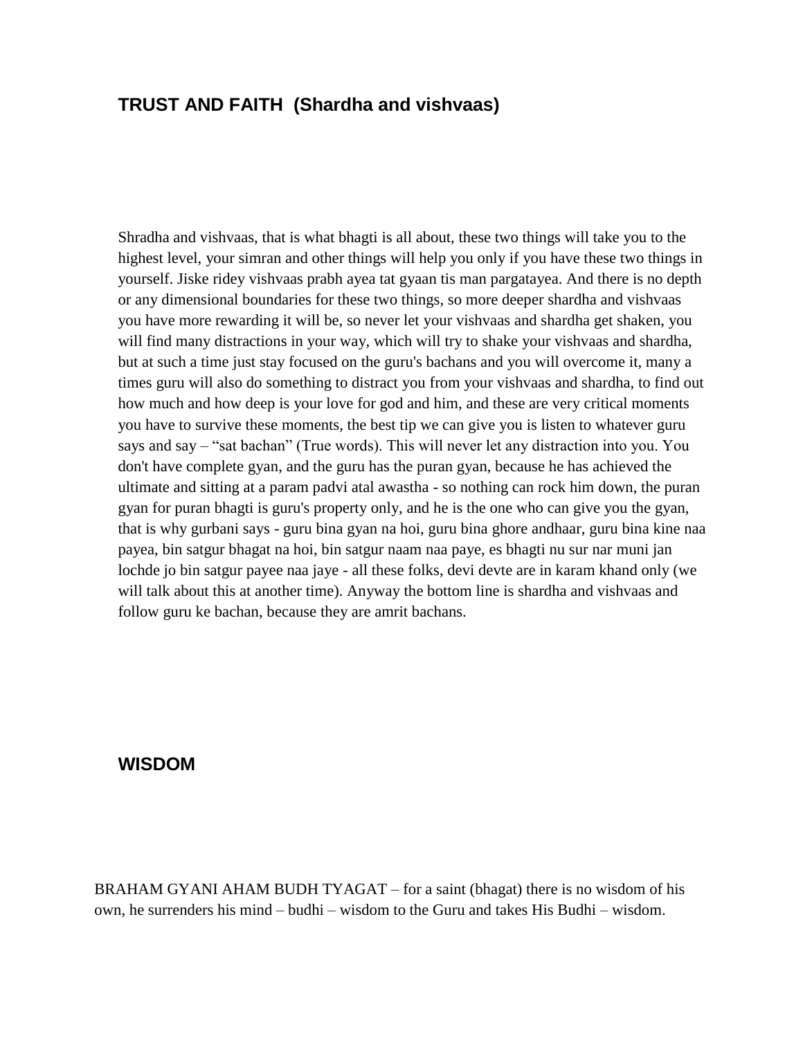## TRUST AND FAITH (Shardha and vishvaas)

Shradha and vishvaas, that is what bhagti is all about, these two things will take you to the highest level, your simran and other things will help you only if you have these two things in yourself. Jiske ridey vishvaas prabh ayea tat gyaan tis man pargatayea. And there is no depth or any dimensional boundaries for these two things, so more deeper shardha and vishvaas you have more rewarding it will be, so never let your vishvaas and shardha get shaken, you will find many distractions in your way, which will try to shake your vishvaas and shardha, but at such a time just stay focused on the guru's bachans and you will overcome it, many a times guru will also do something to distract you from your vishvaas and shardha, to find out how much and how deep is your love for god and him, and these are very critical moments you have to survive these moments, the best tip we can give you is listen to whatever guru says and say – “sat bachan” (True words). This will never let any distraction into you. You don't have complete gyan, and the guru has the puran gyan, because he has achieved the ultimate and sitting at a param padvi atal awastha - so nothing can rock him down, the puran gyan for puran bhagti is guru's property only, and he is the one who can give you the gyan, that is why gurbani says - guru bina gyan na hoi, guru bina ghore andhaar, guru bina kine naa payea, bin satgur bhagat na hoi, bin satgur naam naa paye, es bhagti nu sur nar muni jan lochde jo bin satgur payee naa jaye - all these folks, devi devte are in karam khand only (we will talk about this at another time). Anyway the bottom line is shardha and vishvaas and follow guru ke bachan, because they are amrit bachans.

## WISDOM

BRAHAM GYANI AHAM BUDH TYAGAT – for a saint (bhagat) there is no wisdom of his own, he surrenders his mind – budhi – wisdom to the Guru and takes His Budhi – wisdom.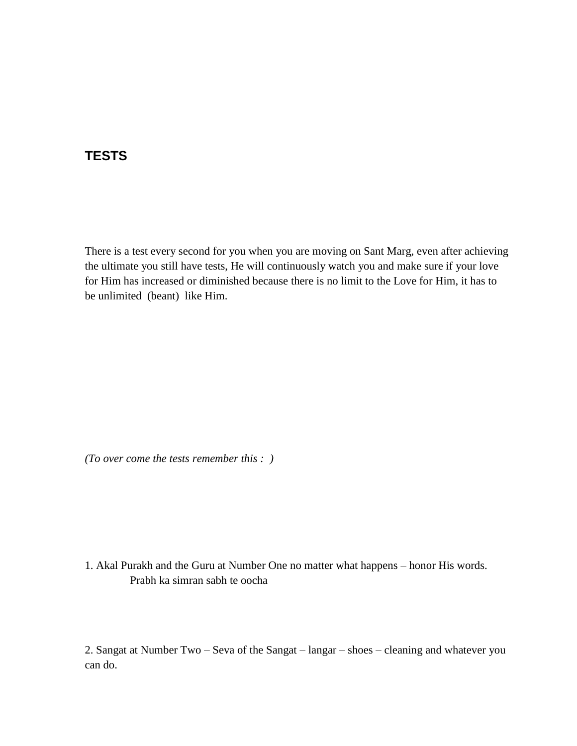## TESTS

There is a test every second for you when you are moving on Sant Marg, even after achieving the ultimate you still have tests, He will continuously watch you and make sure if your love for Him has increased or diminished because there is no limit to the Love for Him, it has to be unlimited (beant) like Him.

*(To over come the tests remember this : )*

1. Akal Purakh and the Guru at Number One no matter what happens – honor His words.
   Prabh ka simran sabh te oocha

2. Sangat at Number Two – Seva of the Sangat – langar – shoes – cleaning and whatever you can do.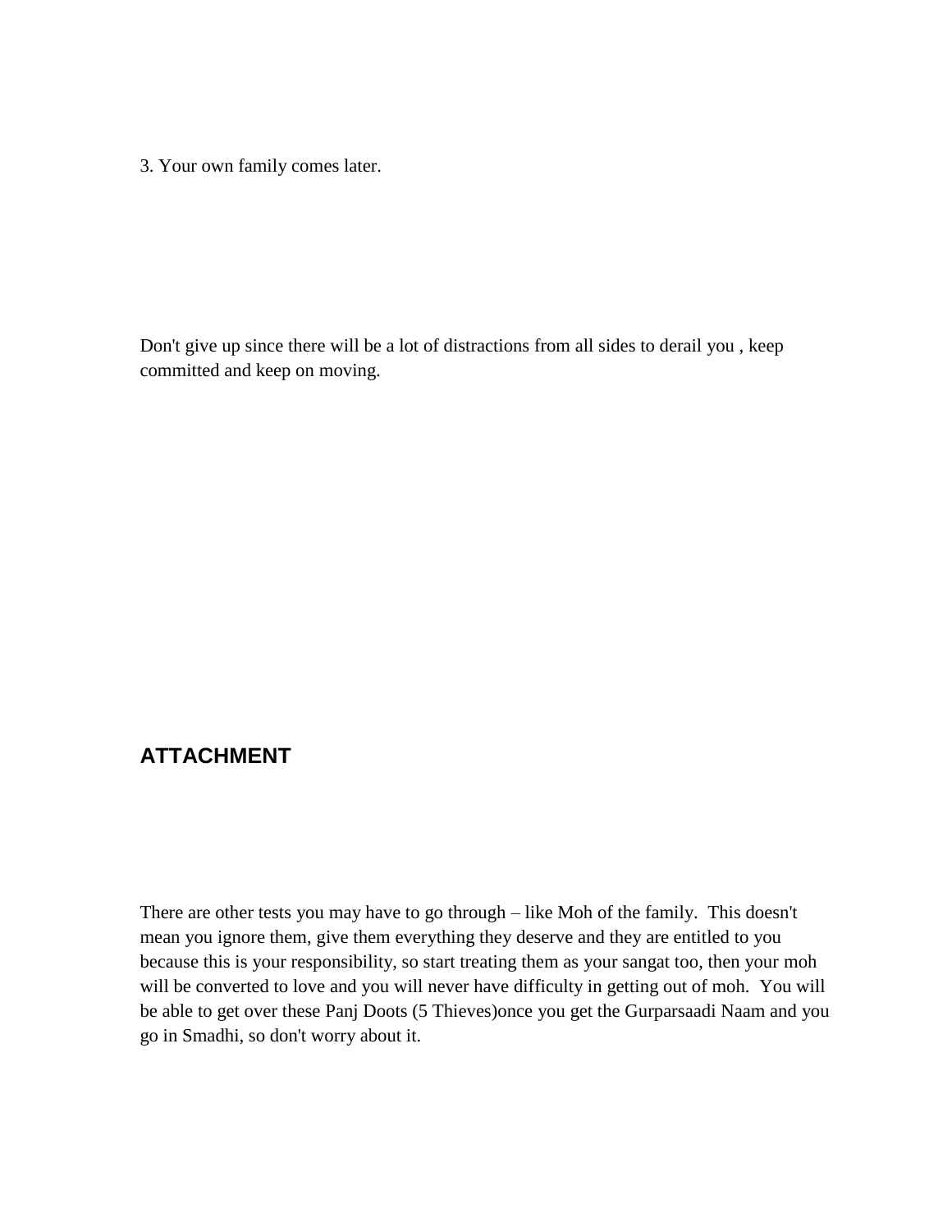3. Your own family comes later.

Don't give up since there will be a lot of distractions from all sides to derail you , keep committed and keep on moving.

## ATTACHMENT

There are other tests you may have to go through – like Moh of the family. This doesn't mean you ignore them, give them everything they deserve and they are entitled to you because this is your responsibility, so start treating them as your sangat too, then your moh will be converted to love and you will never have difficulty in getting out of moh. You will be able to get over these Panj Doots (5 Thieves)once you get the Gurparsaadi Naam and you go in Smadhi, so don't worry about it.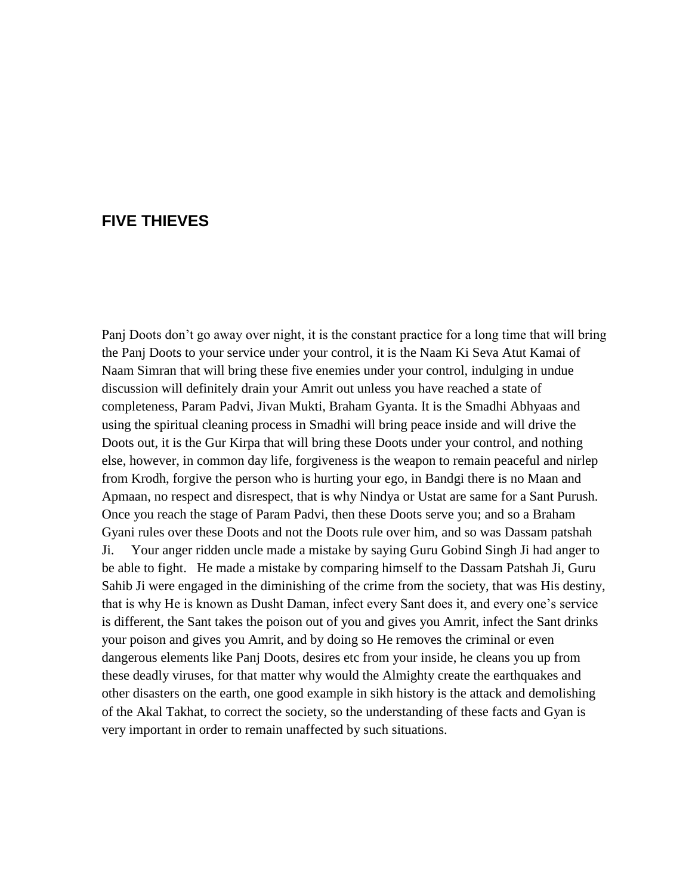## FIVE THIEVES

Panj Doots don't go away over night, it is the constant practice for a long time that will bring the Panj Doots to your service under your control, it is the Naam Ki Seva Atut Kamai of Naam Simran that will bring these five enemies under your control, indulging in undue discussion will definitely drain your Amrit out unless you have reached a state of completeness, Param Padvi, Jivan Mukti, Braham Gyanta. It is the Smadhi Abhyaas and using the spiritual cleaning process in Smadhi will bring peace inside and will drive the Doots out, it is the Gur Kirpa that will bring these Doots under your control, and nothing else, however, in common day life, forgiveness is the weapon to remain peaceful and nirlep from Krodh, forgive the person who is hurting your ego, in Bandgi there is no Maan and Apmaan, no respect and disrespect, that is why Nindya or Ustat are same for a Sant Purush. Once you reach the stage of Param Padvi, then these Doots serve you; and so a Braham Gyani rules over these Doots and not the Doots rule over him, and so was Dassam patshah Ji. Your anger ridden uncle made a mistake by saying Guru Gobind Singh Ji had anger to be able to fight. He made a mistake by comparing himself to the Dassam Patshah Ji, Guru Sahib Ji were engaged in the diminishing of the crime from the society, that was His destiny, that is why He is known as Dusht Daman, infect every Sant does it, and every one's service is different, the Sant takes the poison out of you and gives you Amrit, infect the Sant drinks your poison and gives you Amrit, and by doing so He removes the criminal or even dangerous elements like Panj Doots, desires etc from your inside, he cleans you up from these deadly viruses, for that matter why would the Almighty create the earthquakes and other disasters on the earth, one good example in sikh history is the attack and demolishing of the Akal Takhat, to correct the society, so the understanding of these facts and Gyan is very important in order to remain unaffected by such situations.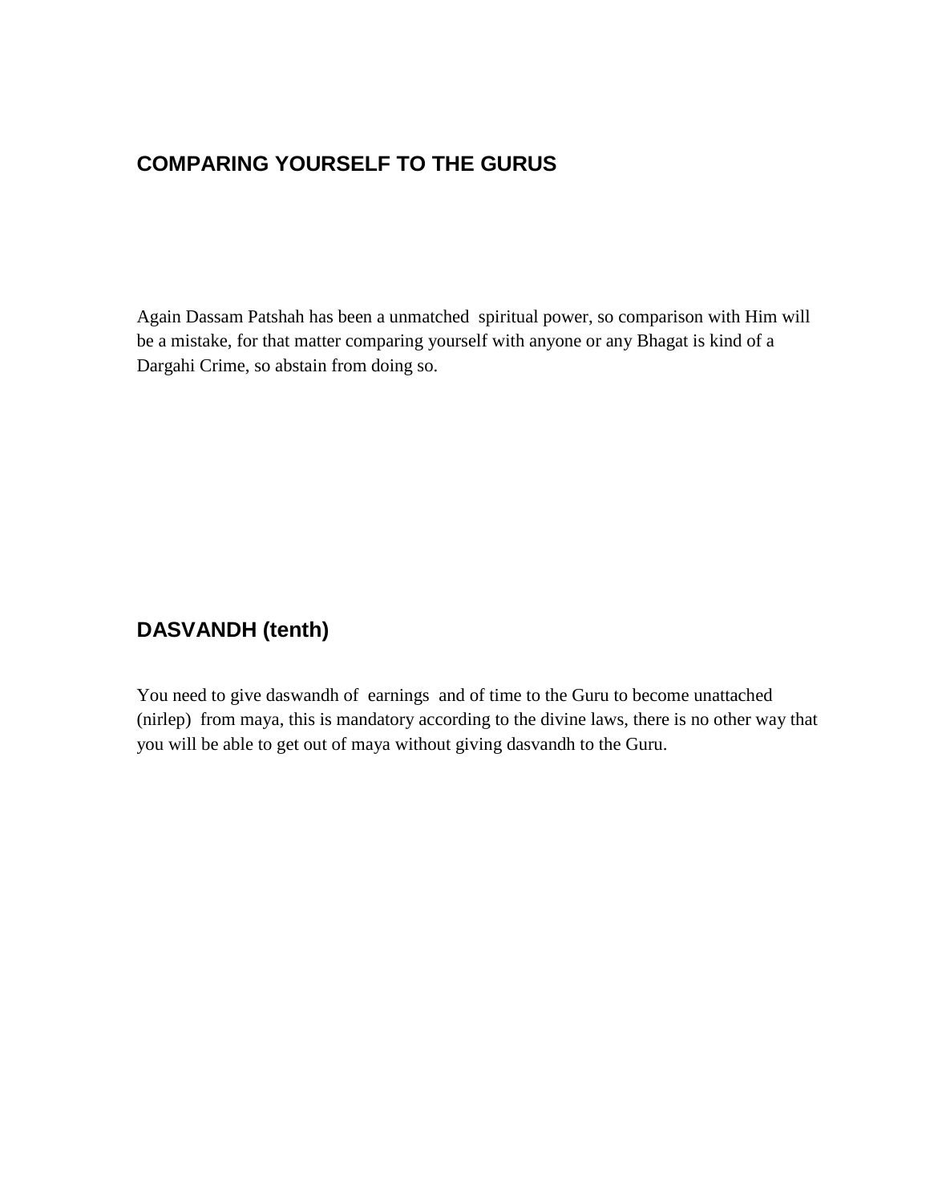## COMPARING YOURSELF TO THE GURUS

Again Dassam Patshah has been a unmatched spiritual power, so comparison with Him will be a mistake, for that matter comparing yourself with anyone or any Bhagat is kind of a Dargahi Crime, so abstain from doing so.

## DASVANDH (tenth)

You need to give daswandh of earnings and of time to the Guru to become unattached (nirlep) from maya, this is mandatory according to the divine laws, there is no other way that you will be able to get out of maya without giving dasvandh to the Guru.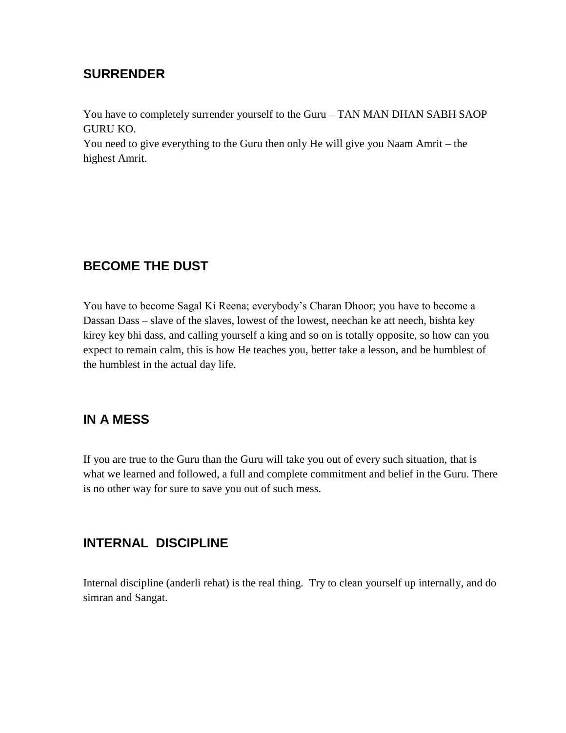## SURRENDER

You have to completely surrender yourself to the Guru – TAN MAN DHAN SABH SAOP GURU KO.
You need to give everything to the Guru then only He will give you Naam Amrit – the highest Amrit.

## BECOME THE DUST

You have to become Sagal Ki Reena; everybody's Charan Dhoor; you have to become a Dassan Dass – slave of the slaves, lowest of the lowest, neechan ke att neech, bishta key kirey key bhi dass, and calling yourself a king and so on is totally opposite, so how can you expect to remain calm, this is how He teaches you, better take a lesson, and be humblest of the humblest in the actual day life.

## IN A MESS

If you are true to the Guru than the Guru will take you out of every such situation, that is what we learned and followed, a full and complete commitment and belief in the Guru. There is no other way for sure to save you out of such mess.

## INTERNAL DISCIPLINE

Internal discipline (anderli rehat) is the real thing. Try to clean yourself up internally, and do simran and Sangat.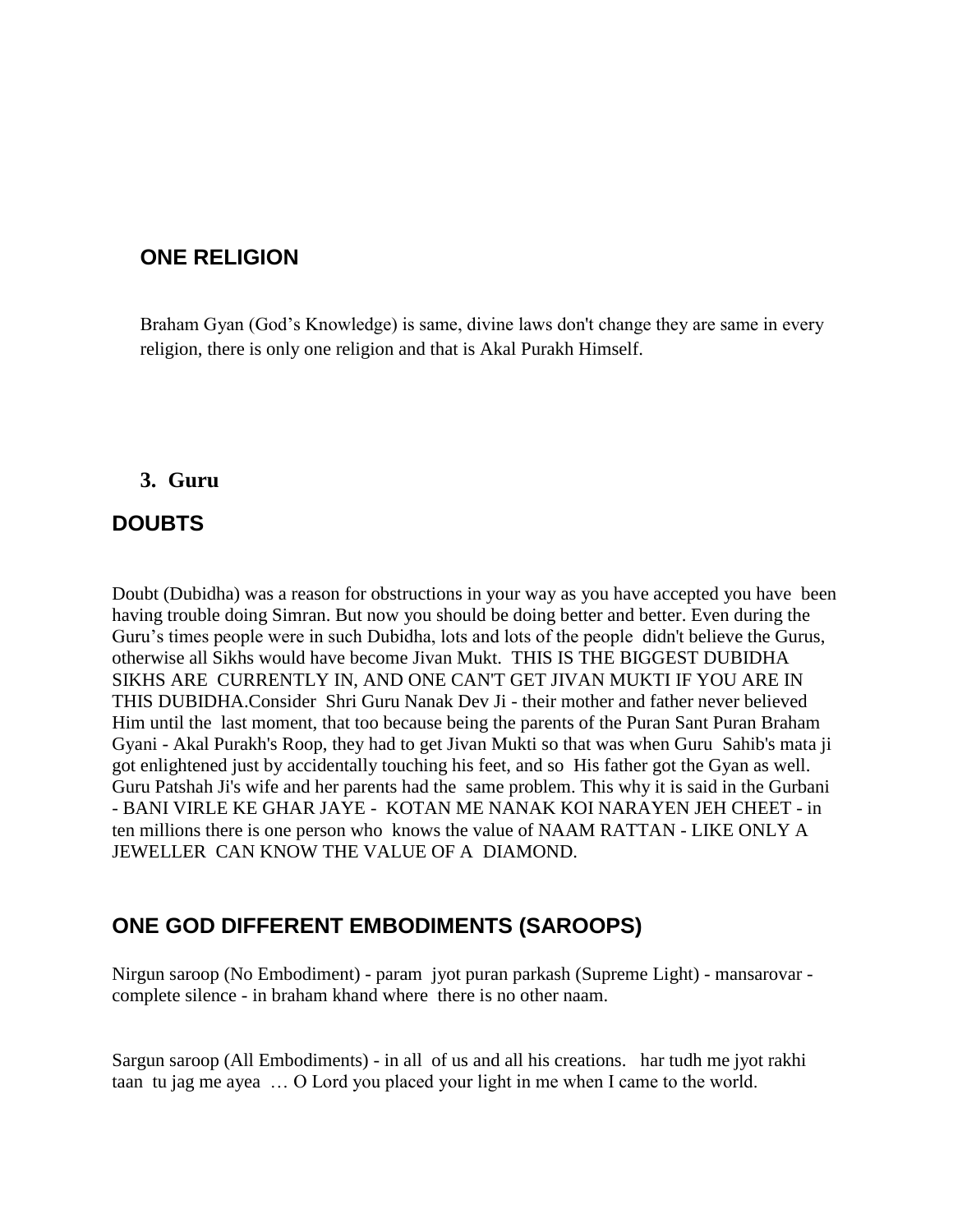## ONE RELIGION

Braham Gyan (God's Knowledge) is same, divine laws don't change they are same in every religion, there is only one religion and that is Akal Purakh Himself.

### 3. Guru

## DOUBTS

Doubt (Dubidha) was a reason for obstructions in your way as you have accepted you have been having trouble doing Simran. But now you should be doing better and better. Even during the Guru's times people were in such Dubidha, lots and lots of the people didn't believe the Gurus, otherwise all Sikhs would have become Jivan Mukt. THIS IS THE BIGGEST DUBIDHA SIKHS ARE CURRENTLY IN, AND ONE CAN'T GET JIVAN MUKTI IF YOU ARE IN THIS DUBIDHA.Consider Shri Guru Nanak Dev Ji - their mother and father never believed Him until the last moment, that too because being the parents of the Puran Sant Puran Braham Gyani - Akal Purakh's Roop, they had to get Jivan Mukti so that was when Guru Sahib's mata ji got enlightened just by accidentally touching his feet, and so His father got the Gyan as well. Guru Patshah Ji's wife and her parents had the same problem. This why it is said in the Gurbani - BANI VIRLE KE GHAR JAYE - KOTAN ME NANAK KOI NARAYEN JEH CHEET - in ten millions there is one person who knows the value of NAAM RATTAN - LIKE ONLY A JEWELLER CAN KNOW THE VALUE OF A DIAMOND.

## ONE GOD DIFFERENT EMBODIMENTS (SAROOPS)

Nirgun saroop (No Embodiment) - param jyot puran parkash (Supreme Light) - mansarovar - complete silence - in braham khand where there is no other naam.

Sargun saroop (All Embodiments) - in all of us and all his creations. har tudh me jyot rakhi taan tu jag me ayea … O Lord you placed your light in me when I came to the world.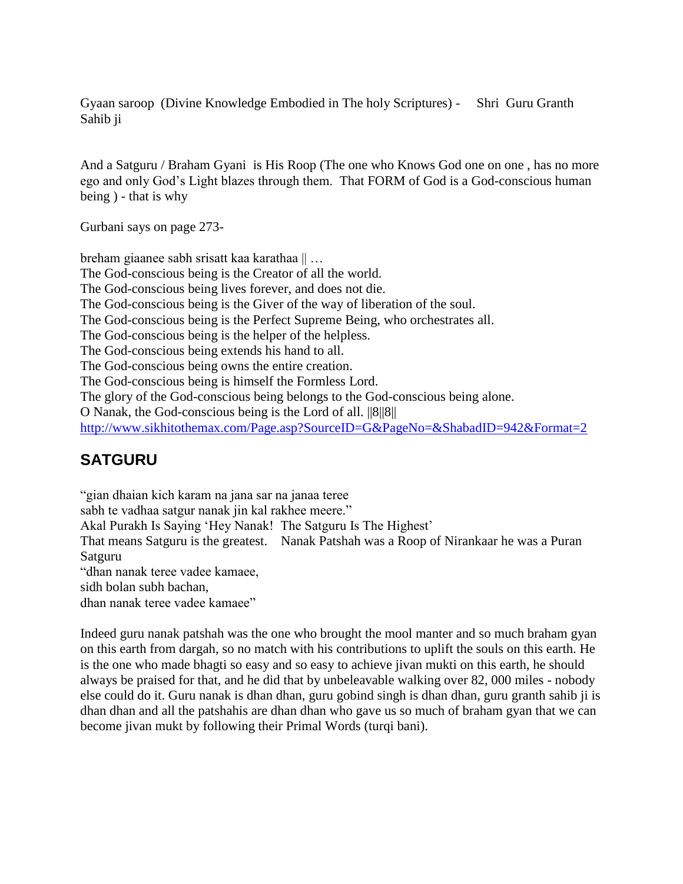Gyaan saroop (Divine Knowledge Embodied in The holy Scriptures) - Shri Guru Granth Sahib ji

And a Satguru / Braham Gyani is His Roop (The one who Knows God one on one , has no more ego and only God's Light blazes through them. That FORM of God is a God-conscious human being ) - that is why

Gurbani says on page 273-

breham giaanee sabh srisatt kaa karathaa || …
The God-conscious being is the Creator of all the world.
The God-conscious being lives forever, and does not die.
The God-conscious being is the Giver of the way of liberation of the soul.
The God-conscious being is the Perfect Supreme Being, who orchestrates all.
The God-conscious being is the helper of the helpless.
The God-conscious being extends his hand to all.
The God-conscious being owns the entire creation.
The God-conscious being is himself the Formless Lord.
The glory of the God-conscious being belongs to the God-conscious being alone.
O Nanak, the God-conscious being is the Lord of all. ||8||8||
http://www.sikhitothemax.com/Page.asp?SourceID=G&PageNo=&ShabadID=942&Format=2

## SATGURU

"gian dhaian kich karam na jana sar na janaa teree
sabh te vadhaa satgur nanak jin kal rakhee meere."
Akal Purakh Is Saying 'Hey Nanak! The Satguru Is The Highest'
That means Satguru is the greatest. Nanak Patshah was a Roop of Nirankaar he was a Puran Satguru
"dhan nanak teree vadee kamaee,
sidh bolan subh bachan,
dhan nanak teree vadee kamaee"

Indeed guru nanak patshah was the one who brought the mool manter and so much braham gyan on this earth from dargah, so no match with his contributions to uplift the souls on this earth. He is the one who made bhagti so easy and so easy to achieve jivan mukti on this earth, he should always be praised for that, and he did that by unbeleavable walking over 82, 000 miles - nobody else could do it. Guru nanak is dhan dhan, guru gobind singh is dhan dhan, guru granth sahib ji is dhan dhan and all the patshahis are dhan dhan who gave us so much of braham gyan that we can become jivan mukt by following their Primal Words (turqi bani).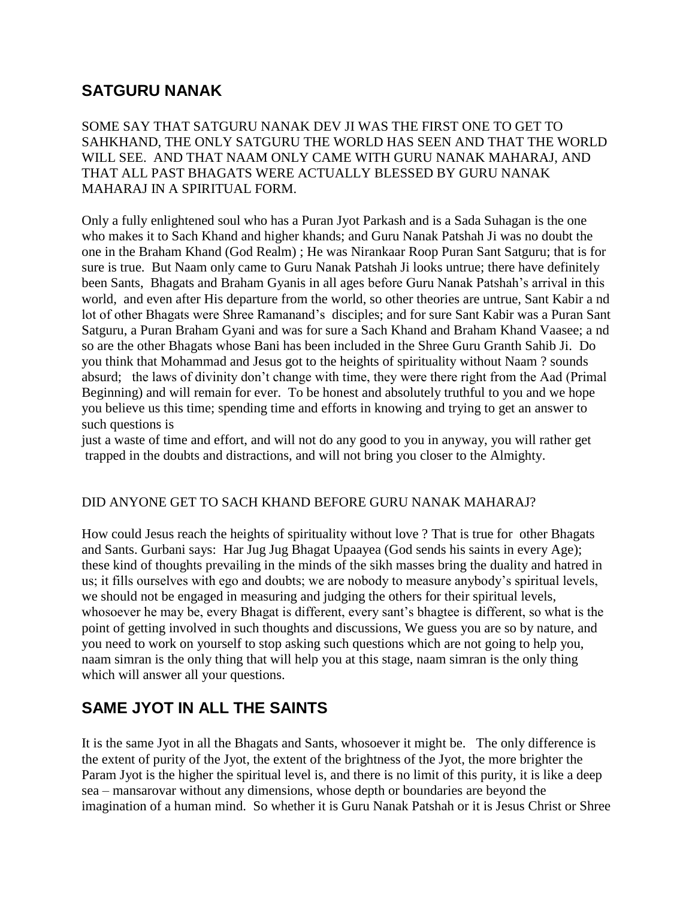## SATGURU NANAK

SOME SAY THAT SATGURU NANAK DEV JI WAS THE FIRST ONE TO GET TO SAHKHAND, THE ONLY SATGURU THE WORLD HAS SEEN AND THAT THE WORLD WILL SEE. AND THAT NAAM ONLY CAME WITH GURU NANAK MAHARAJ, AND THAT ALL PAST BHAGATS WERE ACTUALLY BLESSED BY GURU NANAK MAHARAJ IN A SPIRITUAL FORM.

Only a fully enlightened soul who has a Puran Jyot Parkash and is a Sada Suhagan is the one who makes it to Sach Khand and higher khands; and Guru Nanak Patshah Ji was no doubt the one in the Braham Khand (God Realm) ; He was Nirankaar Roop Puran Sant Satguru; that is for sure is true. But Naam only came to Guru Nanak Patshah Ji looks untrue; there have definitely been Sants, Bhagats and Braham Gyanis in all ages before Guru Nanak Patshah's arrival in this world, and even after His departure from the world, so other theories are untrue, Sant Kabir a nd lot of other Bhagats were Shree Ramanand's disciples; and for sure Sant Kabir was a Puran Sant Satguru, a Puran Braham Gyani and was for sure a Sach Khand and Braham Khand Vaasee; a nd so are the other Bhagats whose Bani has been included in the Shree Guru Granth Sahib Ji. Do you think that Mohammad and Jesus got to the heights of spirituality without Naam ? sounds absurd; the laws of divinity don't change with time, they were there right from the Aad (Primal Beginning) and will remain for ever. To be honest and absolutely truthful to you and we hope you believe us this time; spending time and efforts in knowing and trying to get an answer to such questions is
just a waste of time and effort, and will not do any good to you in anyway, you will rather get trapped in the doubts and distractions, and will not bring you closer to the Almighty.

DID ANYONE GET TO SACH KHAND BEFORE GURU NANAK MAHARAJ?

How could Jesus reach the heights of spirituality without love ? That is true for other Bhagats and Sants. Gurbani says: Har Jug Jug Bhagat Upaayea (God sends his saints in every Age); these kind of thoughts prevailing in the minds of the sikh masses bring the duality and hatred in us; it fills ourselves with ego and doubts; we are nobody to measure anybody's spiritual levels, we should not be engaged in measuring and judging the others for their spiritual levels, whosoever he may be, every Bhagat is different, every sant's bhagtee is different, so what is the point of getting involved in such thoughts and discussions, We guess you are so by nature, and you need to work on yourself to stop asking such questions which are not going to help you, naam simran is the only thing that will help you at this stage, naam simran is the only thing which will answer all your questions.

## SAME JYOT IN ALL THE SAINTS

It is the same Jyot in all the Bhagats and Sants, whosoever it might be. The only difference is the extent of purity of the Jyot, the extent of the brightness of the Jyot, the more brighter the Param Jyot is the higher the spiritual level is, and there is no limit of this purity, it is like a deep sea – mansarovar without any dimensions, whose depth or boundaries are beyond the imagination of a human mind. So whether it is Guru Nanak Patshah or it is Jesus Christ or Shree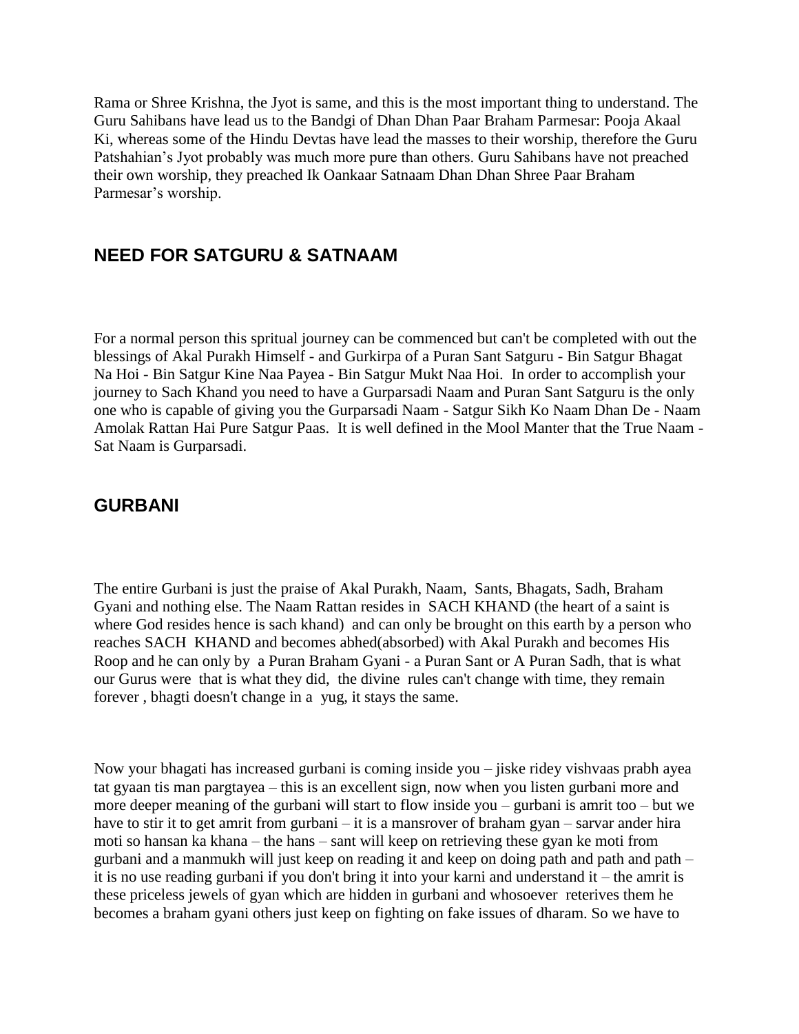Rama or Shree Krishna, the Jyot is same, and this is the most important thing to understand. The Guru Sahibans have lead us to the Bandgi of Dhan Dhan Paar Braham Parmesar: Pooja Akaal Ki, whereas some of the Hindu Devtas have lead the masses to their worship, therefore the Guru Patshahian's Jyot probably was much more pure than others. Guru Sahibans have not preached their own worship, they preached Ik Oankaar Satnaam Dhan Dhan Shree Paar Braham Parmesar's worship.

## NEED FOR SATGURU & SATNAAM

For a normal person this spritual journey can be commenced but can't be completed with out the blessings of Akal Purakh Himself - and Gurkirpa of a Puran Sant Satguru - Bin Satgur Bhagat Na Hoi - Bin Satgur Kine Naa Payea - Bin Satgur Mukt Naa Hoi. In order to accomplish your journey to Sach Khand you need to have a Gurparsadi Naam and Puran Sant Satguru is the only one who is capable of giving you the Gurparsadi Naam - Satgur Sikh Ko Naam Dhan De - Naam Amolak Rattan Hai Pure Satgur Paas. It is well defined in the Mool Manter that the True Naam - Sat Naam is Gurparsadi.

## GURBANI

The entire Gurbani is just the praise of Akal Purakh, Naam, Sants, Bhagats, Sadh, Braham Gyani and nothing else. The Naam Rattan resides in SACH KHAND (the heart of a saint is where God resides hence is sach khand) and can only be brought on this earth by a person who reaches SACH KHAND and becomes abhed(absorbed) with Akal Purakh and becomes His Roop and he can only by a Puran Braham Gyani - a Puran Sant or A Puran Sadh, that is what our Gurus were that is what they did, the divine rules can't change with time, they remain forever , bhagti doesn't change in a yug, it stays the same.

Now your bhagati has increased gurbani is coming inside you – jiske ridey vishvaas prabh ayea tat gyaan tis man pargtayea – this is an excellent sign, now when you listen gurbani more and more deeper meaning of the gurbani will start to flow inside you – gurbani is amrit too – but we have to stir it to get amrit from gurbani – it is a mansrover of braham gyan – sarvar ander hira moti so hansan ka khana – the hans – sant will keep on retrieving these gyan ke moti from gurbani and a manmukh will just keep on reading it and keep on doing path and path and path – it is no use reading gurbani if you don't bring it into your karni and understand it – the amrit is these priceless jewels of gyan which are hidden in gurbani and whosoever reterives them he becomes a braham gyani others just keep on fighting on fake issues of dharam. So we have to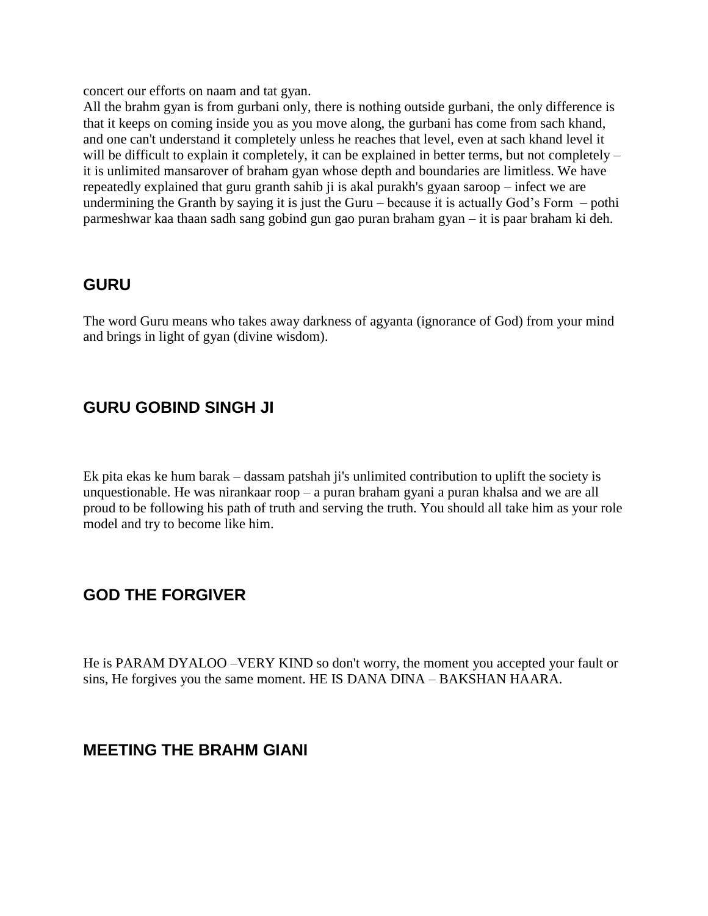concert our efforts on naam and tat gyan.

All the brahm gyan is from gurbani only, there is nothing outside gurbani, the only difference is that it keeps on coming inside you as you move along, the gurbani has come from sach khand, and one can't understand it completely unless he reaches that level, even at sach khand level it will be difficult to explain it completely, it can be explained in better terms, but not completely – it is unlimited mansarover of braham gyan whose depth and boundaries are limitless. We have repeatedly explained that guru granth sahib ji is akal purakh's gyaan saroop – infect we are undermining the Granth by saying it is just the Guru – because it is actually God's Form – pothi parmeshwar kaa thaan sadh sang gobind gun gao puran braham gyan – it is paar braham ki deh.

## GURU

The word Guru means who takes away darkness of agyanta (ignorance of God) from your mind and brings in light of gyan (divine wisdom).

## GURU GOBIND SINGH JI

Ek pita ekas ke hum barak – dassam patshah ji's unlimited contribution to uplift the society is unquestionable. He was nirankaar roop – a puran braham gyani a puran khalsa and we are all proud to be following his path of truth and serving the truth. You should all take him as your role model and try to become like him.

## GOD THE FORGIVER

He is PARAM DYALOO –VERY KIND so don't worry, the moment you accepted your fault or sins, He forgives you the same moment. HE IS DANA DINA – BAKSHAN HAARA.

## MEETING THE BRAHM GIANI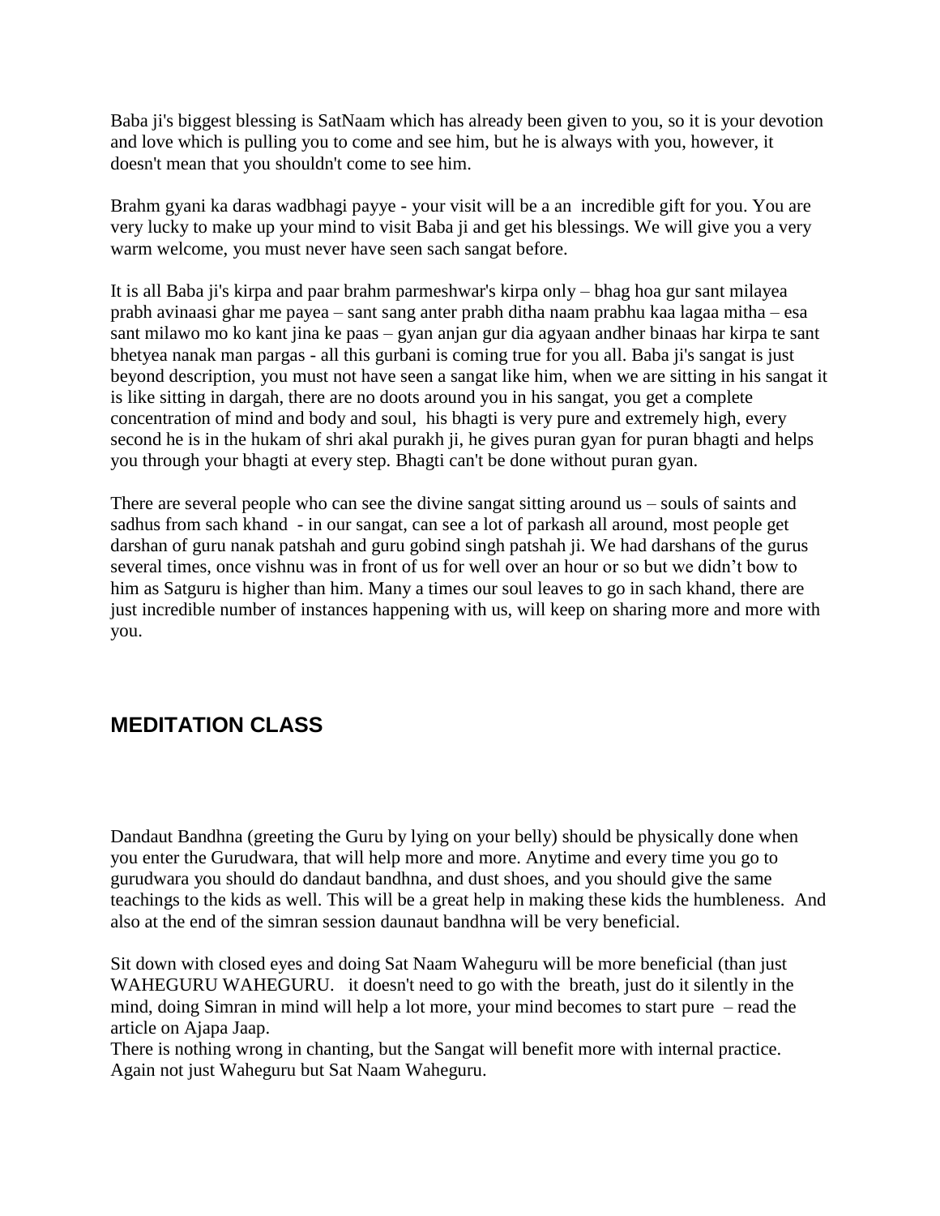Baba ji's biggest blessing is SatNaam which has already been given to you, so it is your devotion and love which is pulling you to come and see him, but he is always with you, however, it doesn't mean that you shouldn't come to see him.

Brahm gyani ka daras wadbhagi payye - your visit will be a an  incredible gift for you. You are very lucky to make up your mind to visit Baba ji and get his blessings. We will give you a very warm welcome, you must never have seen sach sangat before.

It is all Baba ji's kirpa and paar brahm parmeshwar's kirpa only – bhag hoa gur sant milayea prabh avinaasi ghar me payea – sant sang anter prabh ditha naam prabhu kaa lagaa mitha – esa sant milawo mo ko kant jina ke paas – gyan anjan gur dia agyaan andher binaas har kirpa te sant bhetyea nanak man pargas - all this gurbani is coming true for you all. Baba ji's sangat is just beyond description, you must not have seen a sangat like him, when we are sitting in his sangat it is like sitting in dargah, there are no doots around you in his sangat, you get a complete concentration of mind and body and soul,  his bhagti is very pure and extremely high, every second he is in the hukam of shri akal purakh ji, he gives puran gyan for puran bhagti and helps you through your bhagti at every step. Bhagti can't be done without puran gyan.

There are several people who can see the divine sangat sitting around us – souls of saints and sadhus from sach khand  - in our sangat, can see a lot of parkash all around, most people get darshan of guru nanak patshah and guru gobind singh patshah ji. We had darshans of the gurus several times, once vishnu was in front of us for well over an hour or so but we didn't bow to him as Satguru is higher than him. Many a times our soul leaves to go in sach khand, there are just incredible number of instances happening with us, will keep on sharing more and more with you.

## MEDITATION CLASS

Dandaut Bandhna (greeting the Guru by lying on your belly) should be physically done when you enter the Gurudwara, that will help more and more. Anytime and every time you go to gurudwara you should do dandaut bandhna, and dust shoes, and you should give the same teachings to the kids as well. This will be a great help in making these kids the humbleness.  And also at the end of the simran session daunaut bandhna will be very beneficial.

Sit down with closed eyes and doing Sat Naam Waheguru will be more beneficial (than just WAHEGURU WAHEGURU.   it doesn't need to go with the  breath, just do it silently in the mind, doing Simran in mind will help a lot more, your mind becomes to start pure  – read the article on Ajapa Jaap.
There is nothing wrong in chanting, but the Sangat will benefit more with internal practice. Again not just Waheguru but Sat Naam Waheguru.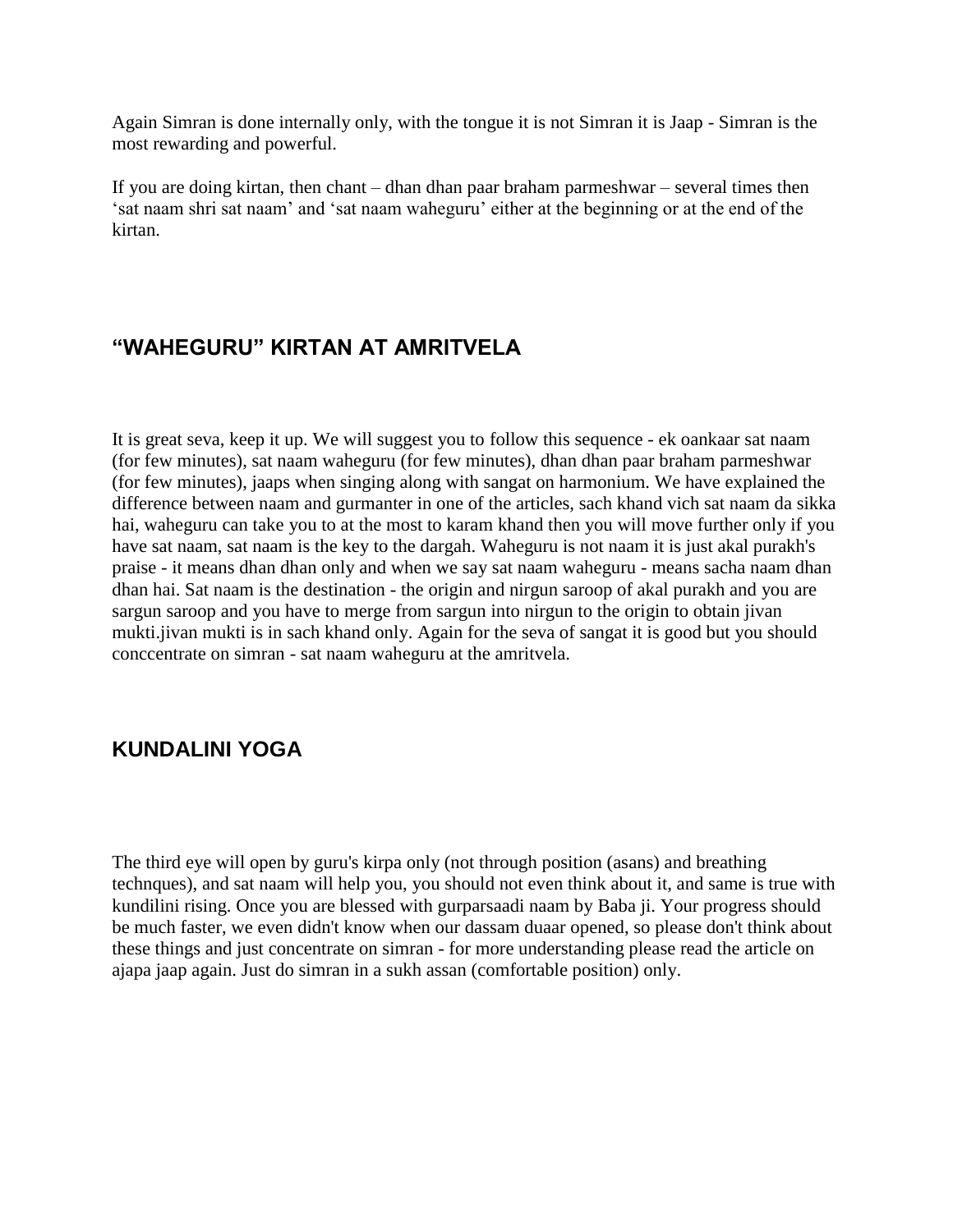Again Simran is done internally only, with the tongue it is not Simran it is Jaap - Simran is the most rewarding and powerful.

If you are doing kirtan, then chant – dhan dhan paar braham parmeshwar – several times then 'sat naam shri sat naam' and 'sat naam waheguru' either at the beginning or at the end of the kirtan.

## "WAHEGURU" KIRTAN AT AMRITVELA

It is great seva, keep it up. We will suggest you to follow this sequence - ek oankaar sat naam (for few minutes), sat naam waheguru (for few minutes), dhan dhan paar braham parmeshwar (for few minutes), jaaps when singing along with sangat on harmonium. We have explained the difference between naam and gurmanter in one of the articles, sach khand vich sat naam da sikka hai, waheguru can take you to at the most to karam khand then you will move further only if you have sat naam, sat naam is the key to the dargah. Waheguru is not naam it is just akal purakh's praise - it means dhan dhan only and when we say sat naam waheguru - means sacha naam dhan dhan hai. Sat naam is the destination - the origin and nirgun saroop of akal purakh and you are sargun saroop and you have to merge from sargun into nirgun to the origin to obtain jivan mukti.jivan mukti is in sach khand only. Again for the seva of sangat it is good but you should conccentrate on simran - sat naam waheguru at the amritvela.

## KUNDALINI YOGA

The third eye will open by guru's kirpa only (not through position (asans) and breathing technques), and sat naam will help you, you should not even think about it, and same is true with kundilini rising. Once you are blessed with gurparsaadi naam by Baba ji. Your progress should be much faster, we even didn't know when our dassam duaar opened, so please don't think about these things and just concentrate on simran - for more understanding please read the article on ajapa jaap again. Just do simran in a sukh assan (comfortable position) only.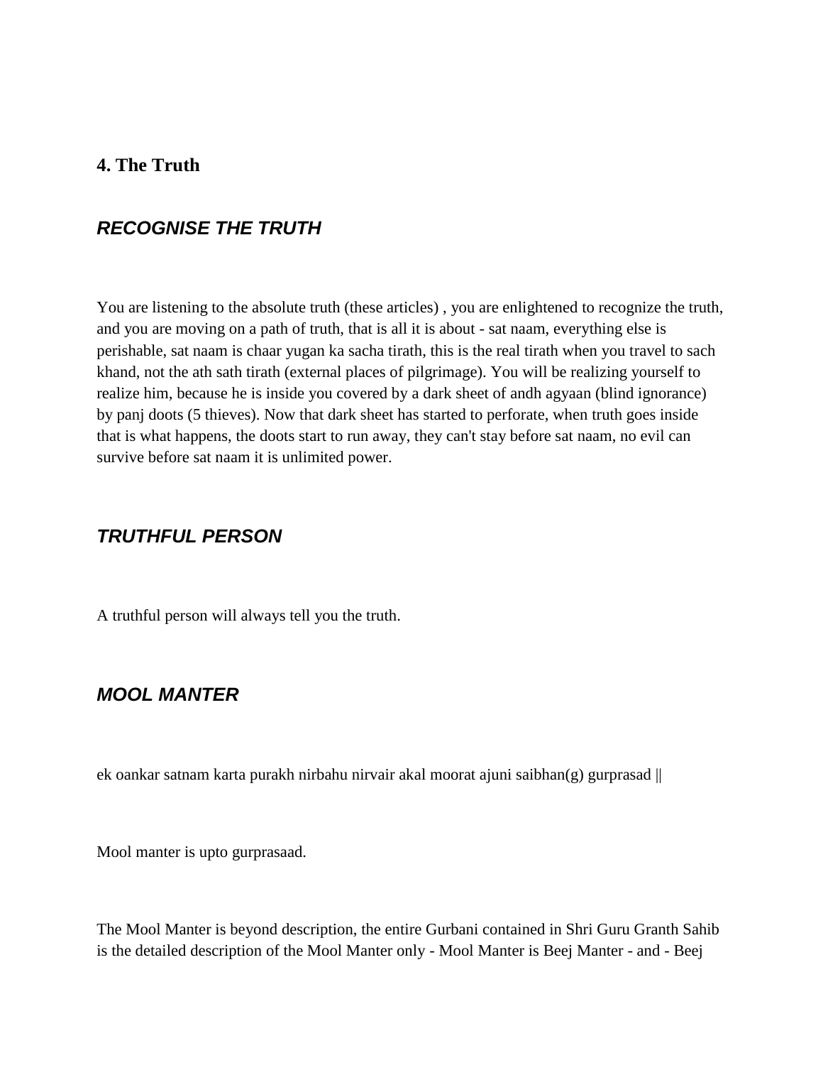## 4. The Truth

### *RECOGNISE THE TRUTH*

You are listening to the absolute truth (these articles) , you are enlightened to recognize the truth, and you are moving on a path of truth, that is all it is about - sat naam, everything else is perishable, sat naam is chaar yugan ka sacha tirath, this is the real tirath when you travel to sach khand, not the ath sath tirath (external places of pilgrimage). You will be realizing yourself to realize him, because he is inside you covered by a dark sheet of andh agyaan (blind ignorance) by panj doots (5 thieves). Now that dark sheet has started to perforate, when truth goes inside that is what happens, the doots start to run away, they can't stay before sat naam, no evil can survive before sat naam it is unlimited power.

### *TRUTHFUL PERSON*

A truthful person will always tell you the truth.

### *MOOL MANTER*

ek oankar satnam karta purakh nirbahu nirvair akal moorat ajuni saibhan(g) gurprasad ||

Mool manter is upto gurprasaad.

The Mool Manter is beyond description, the entire Gurbani contained in Shri Guru Granth Sahib is the detailed description of the Mool Manter only - Mool Manter is Beej Manter - and - Beej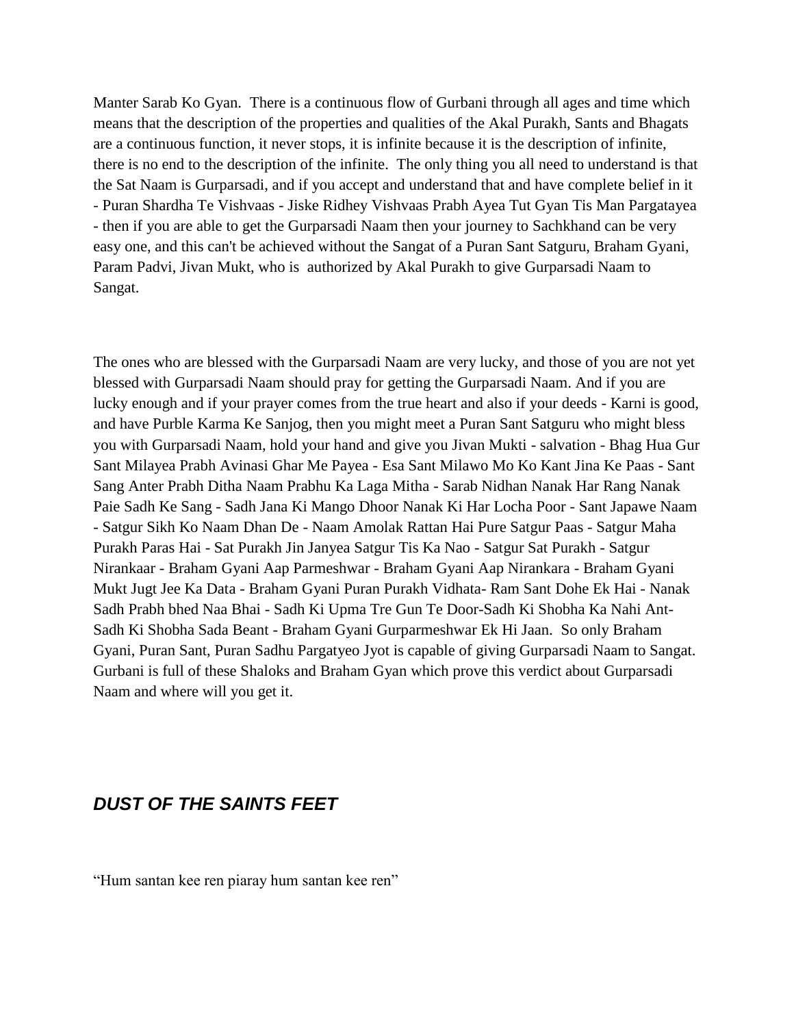Manter Sarab Ko Gyan. There is a continuous flow of Gurbani through all ages and time which means that the description of the properties and qualities of the Akal Purakh, Sants and Bhagats are a continuous function, it never stops, it is infinite because it is the description of infinite, there is no end to the description of the infinite. The only thing you all need to understand is that the Sat Naam is Gurparsadi, and if you accept and understand that and have complete belief in it - Puran Shardha Te Vishvaas - Jiske Ridhey Vishvaas Prabh Ayea Tut Gyan Tis Man Pargatayea - then if you are able to get the Gurparsadi Naam then your journey to Sachkhand can be very easy one, and this can't be achieved without the Sangat of a Puran Sant Satguru, Braham Gyani, Param Padvi, Jivan Mukt, who is authorized by Akal Purakh to give Gurparsadi Naam to Sangat.

The ones who are blessed with the Gurparsadi Naam are very lucky, and those of you are not yet blessed with Gurparsadi Naam should pray for getting the Gurparsadi Naam. And if you are lucky enough and if your prayer comes from the true heart and also if your deeds - Karni is good, and have Purble Karma Ke Sanjog, then you might meet a Puran Sant Satguru who might bless you with Gurparsadi Naam, hold your hand and give you Jivan Mukti - salvation - Bhag Hua Gur Sant Milayea Prabh Avinasi Ghar Me Payea - Esa Sant Milawo Mo Ko Kant Jina Ke Paas - Sant Sang Anter Prabh Ditha Naam Prabhu Ka Laga Mitha - Sarab Nidhan Nanak Har Rang Nanak Paie Sadh Ke Sang - Sadh Jana Ki Mango Dhoor Nanak Ki Har Locha Poor - Sant Japawe Naam - Satgur Sikh Ko Naam Dhan De - Naam Amolak Rattan Hai Pure Satgur Paas - Satgur Maha Purakh Paras Hai - Sat Purakh Jin Janyea Satgur Tis Ka Nao - Satgur Sat Purakh - Satgur Nirankaar - Braham Gyani Aap Parmeshwar - Braham Gyani Aap Nirankara - Braham Gyani Mukt Jugt Jee Ka Data - Braham Gyani Puran Purakh Vidhata- Ram Sant Dohe Ek Hai - Nanak Sadh Prabh bhed Naa Bhai - Sadh Ki Upma Tre Gun Te Door-Sadh Ki Shobha Ka Nahi Ant-Sadh Ki Shobha Sada Beant - Braham Gyani Gurparmeshwar Ek Hi Jaan. So only Braham Gyani, Puran Sant, Puran Sadhu Pargatyeo Jyot is capable of giving Gurparsadi Naam to Sangat. Gurbani is full of these Shaloks and Braham Gyan which prove this verdict about Gurparsadi Naam and where will you get it.

## *DUST OF THE SAINTS FEET*

“Hum santan kee ren piaray hum santan kee ren”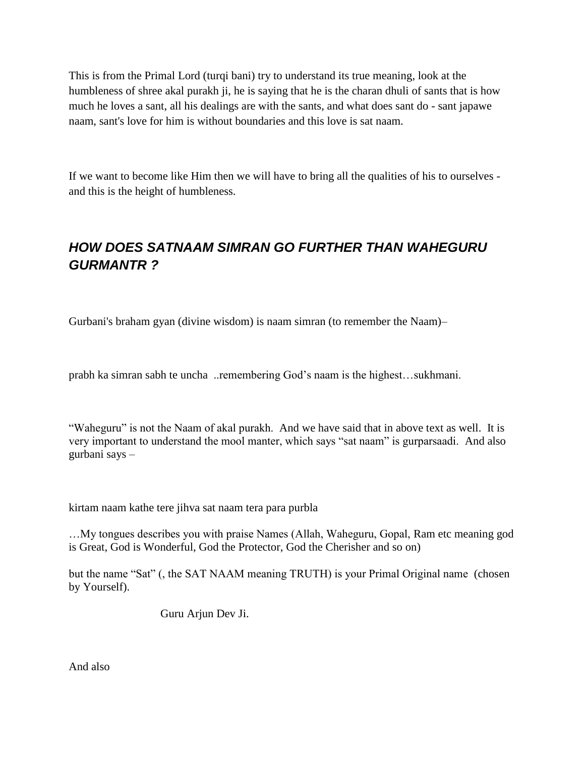This is from the Primal Lord (turqi bani) try to understand its true meaning, look at the humbleness of shree akal purakh ji, he is saying that he is the charan dhuli of sants that is how much he loves a sant, all his dealings are with the sants, and what does sant do - sant japawe naam, sant's love for him is without boundaries and this love is sat naam.

If we want to become like Him then we will have to bring all the qualities of his to ourselves - and this is the height of humbleness.

## *HOW DOES SATNAAM SIMRAN GO FURTHER THAN WAHEGURU GURMANTR ?*

Gurbani's braham gyan (divine wisdom) is naam simran (to remember the Naam)–

prabh ka simran sabh te uncha ..remembering God's naam is the highest…sukhmani.

"Waheguru" is not the Naam of akal purakh. And we have said that in above text as well. It is very important to understand the mool manter, which says "sat naam" is gurparsaadi. And also gurbani says –

kirtam naam kathe tere jihva sat naam tera para purbla

…My tongues describes you with praise Names (Allah, Waheguru, Gopal, Ram etc meaning god is Great, God is Wonderful, God the Protector, God the Cherisher and so on)

but the name "Sat" (, the SAT NAAM meaning TRUTH) is your Primal Original name (chosen by Yourself).

Guru Arjun Dev Ji.

And also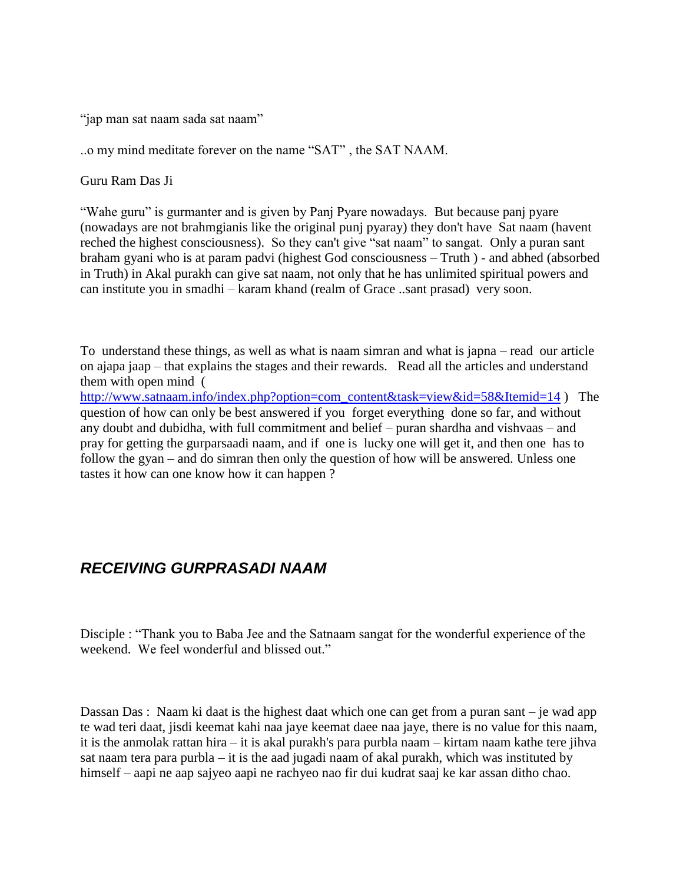"jap man sat naam sada sat naam"

..o my mind meditate forever on the name "SAT" , the SAT NAAM.

Guru Ram Das Ji

"Wahe guru" is gurmanter and is given by Panj Pyare nowadays. But because panj pyare (nowadays are not brahmgianis like the original punj pyaray) they don't have Sat naam (havent reched the highest consciousness). So they can't give "sat naam" to sangat. Only a puran sant braham gyani who is at param padvi (highest God consciousness – Truth ) - and abhed (absorbed in Truth) in Akal purakh can give sat naam, not only that he has unlimited spiritual powers and can institute you in smadhi – karam khand (realm of Grace ..sant prasad) very soon.

To understand these things, as well as what is naam simran and what is japna – read our article on ajapa jaap – that explains the stages and their rewards. Read all the articles and understand them with open mind ( http://www.satnaam.info/index.php?option=com_content&task=view&id=58&Itemid=14 ) The question of how can only be best answered if you forget everything done so far, and without any doubt and dubidha, with full commitment and belief – puran shardha and vishvaas – and pray for getting the gurparsaadi naam, and if one is lucky one will get it, and then one has to follow the gyan – and do simran then only the question of how will be answered. Unless one tastes it how can one know how it can happen ?

## ***RECEIVING GURPRASADI NAAM***

Disciple : "Thank you to Baba Jee and the Satnaam sangat for the wonderful experience of the weekend. We feel wonderful and blissed out."

Dassan Das : Naam ki daat is the highest daat which one can get from a puran sant – je wad app te wad teri daat, jisdi keemat kahi naa jaye keemat daee naa jaye, there is no value for this naam, it is the anmolak rattan hira – it is akal purakh's para purbla naam – kirtam naam kathe tere jihva sat naam tera para purbla – it is the aad jugadi naam of akal purakh, which was instituted by himself – aapi ne aap sajyeo aapi ne rachyeo nao fir dui kudrat saaj ke kar assan ditho chao.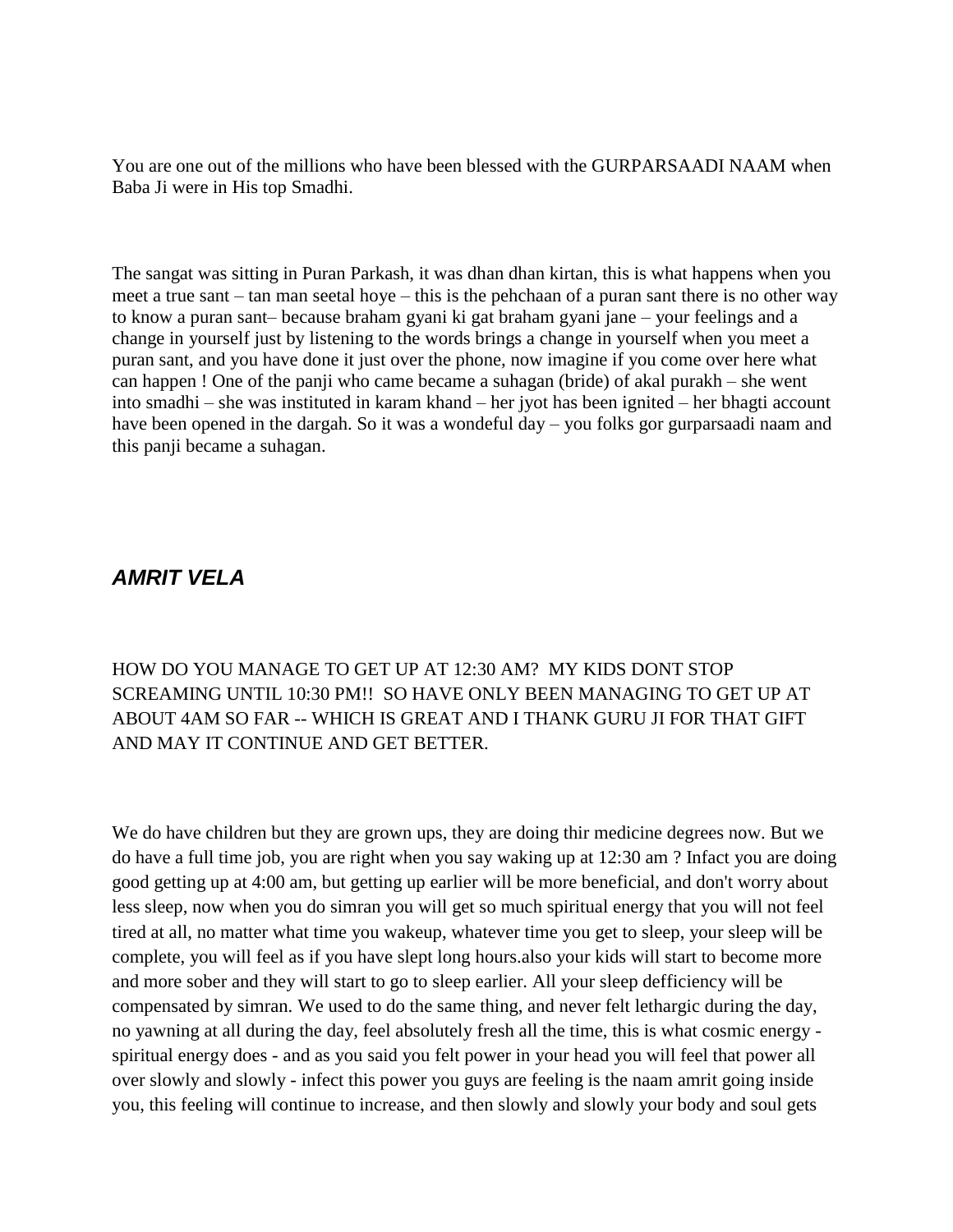You are one out of the millions who have been blessed with the GURPARSAADI NAAM when Baba Ji were in His top Smadhi.

The sangat was sitting in Puran Parkash, it was dhan dhan kirtan, this is what happens when you meet a true sant – tan man seetal hoye – this is the pehchaan of a puran sant there is no other way to know a puran sant– because braham gyani ki gat braham gyani jane – your feelings and a change in yourself just by listening to the words brings a change in yourself when you meet a puran sant, and you have done it just over the phone, now imagine if you come over here what can happen ! One of the panji who came became a suhagan (bride) of akal purakh – she went into smadhi – she was instituted in karam khand – her jyot has been ignited – her bhagti account have been opened in the dargah. So it was a wondeful day – you folks gor gurparsaadi naam and this panji became a suhagan.

## *AMRIT VELA*

HOW DO YOU MANAGE TO GET UP AT 12:30 AM? MY KIDS DONT STOP SCREAMING UNTIL 10:30 PM!! SO HAVE ONLY BEEN MANAGING TO GET UP AT ABOUT 4AM SO FAR -- WHICH IS GREAT AND I THANK GURU JI FOR THAT GIFT AND MAY IT CONTINUE AND GET BETTER.

We do have children but they are grown ups, they are doing thir medicine degrees now. But we do have a full time job, you are right when you say waking up at 12:30 am ? Infact you are doing good getting up at 4:00 am, but getting up earlier will be more beneficial, and don't worry about less sleep, now when you do simran you will get so much spiritual energy that you will not feel tired at all, no matter what time you wakeup, whatever time you get to sleep, your sleep will be complete, you will feel as if you have slept long hours.also your kids will start to become more and more sober and they will start to go to sleep earlier. All your sleep defficiency will be compensated by simran. We used to do the same thing, and never felt lethargic during the day, no yawning at all during the day, feel absolutely fresh all the time, this is what cosmic energy - spiritual energy does - and as you said you felt power in your head you will feel that power all over slowly and slowly - infect this power you guys are feeling is the naam amrit going inside you, this feeling will continue to increase, and then slowly and slowly your body and soul gets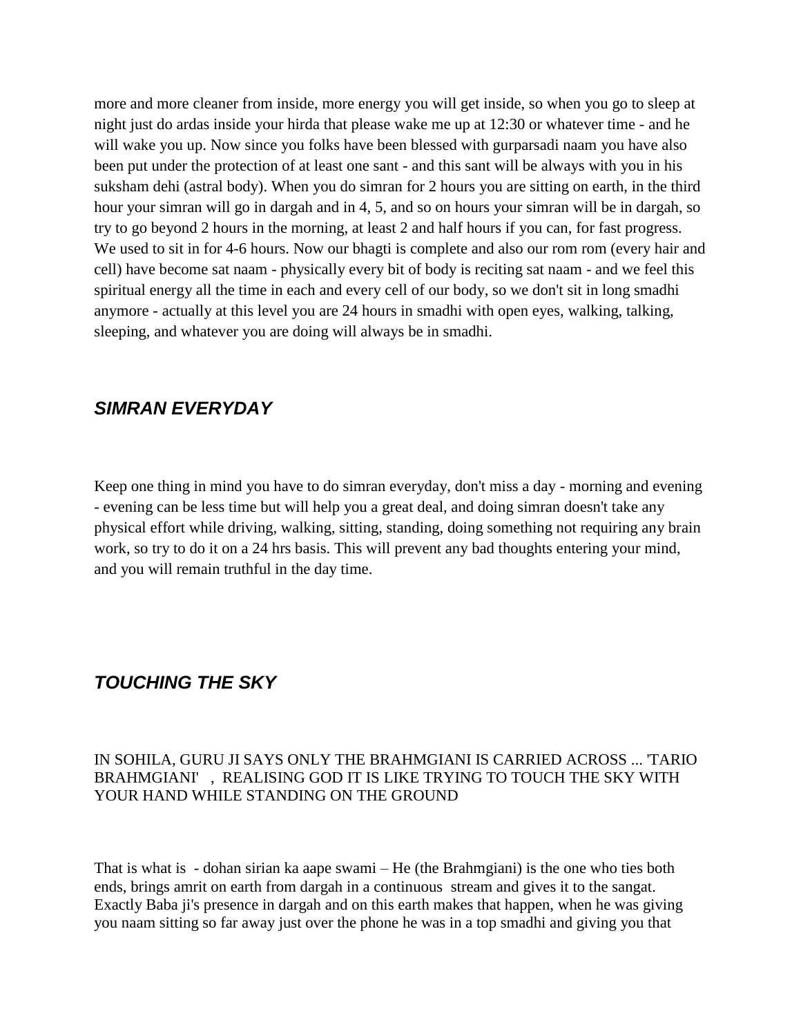more and more cleaner from inside, more energy you will get inside, so when you go to sleep at night just do ardas inside your hirda that please wake me up at 12:30 or whatever time - and he will wake you up. Now since you folks have been blessed with gurparsadi naam you have also been put under the protection of at least one sant - and this sant will be always with you in his suksham dehi (astral body). When you do simran for 2 hours you are sitting on earth, in the third hour your simran will go in dargah and in 4, 5, and so on hours your simran will be in dargah, so try to go beyond 2 hours in the morning, at least 2 and half hours if you can, for fast progress. We used to sit in for 4-6 hours. Now our bhagti is complete and also our rom rom (every hair and cell) have become sat naam - physically every bit of body is reciting sat naam - and we feel this spiritual energy all the time in each and every cell of our body, so we don't sit in long smadhi anymore - actually at this level you are 24 hours in smadhi with open eyes, walking, talking, sleeping, and whatever you are doing will always be in smadhi.

## *SIMRAN EVERYDAY*

Keep one thing in mind you have to do simran everyday, don't miss a day - morning and evening - evening can be less time but will help you a great deal, and doing simran doesn't take any physical effort while driving, walking, sitting, standing, doing something not requiring any brain work, so try to do it on a 24 hrs basis. This will prevent any bad thoughts entering your mind, and you will remain truthful in the day time.

## *TOUCHING THE SKY*

IN SOHILA, GURU JI SAYS ONLY THE BRAHMGIANI IS CARRIED ACROSS ... 'TARIO BRAHMGIANI' , REALISING GOD IT IS LIKE TRYING TO TOUCH THE SKY WITH YOUR HAND WHILE STANDING ON THE GROUND

That is what is - dohan sirian ka aape swami – He (the Brahmgiani) is the one who ties both ends, brings amrit on earth from dargah in a continuous stream and gives it to the sangat. Exactly Baba ji's presence in dargah and on this earth makes that happen, when he was giving you naam sitting so far away just over the phone he was in a top smadhi and giving you that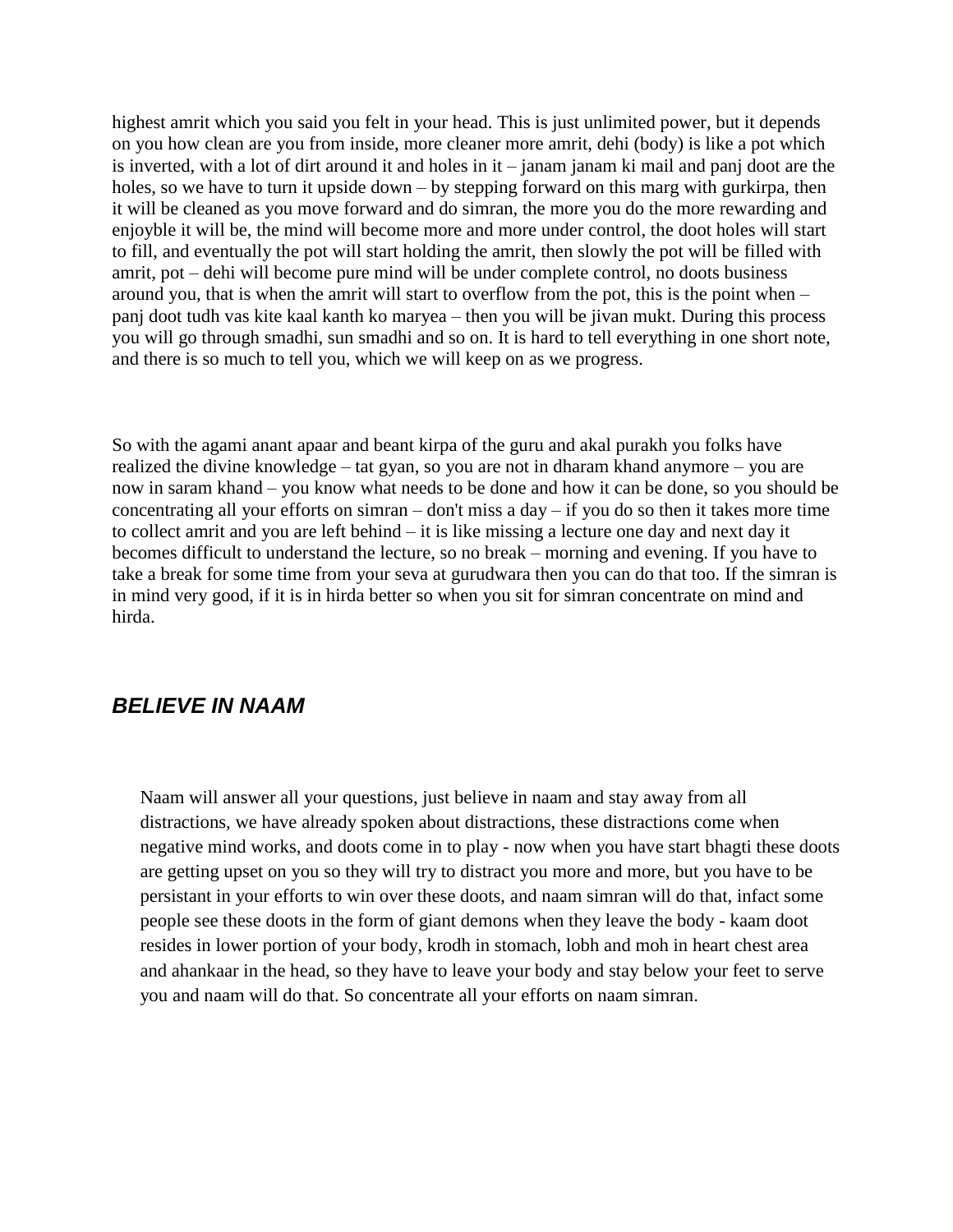highest amrit which you said you felt in your head. This is just unlimited power, but it depends on you how clean are you from inside, more cleaner more amrit, dehi (body) is like a pot which is inverted, with a lot of dirt around it and holes in it – janam janam ki mail and panj doot are the holes, so we have to turn it upside down – by stepping forward on this marg with gurkirpa, then it will be cleaned as you move forward and do simran, the more you do the more rewarding and enjoyble it will be, the mind will become more and more under control, the doot holes will start to fill, and eventually the pot will start holding the amrit, then slowly the pot will be filled with amrit, pot – dehi will become pure mind will be under complete control, no doots business around you, that is when the amrit will start to overflow from the pot, this is the point when – panj doot tudh vas kite kaal kanth ko maryea – then you will be jivan mukt. During this process you will go through smadhi, sun smadhi and so on. It is hard to tell everything in one short note, and there is so much to tell you, which we will keep on as we progress.

So with the agami anant apaar and beant kirpa of the guru and akal purakh you folks have realized the divine knowledge – tat gyan, so you are not in dharam khand anymore – you are now in saram khand – you know what needs to be done and how it can be done, so you should be concentrating all your efforts on simran – don't miss a day – if you do so then it takes more time to collect amrit and you are left behind – it is like missing a lecture one day and next day it becomes difficult to understand the lecture, so no break – morning and evening. If you have to take a break for some time from your seva at gurudwara then you can do that too. If the simran is in mind very good, if it is in hirda better so when you sit for simran concentrate on mind and hirda.

## *BELIEVE IN NAAM*

Naam will answer all your questions, just believe in naam and stay away from all distractions, we have already spoken about distractions, these distractions come when negative mind works, and doots come in to play - now when you have start bhagti these doots are getting upset on you so they will try to distract you more and more, but you have to be persistant in your efforts to win over these doots, and naam simran will do that, infact some people see these doots in the form of giant demons when they leave the body - kaam doot resides in lower portion of your body, krodh in stomach, lobh and moh in heart chest area and ahankaar in the head, so they have to leave your body and stay below your feet to serve you and naam will do that. So concentrate all your efforts on naam simran.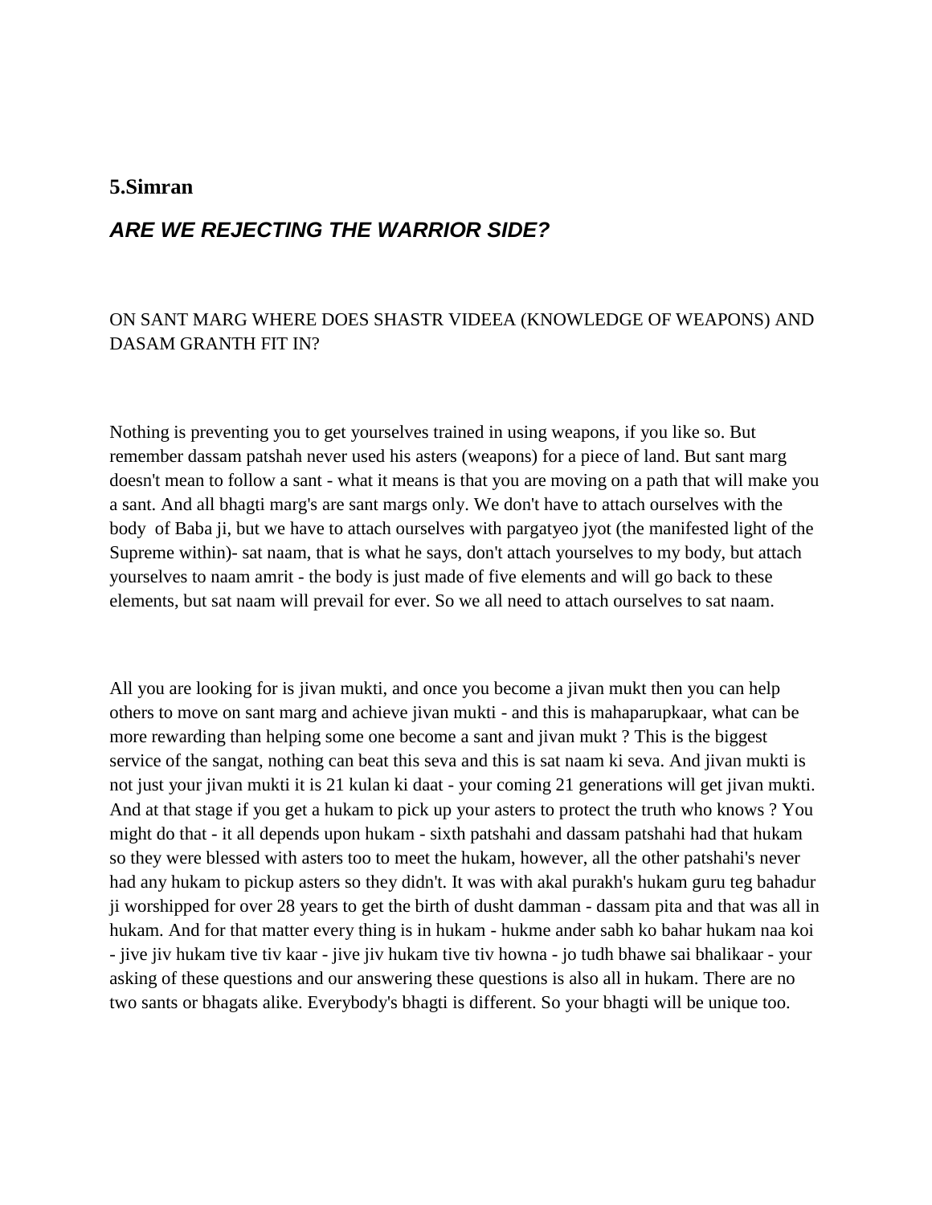## 5.Simran

### *ARE WE REJECTING THE WARRIOR SIDE?*

ON SANT MARG WHERE DOES SHASTR VIDEEA (KNOWLEDGE OF WEAPONS) AND DASAM GRANTH FIT IN?

Nothing is preventing you to get yourselves trained in using weapons, if you like so. But remember dassam patshah never used his asters (weapons) for a piece of land. But sant marg doesn't mean to follow a sant - what it means is that you are moving on a path that will make you a sant. And all bhagti marg's are sant margs only. We don't have to attach ourselves with the body of Baba ji, but we have to attach ourselves with pargatyeo jyot (the manifested light of the Supreme within)- sat naam, that is what he says, don't attach yourselves to my body, but attach yourselves to naam amrit - the body is just made of five elements and will go back to these elements, but sat naam will prevail for ever. So we all need to attach ourselves to sat naam.

All you are looking for is jivan mukti, and once you become a jivan mukt then you can help others to move on sant marg and achieve jivan mukti - and this is mahaparupkaar, what can be more rewarding than helping some one become a sant and jivan mukt ? This is the biggest service of the sangat, nothing can beat this seva and this is sat naam ki seva. And jivan mukti is not just your jivan mukti it is 21 kulan ki daat - your coming 21 generations will get jivan mukti. And at that stage if you get a hukam to pick up your asters to protect the truth who knows ? You might do that - it all depends upon hukam - sixth patshahi and dassam patshahi had that hukam so they were blessed with asters too to meet the hukam, however, all the other patshahi's never had any hukam to pickup asters so they didn't. It was with akal purakh's hukam guru teg bahadur ji worshipped for over 28 years to get the birth of dusht damman - dassam pita and that was all in hukam. And for that matter every thing is in hukam - hukme ander sabh ko bahar hukam naa koi - jive jiv hukam tive tiv kaar - jive jiv hukam tive tiv howna - jo tudh bhawe sai bhalikaar - your asking of these questions and our answering these questions is also all in hukam. There are no two sants or bhagats alike. Everybody's bhagti is different. So your bhagti will be unique too.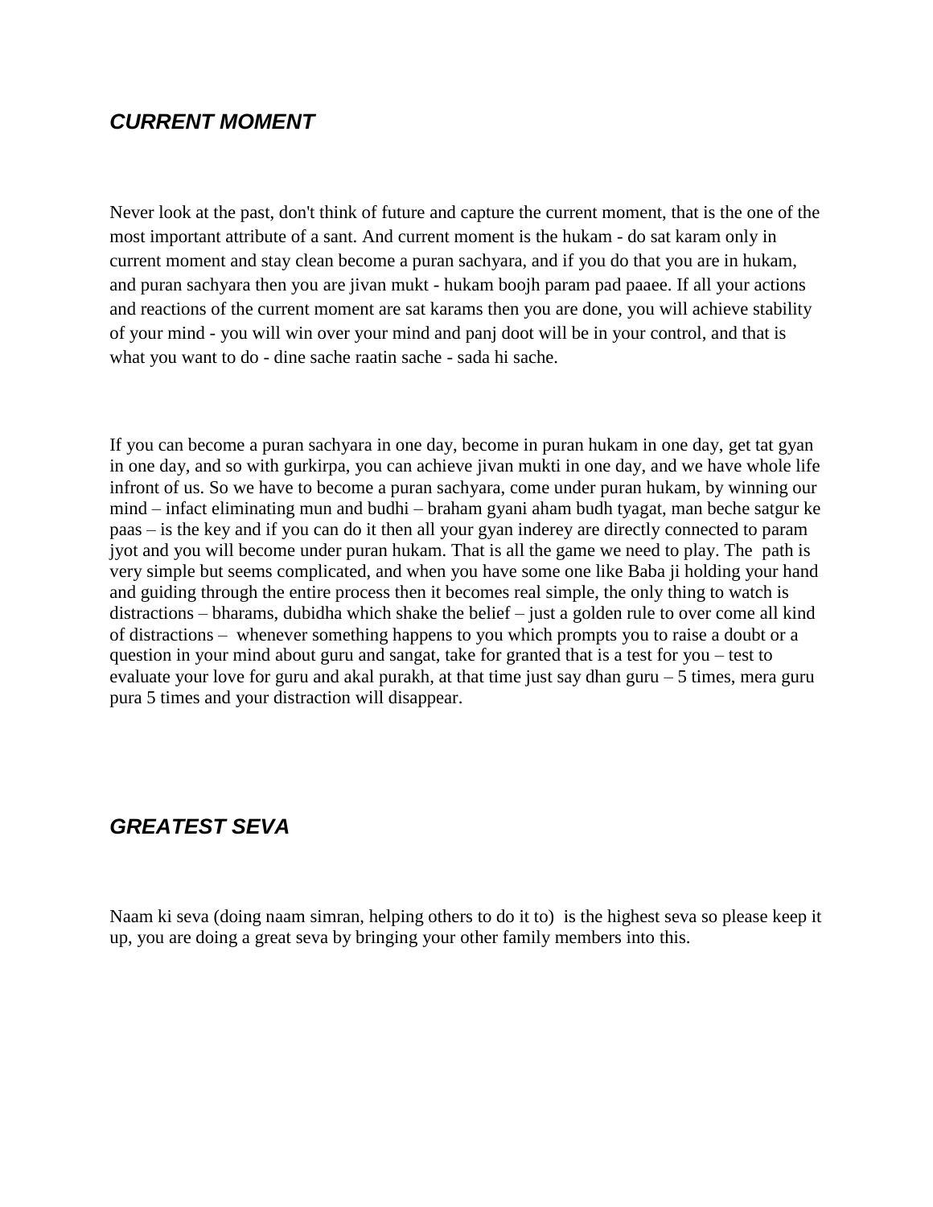## *CURRENT MOMENT*

Never look at the past, don't think of future and capture the current moment, that is the one of the most important attribute of a sant. And current moment is the hukam - do sat karam only in current moment and stay clean become a puran sachyara, and if you do that you are in hukam, and puran sachyara then you are jivan mukt - hukam boojh param pad paaee. If all your actions and reactions of the current moment are sat karams then you are done, you will achieve stability of your mind - you will win over your mind and panj doot will be in your control, and that is what you want to do - dine sache raatin sache - sada hi sache.

If you can become a puran sachyara in one day, become in puran hukam in one day, get tat gyan in one day, and so with gurkirpa, you can achieve jivan mukti in one day, and we have whole life infront of us. So we have to become a puran sachyara, come under puran hukam, by winning our mind – infact eliminating mun and budhi – braham gyani aham budh tyagat, man beche satgur ke paas – is the key and if you can do it then all your gyan inderey are directly connected to param jyot and you will become under puran hukam. That is all the game we need to play. The path is very simple but seems complicated, and when you have some one like Baba ji holding your hand and guiding through the entire process then it becomes real simple, the only thing to watch is distractions – bharams, dubidha which shake the belief – just a golden rule to over come all kind of distractions – whenever something happens to you which prompts you to raise a doubt or a question in your mind about guru and sangat, take for granted that is a test for you – test to evaluate your love for guru and akal purakh, at that time just say dhan guru – 5 times, mera guru pura 5 times and your distraction will disappear.

## *GREATEST SEVA*

Naam ki seva (doing naam simran, helping others to do it to) is the highest seva so please keep it up, you are doing a great seva by bringing your other family members into this.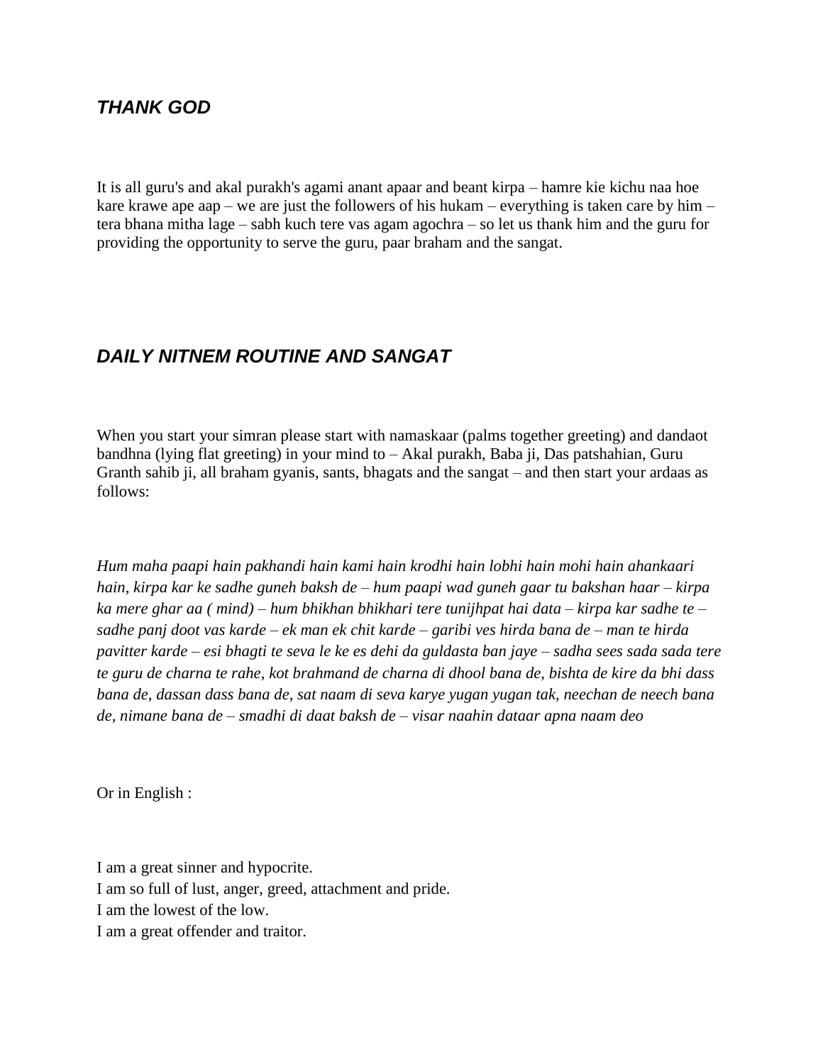## *THANK GOD*

It is all guru's and akal purakh's agami anant apaar and beant kirpa – hamre kie kichu naa hoe kare krawe ape aap – we are just the followers of his hukam – everything is taken care by him – tera bhana mitha lage – sabh kuch tere vas agam agochra – so let us thank him and the guru for providing the opportunity to serve the guru, paar braham and the sangat.

## *DAILY NITNEM ROUTINE AND SANGAT*

When you start your simran please start with namaskaar (palms together greeting) and dandaot bandhna (lying flat greeting) in your mind to – Akal purakh, Baba ji, Das patshahian, Guru Granth sahib ji, all braham gyanis, sants, bhagats and the sangat – and then start your ardaas as follows:

*Hum maha paapi hain pakhandi hain kami hain krodhi hain lobhi hain mohi hain ahankaari hain, kirpa kar ke sadhe guneh baksh de – hum paapi wad guneh gaar tu bakshan haar – kirpa ka mere ghar aa ( mind) – hum bhikhan bhikhari tere tunijhpat hai data – kirpa kar sadhe te – sadhe panj doot vas karde – ek man ek chit karde – garibi ves hirda bana de – man te hirda pavitter karde – esi bhagti te seva le ke es dehi da guldasta ban jaye – sadha sees sada sada tere te guru de charna te rahe, kot brahmand de charna di dhool bana de, bishta de kire da bhi dass bana de, dassan dass bana de, sat naam di seva karye yugan yugan tak, neechan de neech bana de, nimane bana de – smadhi di daat baksh de – visar naahin dataar apna naam deo*

Or in English :

I am a great sinner and hypocrite.
I am so full of lust, anger, greed, attachment and pride.
I am the lowest of the low.
I am a great offender and traitor.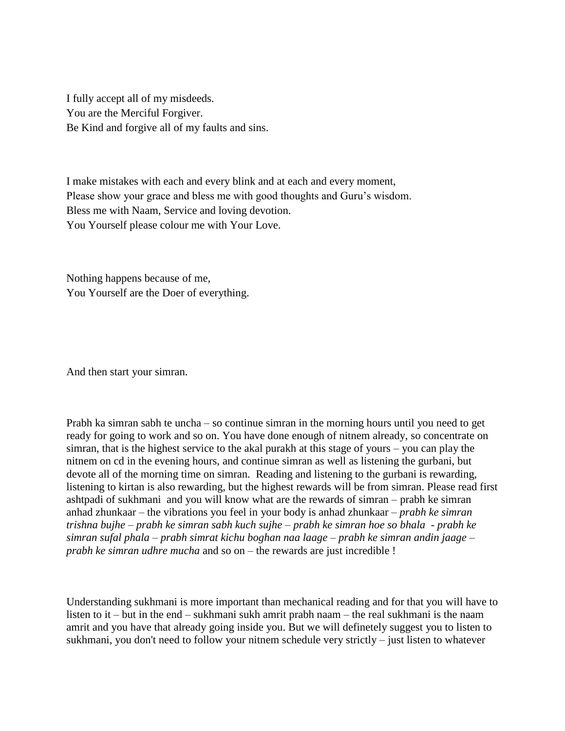I fully accept all of my misdeeds.
You are the Merciful Forgiver.
Be Kind and forgive all of my faults and sins.

I make mistakes with each and every blink and at each and every moment,
Please show your grace and bless me with good thoughts and Guru's wisdom.
Bless me with Naam, Service and loving devotion.
You Yourself please colour me with Your Love.

Nothing happens because of me,
You Yourself are the Doer of everything.

And then start your simran.

Prabh ka simran sabh te uncha – so continue simran in the morning hours until you need to get ready for going to work and so on. You have done enough of nitnem already, so concentrate on simran, that is the highest service to the akal purakh at this stage of yours – you can play the nitnem on cd in the evening hours, and continue simran as well as listening the gurbani, but devote all of the morning time on simran. Reading and listening to the gurbani is rewarding, listening to kirtan is also rewarding, but the highest rewards will be from simran. Please read first ashtpadi of sukhmani and you will know what are the rewards of simran – prabh ke simran anhad zhunkaar – the vibrations you feel in your body is anhad zhunkaar – *prabh ke simran trishna bujhe* – *prabh ke simran sabh kuch sujhe* – *prabh ke simran hoe so bhala* - *prabh ke simran sufal phala* – *prabh simrat kichu boghan naa laage* – *prabh ke simran andin jaage* – *prabh ke simran udhre mucha* and so on – the rewards are just incredible !

Understanding sukhmani is more important than mechanical reading and for that you will have to listen to it – but in the end – sukhmani sukh amrit prabh naam – the real sukhmani is the naam amrit and you have that already going inside you. But we will definetely suggest you to listen to sukhmani, you don't need to follow your nitnem schedule very strictly – just listen to whatever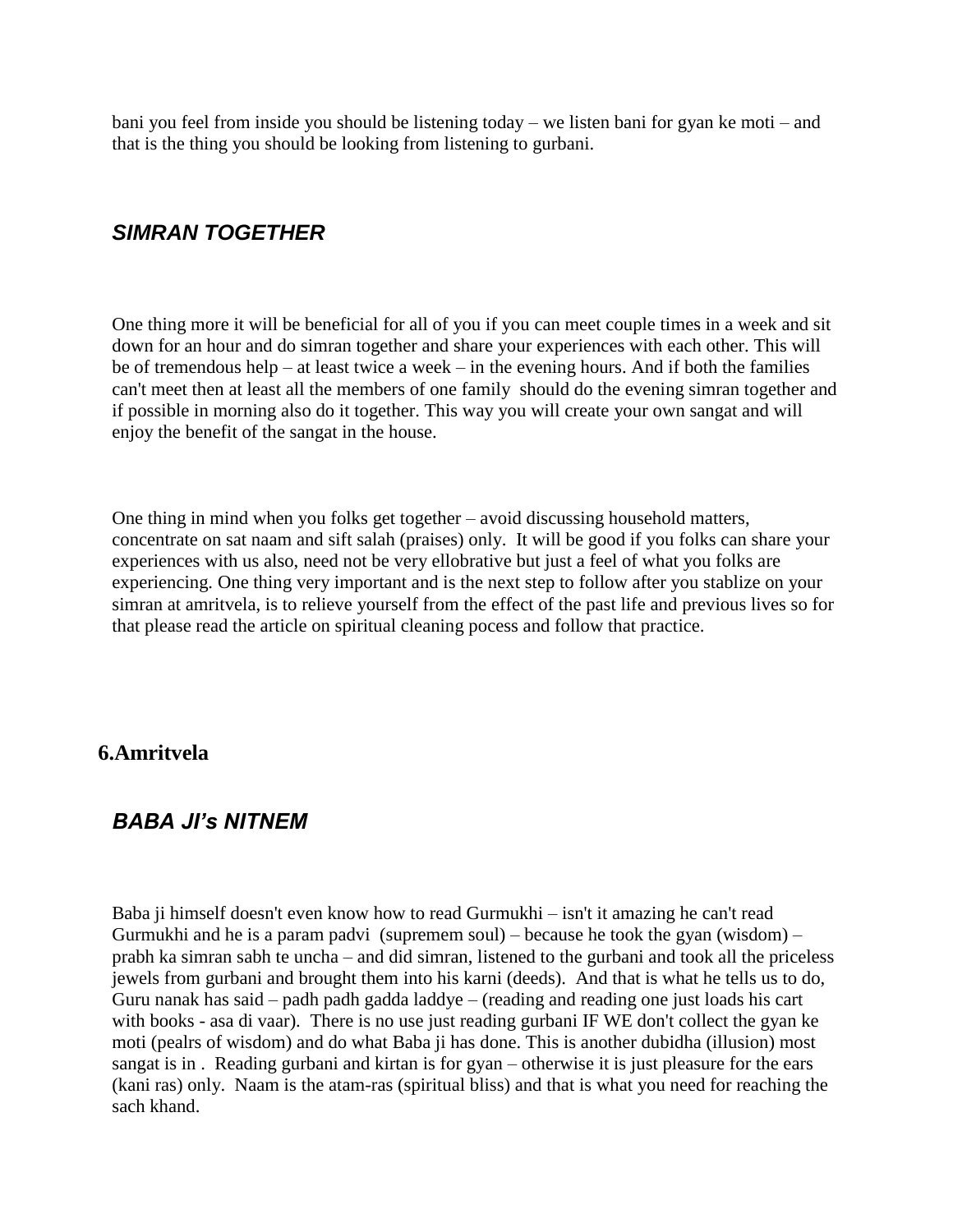bani you feel from inside you should be listening today – we listen bani for gyan ke moti – and that is the thing you should be looking from listening to gurbani.

### *SIMRAN TOGETHER*

One thing more it will be beneficial for all of you if you can meet couple times in a week and sit down for an hour and do simran together and share your experiences with each other. This will be of tremendous help – at least twice a week – in the evening hours. And if both the families can't meet then at least all the members of one family should do the evening simran together and if possible in morning also do it together. This way you will create your own sangat and will enjoy the benefit of the sangat in the house.

One thing in mind when you folks get together – avoid discussing household matters, concentrate on sat naam and sift salah (praises) only. It will be good if you folks can share your experiences with us also, need not be very ellobrative but just a feel of what you folks are experiencing. One thing very important and is the next step to follow after you stablize on your simran at amritvela, is to relieve yourself from the effect of the past life and previous lives so for that please read the article on spiritual cleaning pocess and follow that practice.

## 6.Amritvela

### *BABA JI's NITNEM*

Baba ji himself doesn't even know how to read Gurmukhi – isn't it amazing he can't read Gurmukhi and he is a param padvi (supremem soul) – because he took the gyan (wisdom) – prabh ka simran sabh te uncha – and did simran, listened to the gurbani and took all the priceless jewels from gurbani and brought them into his karni (deeds). And that is what he tells us to do, Guru nanak has said – padh padh gadda laddye – (reading and reading one just loads his cart with books - asa di vaar). There is no use just reading gurbani IF WE don't collect the gyan ke moti (pealrs of wisdom) and do what Baba ji has done. This is another dubidha (illusion) most sangat is in . Reading gurbani and kirtan is for gyan – otherwise it is just pleasure for the ears (kani ras) only. Naam is the atam-ras (spiritual bliss) and that is what you need for reaching the sach khand.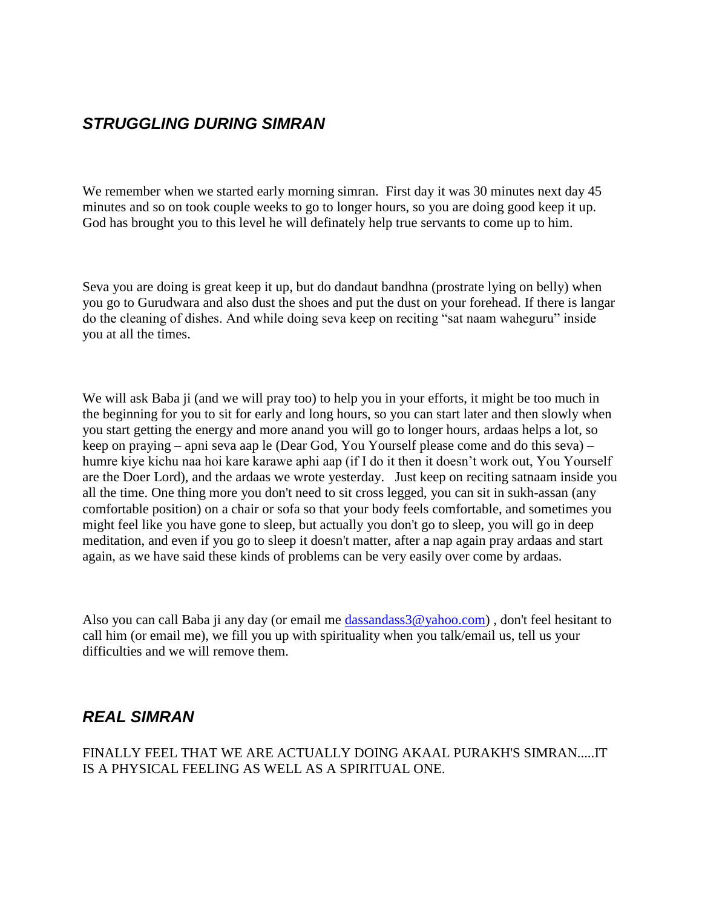## *STRUGGLING DURING SIMRAN*

We remember when we started early morning simran. First day it was 30 minutes next day 45 minutes and so on took couple weeks to go to longer hours, so you are doing good keep it up. God has brought you to this level he will definately help true servants to come up to him.

Seva you are doing is great keep it up, but do dandaut bandhna (prostrate lying on belly) when you go to Gurudwara and also dust the shoes and put the dust on your forehead. If there is langar do the cleaning of dishes. And while doing seva keep on reciting "sat naam waheguru" inside you at all the times.

We will ask Baba ji (and we will pray too) to help you in your efforts, it might be too much in the beginning for you to sit for early and long hours, so you can start later and then slowly when you start getting the energy and more anand you will go to longer hours, ardaas helps a lot, so keep on praying – apni seva aap le (Dear God, You Yourself please come and do this seva) – humre kiye kichu naa hoi kare karawe aphi aap (if I do it then it doesn't work out, You Yourself are the Doer Lord), and the ardaas we wrote yesterday. Just keep on reciting satnaam inside you all the time. One thing more you don't need to sit cross legged, you can sit in sukh-assan (any comfortable position) on a chair or sofa so that your body feels comfortable, and sometimes you might feel like you have gone to sleep, but actually you don't go to sleep, you will go in deep meditation, and even if you go to sleep it doesn't matter, after a nap again pray ardaas and start again, as we have said these kinds of problems can be very easily over come by ardaas.

Also you can call Baba ji any day (or email me [dassandass3@yahoo.com](mailto:dassandass3@yahoo.com)) , don't feel hesitant to call him (or email me), we fill you up with spirituality when you talk/email us, tell us your difficulties and we will remove them.

## *REAL SIMRAN*

FINALLY FEEL THAT WE ARE ACTUALLY DOING AKAAL PURAKH'S SIMRAN.....IT IS A PHYSICAL FEELING AS WELL AS A SPIRITUAL ONE.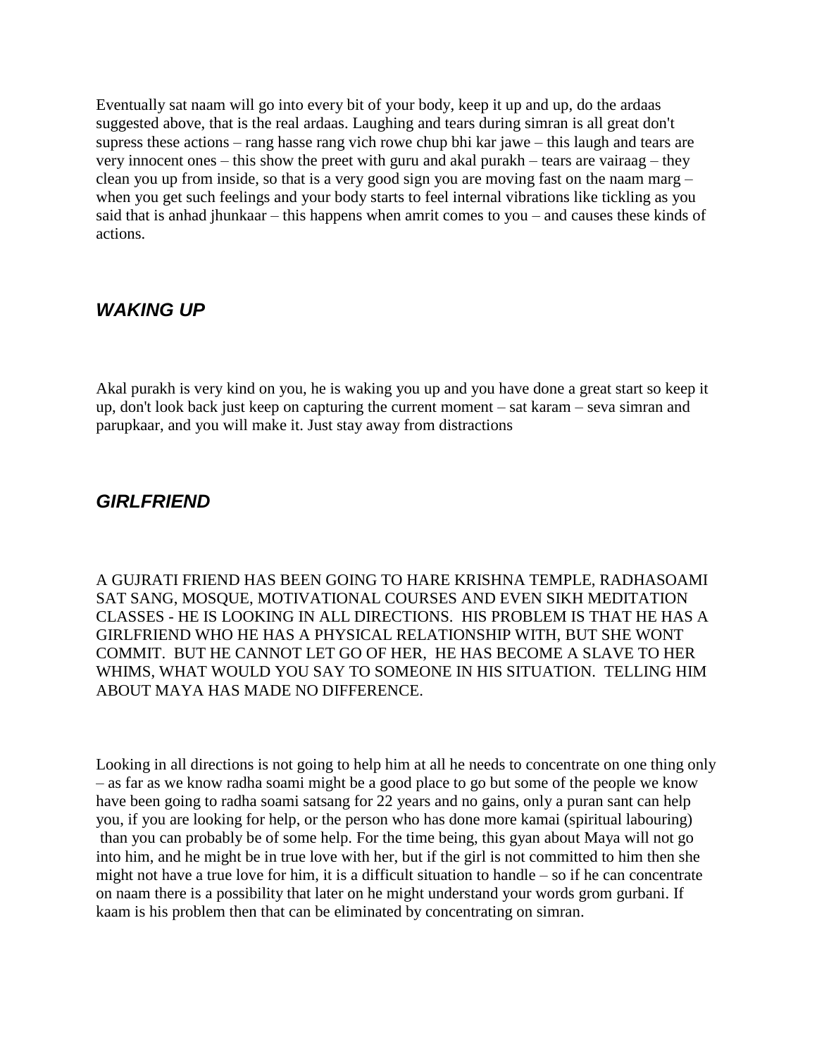Eventually sat naam will go into every bit of your body, keep it up and up, do the ardaas suggested above, that is the real ardaas. Laughing and tears during simran is all great don't supress these actions – rang hasse rang vich rowe chup bhi kar jawe – this laugh and tears are very innocent ones – this show the preet with guru and akal purakh – tears are vairaag – they clean you up from inside, so that is a very good sign you are moving fast on the naam marg – when you get such feelings and your body starts to feel internal vibrations like tickling as you said that is anhad jhunkaar – this happens when amrit comes to you – and causes these kinds of actions.

## *WAKING UP*

Akal purakh is very kind on you, he is waking you up and you have done a great start so keep it up, don't look back just keep on capturing the current moment – sat karam – seva simran and parupkaar, and you will make it. Just stay away from distractions

## *GIRLFRIEND*

A GUJRATI FRIEND HAS BEEN GOING TO HARE KRISHNA TEMPLE, RADHASOAMI SAT SANG, MOSQUE, MOTIVATIONAL COURSES AND EVEN SIKH MEDITATION CLASSES - HE IS LOOKING IN ALL DIRECTIONS. HIS PROBLEM IS THAT HE HAS A GIRLFRIEND WHO HE HAS A PHYSICAL RELATIONSHIP WITH, BUT SHE WONT COMMIT. BUT HE CANNOT LET GO OF HER, HE HAS BECOME A SLAVE TO HER WHIMS, WHAT WOULD YOU SAY TO SOMEONE IN HIS SITUATION. TELLING HIM ABOUT MAYA HAS MADE NO DIFFERENCE.

Looking in all directions is not going to help him at all he needs to concentrate on one thing only – as far as we know radha soami might be a good place to go but some of the people we know have been going to radha soami satsang for 22 years and no gains, only a puran sant can help you, if you are looking for help, or the person who has done more kamai (spiritual labouring) than you can probably be of some help. For the time being, this gyan about Maya will not go into him, and he might be in true love with her, but if the girl is not committed to him then she might not have a true love for him, it is a difficult situation to handle – so if he can concentrate on naam there is a possibility that later on he might understand your words grom gurbani. If kaam is his problem then that can be eliminated by concentrating on simran.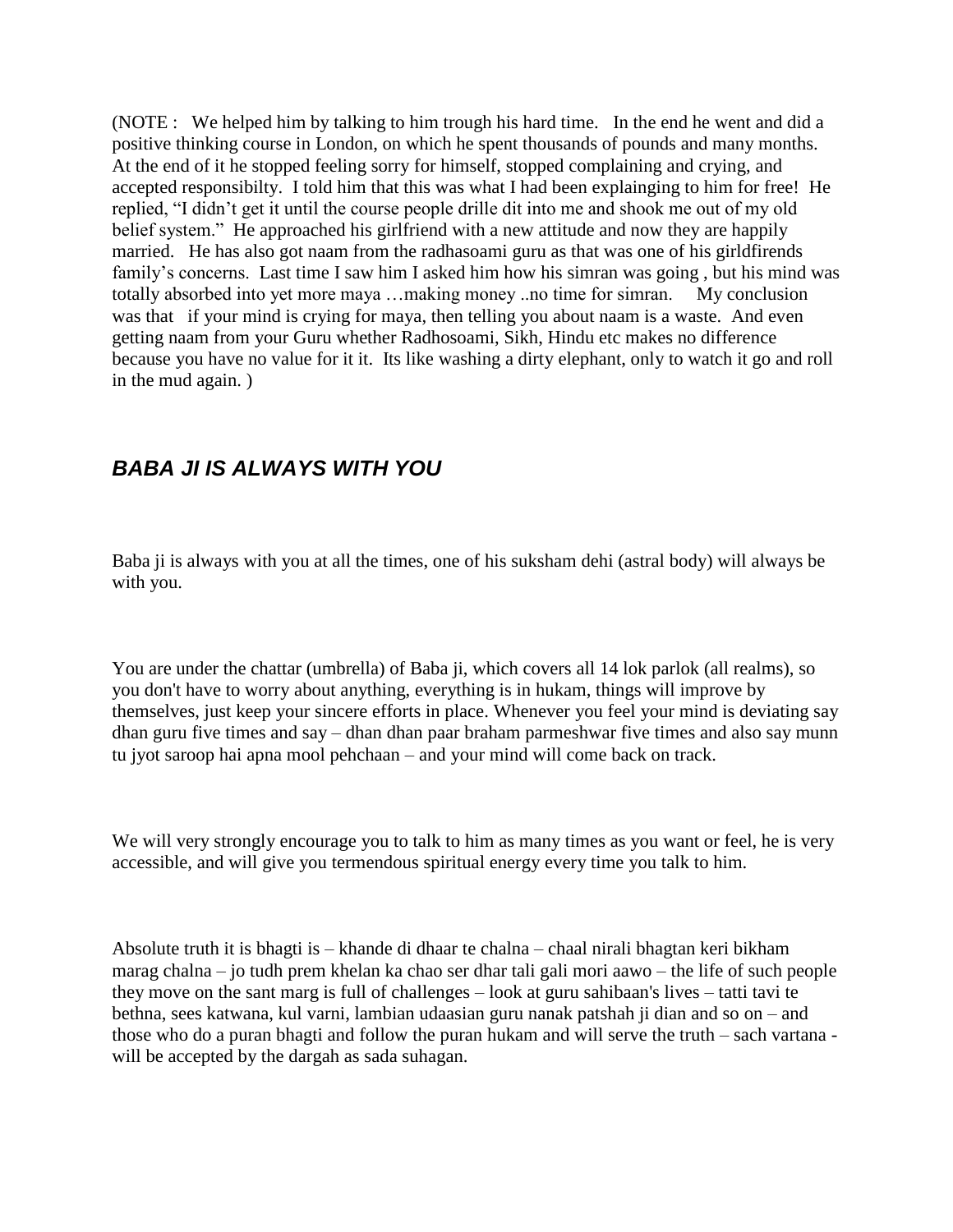(NOTE : We helped him by talking to him trough his hard time. In the end he went and did a positive thinking course in London, on which he spent thousands of pounds and many months. At the end of it he stopped feeling sorry for himself, stopped complaining and crying, and accepted responsibilty. I told him that this was what I had been explainging to him for free! He replied, "I didn't get it until the course people drille dit into me and shook me out of my old belief system." He approached his girlfriend with a new attitude and now they are happily married. He has also got naam from the radhasoami guru as that was one of his girldfirends family's concerns. Last time I saw him I asked him how his simran was going , but his mind was totally absorbed into yet more maya …making money ..no time for simran. My conclusion was that if your mind is crying for maya, then telling you about naam is a waste. And even getting naam from your Guru whether Radhosoami, Sikh, Hindu etc makes no difference because you have no value for it it. Its like washing a dirty elephant, only to watch it go and roll in the mud again. )

## *BABA JI IS ALWAYS WITH YOU*

Baba ji is always with you at all the times, one of his suksham dehi (astral body) will always be with you.

You are under the chattar (umbrella) of Baba ji, which covers all 14 lok parlok (all realms), so you don't have to worry about anything, everything is in hukam, things will improve by themselves, just keep your sincere efforts in place. Whenever you feel your mind is deviating say dhan guru five times and say – dhan dhan paar braham parmeshwar five times and also say munn tu jyot saroop hai apna mool pehchaan – and your mind will come back on track.

We will very strongly encourage you to talk to him as many times as you want or feel, he is very accessible, and will give you termendous spiritual energy every time you talk to him.

Absolute truth it is bhagti is – khande di dhaar te chalna – chaal nirali bhagtan keri bikham marag chalna – jo tudh prem khelan ka chao ser dhar tali gali mori aawo – the life of such people they move on the sant marg is full of challenges – look at guru sahibaan's lives – tatti tavi te bethna, sees katwana, kul varni, lambian udaasian guru nanak patshah ji dian and so on – and those who do a puran bhagti and follow the puran hukam and will serve the truth – sach vartana - will be accepted by the dargah as sada suhagan.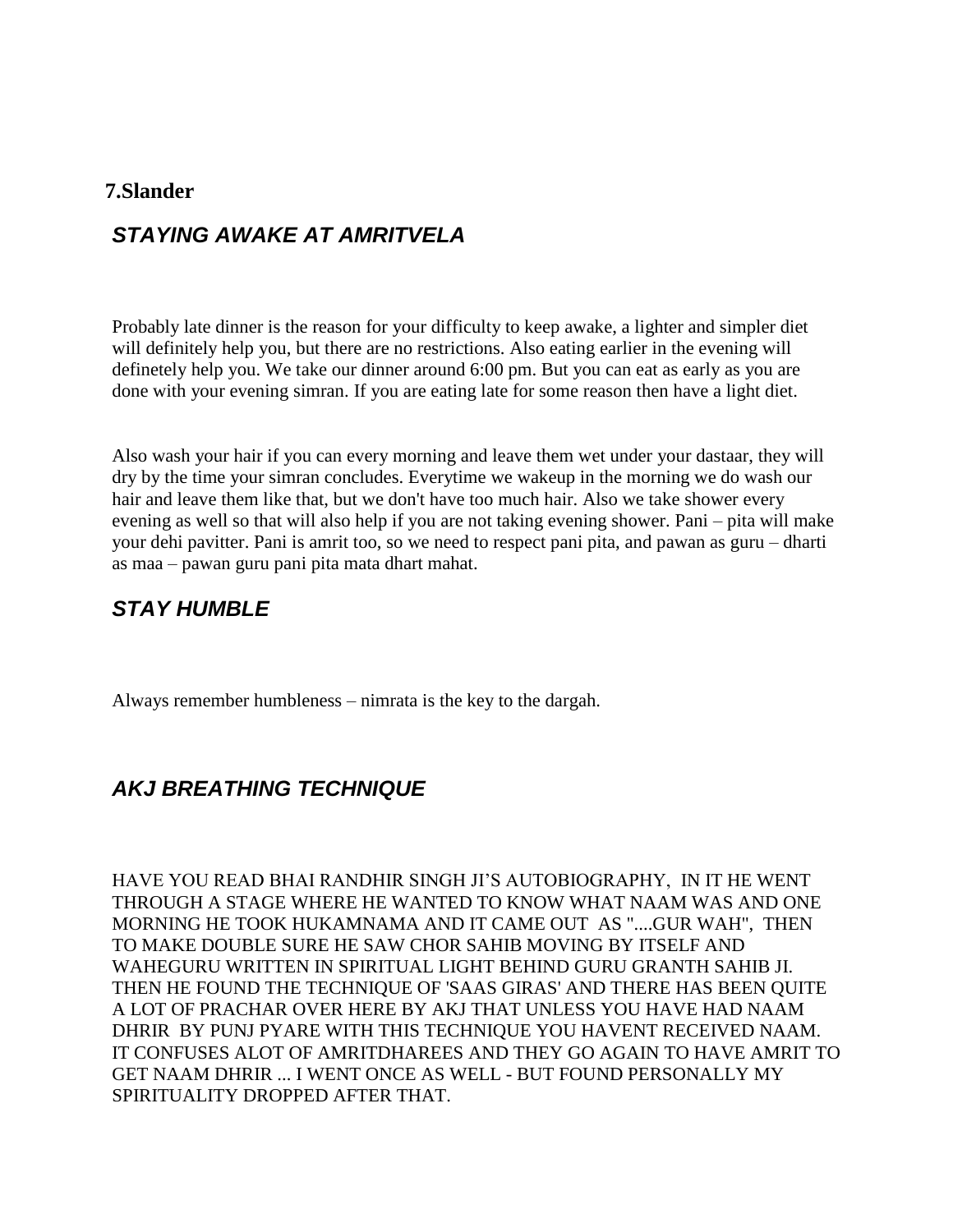**7.Slander**

## *STAYING AWAKE AT AMRITVELA*

Probably late dinner is the reason for your difficulty to keep awake, a lighter and simpler diet will definitely help you, but there are no restrictions. Also eating earlier in the evening will definetely help you. We take our dinner around 6:00 pm. But you can eat as early as you are done with your evening simran. If you are eating late for some reason then have a light diet.

Also wash your hair if you can every morning and leave them wet under your dastaar, they will dry by the time your simran concludes. Everytime we wakeup in the morning we do wash our hair and leave them like that, but we don't have too much hair. Also we take shower every evening as well so that will also help if you are not taking evening shower. Pani – pita will make your dehi pavitter. Pani is amrit too, so we need to respect pani pita, and pawan as guru – dharti as maa – pawan guru pani pita mata dhart mahat.

## *STAY HUMBLE*

Always remember humbleness – nimrata is the key to the dargah.

## *AKJ BREATHING TECHNIQUE*

HAVE YOU READ BHAI RANDHIR SINGH JI'S AUTOBIOGRAPHY, IN IT HE WENT THROUGH A STAGE WHERE HE WANTED TO KNOW WHAT NAAM WAS AND ONE MORNING HE TOOK HUKAMNAMA AND IT CAME OUT AS "....GUR WAH", THEN TO MAKE DOUBLE SURE HE SAW CHOR SAHIB MOVING BY ITSELF AND WAHEGURU WRITTEN IN SPIRITUAL LIGHT BEHIND GURU GRANTH SAHIB JI. THEN HE FOUND THE TECHNIQUE OF 'SAAS GIRAS' AND THERE HAS BEEN QUITE A LOT OF PRACHAR OVER HERE BY AKJ THAT UNLESS YOU HAVE HAD NAAM DHRIR BY PUNJ PYARE WITH THIS TECHNIQUE YOU HAVENT RECEIVED NAAM. IT CONFUSES ALOT OF AMRITDHAREES AND THEY GO AGAIN TO HAVE AMRIT TO GET NAAM DHRIR ... I WENT ONCE AS WELL - BUT FOUND PERSONALLY MY SPIRITUALITY DROPPED AFTER THAT.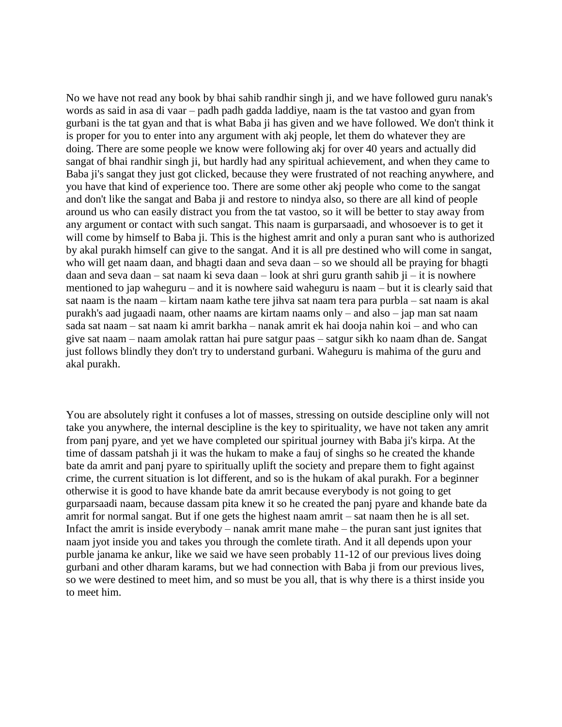No we have not read any book by bhai sahib randhir singh ji, and we have followed guru nanak's words as said in asa di vaar – padh padh gadda laddiye, naam is the tat vastoo and gyan from gurbani is the tat gyan and that is what Baba ji has given and we have followed. We don't think it is proper for you to enter into any argument with akj people, let them do whatever they are doing. There are some people we know were following akj for over 40 years and actually did sangat of bhai randhir singh ji, but hardly had any spiritual achievement, and when they came to Baba ji's sangat they just got clicked, because they were frustrated of not reaching anywhere, and you have that kind of experience too. There are some other akj people who come to the sangat and don't like the sangat and Baba ji and restore to nindya also, so there are all kind of people around us who can easily distract you from the tat vastoo, so it will be better to stay away from any argument or contact with such sangat. This naam is gurparsaadi, and whosoever is to get it will come by himself to Baba ji. This is the highest amrit and only a puran sant who is authorized by akal purakh himself can give to the sangat. And it is all pre destined who will come in sangat, who will get naam daan, and bhagti daan and seva daan – so we should all be praying for bhagti daan and seva daan – sat naam ki seva daan – look at shri guru granth sahib ji – it is nowhere mentioned to jap waheguru – and it is nowhere said waheguru is naam – but it is clearly said that sat naam is the naam – kirtam naam kathe tere jihva sat naam tera para purbla – sat naam is akal purakh's aad jugaadi naam, other naams are kirtam naams only – and also – jap man sat naam sada sat naam – sat naam ki amrit barkha – nanak amrit ek hai dooja nahin koi – and who can give sat naam – naam amolak rattan hai pure satgur paas – satgur sikh ko naam dhan de. Sangat just follows blindly they don't try to understand gurbani. Waheguru is mahima of the guru and akal purakh.

You are absolutely right it confuses a lot of masses, stressing on outside descipline only will not take you anywhere, the internal descipline is the key to spirituality, we have not taken any amrit from panj pyare, and yet we have completed our spiritual journey with Baba ji's kirpa. At the time of dassam patshah ji it was the hukam to make a fauj of singhs so he created the khande bate da amrit and panj pyare to spiritually uplift the society and prepare them to fight against crime, the current situation is lot different, and so is the hukam of akal purakh. For a beginner otherwise it is good to have khande bate da amrit because everybody is not going to get gurparsaadi naam, because dassam pita knew it so he created the panj pyare and khande bate da amrit for normal sangat. But if one gets the highest naam amrit – sat naam then he is all set. Infact the amrit is inside everybody – nanak amrit mane mahe – the puran sant just ignites that naam jyot inside you and takes you through the comlete tirath. And it all depends upon your purble janama ke ankur, like we said we have seen probably 11-12 of our previous lives doing gurbani and other dharam karams, but we had connection with Baba ji from our previous lives, so we were destined to meet him, and so must be you all, that is why there is a thirst inside you to meet him.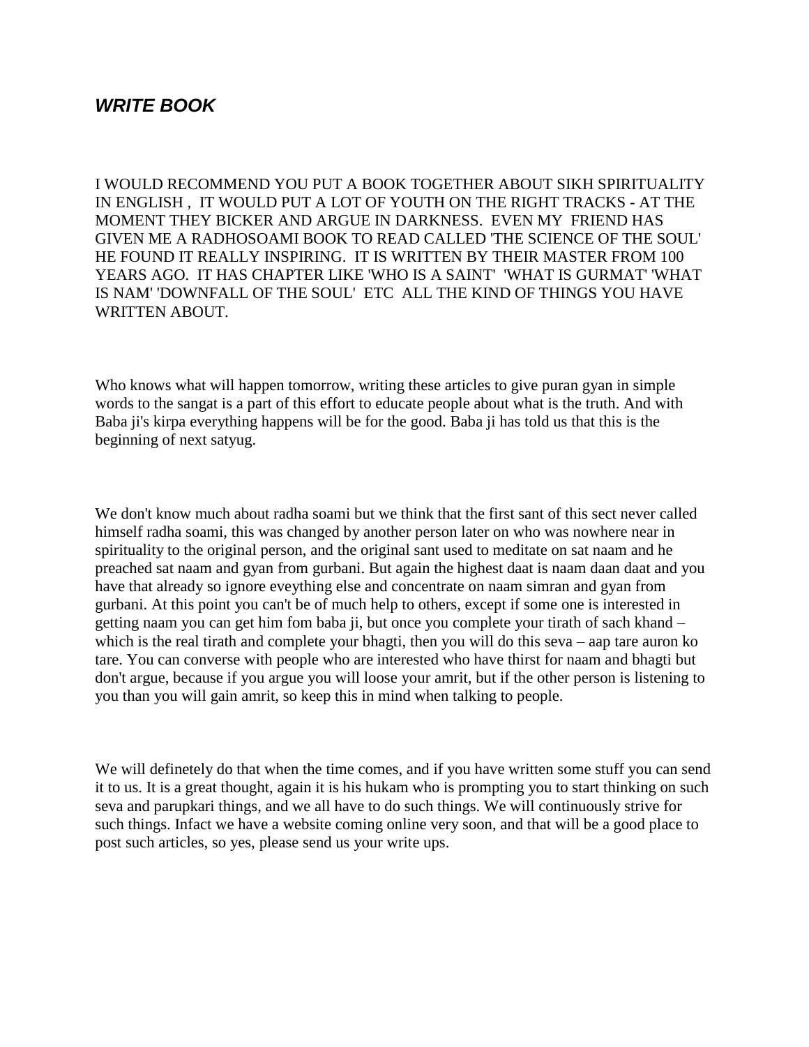## ***WRITE BOOK***

I WOULD RECOMMEND YOU PUT A BOOK TOGETHER ABOUT SIKH SPIRITUALITY IN ENGLISH , IT WOULD PUT A LOT OF YOUTH ON THE RIGHT TRACKS - AT THE MOMENT THEY BICKER AND ARGUE IN DARKNESS. EVEN MY FRIEND HAS GIVEN ME A RADHOSOAMI BOOK TO READ CALLED 'THE SCIENCE OF THE SOUL' HE FOUND IT REALLY INSPIRING. IT IS WRITTEN BY THEIR MASTER FROM 100 YEARS AGO. IT HAS CHAPTER LIKE 'WHO IS A SAINT' 'WHAT IS GURMAT' 'WHAT IS NAM' 'DOWNFALL OF THE SOUL' ETC ALL THE KIND OF THINGS YOU HAVE WRITTEN ABOUT.

Who knows what will happen tomorrow, writing these articles to give puran gyan in simple words to the sangat is a part of this effort to educate people about what is the truth. And with Baba ji's kirpa everything happens will be for the good. Baba ji has told us that this is the beginning of next satyug.

We don't know much about radha soami but we think that the first sant of this sect never called himself radha soami, this was changed by another person later on who was nowhere near in spirituality to the original person, and the original sant used to meditate on sat naam and he preached sat naam and gyan from gurbani. But again the highest daat is naam daan daat and you have that already so ignore eveything else and concentrate on naam simran and gyan from gurbani. At this point you can't be of much help to others, except if some one is interested in getting naam you can get him fom baba ji, but once you complete your tirath of sach khand – which is the real tirath and complete your bhagti, then you will do this seva – aap tare auron ko tare. You can converse with people who are interested who have thirst for naam and bhagti but don't argue, because if you argue you will loose your amrit, but if the other person is listening to you than you will gain amrit, so keep this in mind when talking to people.

We will definetely do that when the time comes, and if you have written some stuff you can send it to us. It is a great thought, again it is his hukam who is prompting you to start thinking on such seva and parupkari things, and we all have to do such things. We will continuously strive for such things. Infact we have a website coming online very soon, and that will be a good place to post such articles, so yes, please send us your write ups.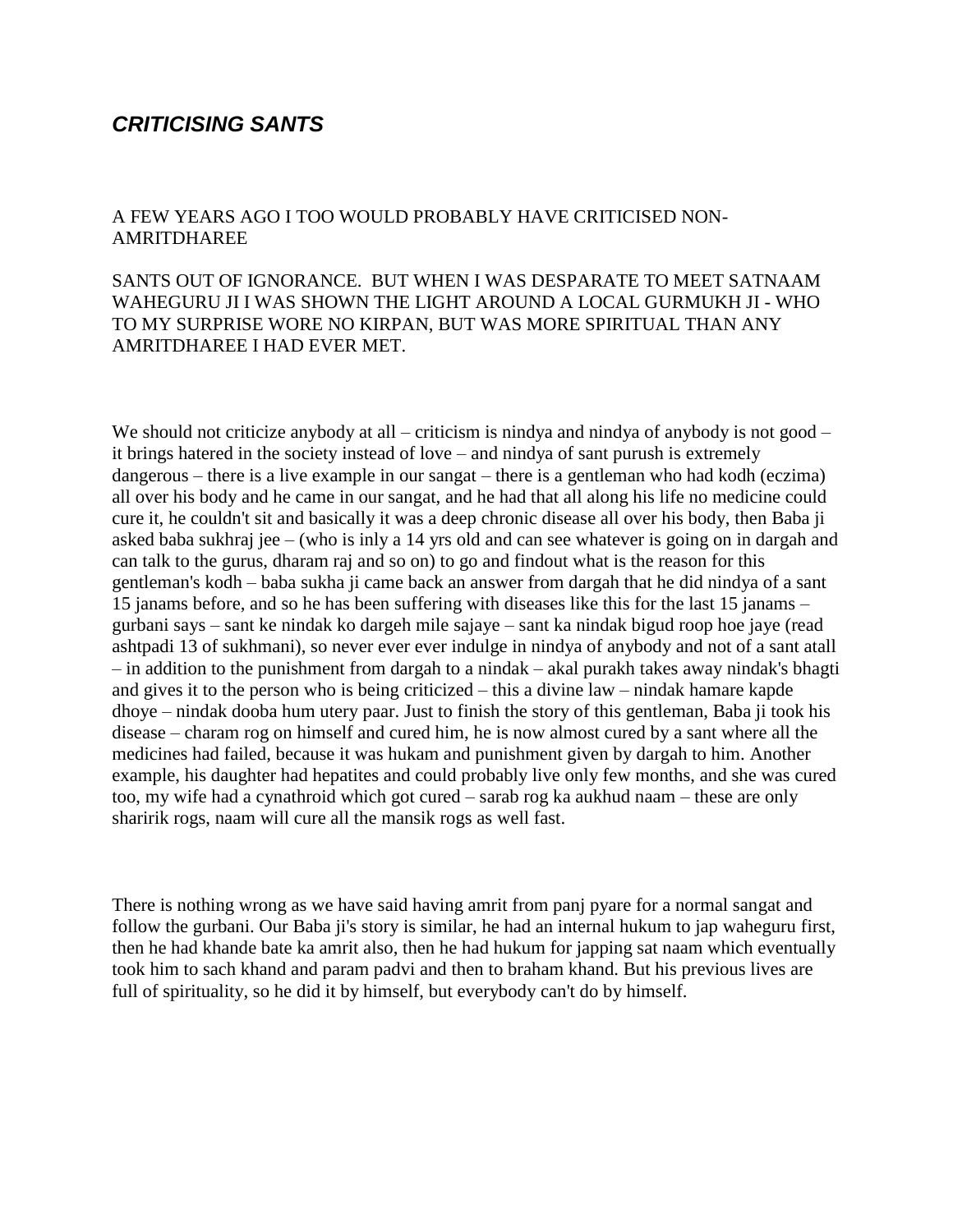### *CRITICISING SANTS*

A FEW YEARS AGO I TOO WOULD PROBABLY HAVE CRITICISED NON-AMRITDHAREE

SANTS OUT OF IGNORANCE. BUT WHEN I WAS DESPARATE TO MEET SATNAAM WAHEGURU JI I WAS SHOWN THE LIGHT AROUND A LOCAL GURMUKH JI - WHO TO MY SURPRISE WORE NO KIRPAN, BUT WAS MORE SPIRITUAL THAN ANY AMRITDHAREE I HAD EVER MET.

We should not criticize anybody at all – criticism is nindya and nindya of anybody is not good – it brings hatered in the society instead of love – and nindya of sant purush is extremely dangerous – there is a live example in our sangat – there is a gentleman who had kodh (eczima) all over his body and he came in our sangat, and he had that all along his life no medicine could cure it, he couldn't sit and basically it was a deep chronic disease all over his body, then Baba ji asked baba sukhraj jee – (who is inly a 14 yrs old and can see whatever is going on in dargah and can talk to the gurus, dharam raj and so on) to go and findout what is the reason for this gentleman's kodh – baba sukha ji came back an answer from dargah that he did nindya of a sant 15 janams before, and so he has been suffering with diseases like this for the last 15 janams – gurbani says – sant ke nindak ko dargeh mile sajaye – sant ka nindak bigud roop hoe jaye (read ashtpadi 13 of sukhmani), so never ever ever indulge in nindya of anybody and not of a sant atall – in addition to the punishment from dargah to a nindak – akal purakh takes away nindak's bhagti and gives it to the person who is being criticized – this a divine law – nindak hamare kapde dhoye – nindak dooba hum utery paar. Just to finish the story of this gentleman, Baba ji took his disease – charam rog on himself and cured him, he is now almost cured by a sant where all the medicines had failed, because it was hukam and punishment given by dargah to him. Another example, his daughter had hepatites and could probably live only few months, and she was cured too, my wife had a cynathroid which got cured – sarab rog ka aukhud naam – these are only sharirik rogs, naam will cure all the mansik rogs as well fast.

There is nothing wrong as we have said having amrit from panj pyare for a normal sangat and follow the gurbani. Our Baba ji's story is similar, he had an internal hukum to jap waheguru first, then he had khande bate ka amrit also, then he had hukum for japping sat naam which eventually took him to sach khand and param padvi and then to braham khand. But his previous lives are full of spirituality, so he did it by himself, but everybody can't do by himself.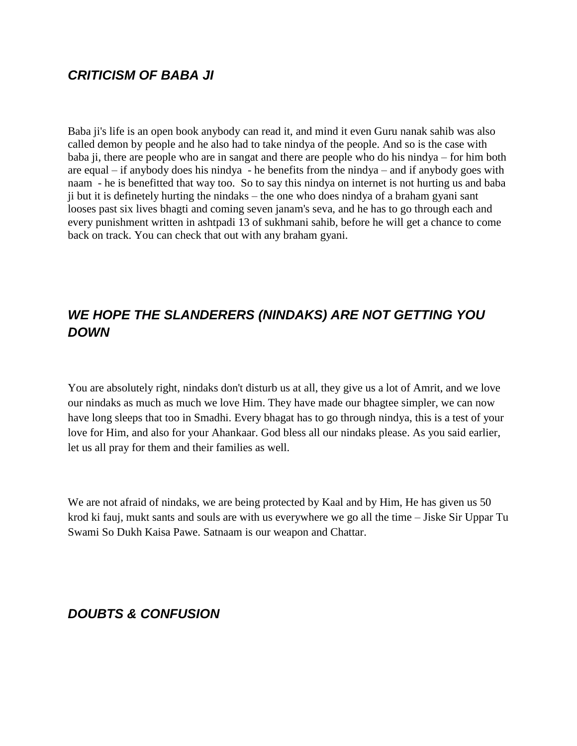## *CRITICISM OF BABA JI*

Baba ji's life is an open book anybody can read it, and mind it even Guru nanak sahib was also called demon by people and he also had to take nindya of the people. And so is the case with baba ji, there are people who are in sangat and there are people who do his nindya – for him both are equal – if anybody does his nindya - he benefits from the nindya – and if anybody goes with naam - he is benefitted that way too. So to say this nindya on internet is not hurting us and baba ji but it is definetely hurting the nindaks – the one who does nindya of a braham gyani sant looses past six lives bhagti and coming seven janam's seva, and he has to go through each and every punishment written in ashtpadi 13 of sukhmani sahib, before he will get a chance to come back on track. You can check that out with any braham gyani.

## *WE HOPE THE SLANDERERS (NINDAKS) ARE NOT GETTING YOU DOWN*

You are absolutely right, nindaks don't disturb us at all, they give us a lot of Amrit, and we love our nindaks as much as much we love Him. They have made our bhagtee simpler, we can now have long sleeps that too in Smadhi. Every bhagat has to go through nindya, this is a test of your love for Him, and also for your Ahankaar. God bless all our nindaks please. As you said earlier, let us all pray for them and their families as well.

We are not afraid of nindaks, we are being protected by Kaal and by Him, He has given us 50 krod ki fauj, mukt sants and souls are with us everywhere we go all the time – Jiske Sir Uppar Tu Swami So Dukh Kaisa Pawe. Satnaam is our weapon and Chattar.

## *DOUBTS & CONFUSION*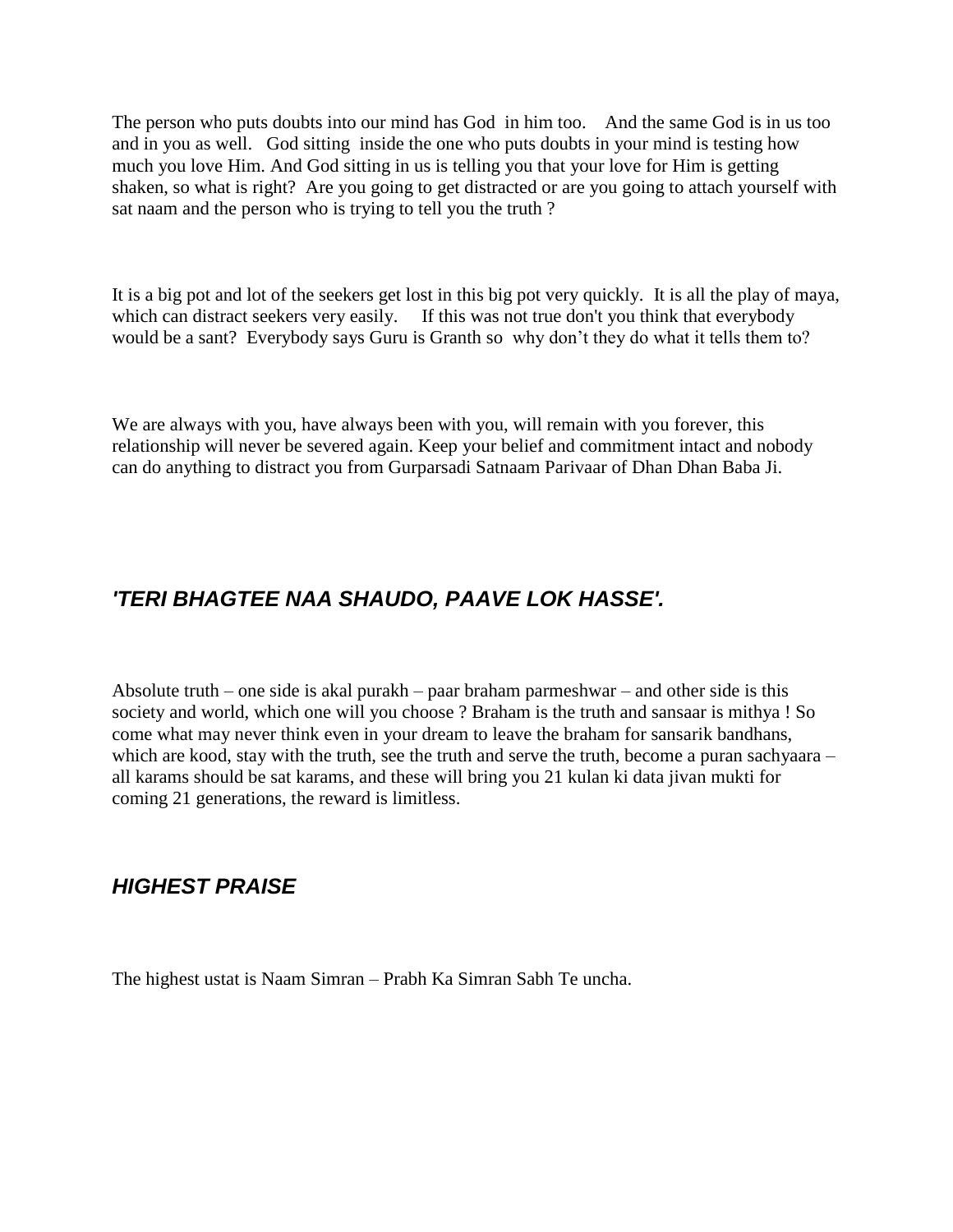The person who puts doubts into our mind has God in him too. And the same God is in us too and in you as well. God sitting inside the one who puts doubts in your mind is testing how much you love Him. And God sitting in us is telling you that your love for Him is getting shaken, so what is right? Are you going to get distracted or are you going to attach yourself with sat naam and the person who is trying to tell you the truth ?

It is a big pot and lot of the seekers get lost in this big pot very quickly. It is all the play of maya, which can distract seekers very easily. If this was not true don't you think that everybody would be a sant? Everybody says Guru is Granth so why don’t they do what it tells them to?

We are always with you, have always been with you, will remain with you forever, this relationship will never be severed again. Keep your belief and commitment intact and nobody can do anything to distract you from Gurparsadi Satnaam Parivaar of Dhan Dhan Baba Ji.

## *'TERI BHAGTEE NAA SHAUDO, PAAVE LOK HASSE'.*

Absolute truth – one side is akal purakh – paar braham parmeshwar – and other side is this society and world, which one will you choose ? Braham is the truth and sansaar is mithya ! So come what may never think even in your dream to leave the braham for sansarik bandhans, which are kood, stay with the truth, see the truth and serve the truth, become a puran sachyaara – all karams should be sat karams, and these will bring you 21 kulan ki data jivan mukti for coming 21 generations, the reward is limitless.

## *HIGHEST PRAISE*

The highest ustat is Naam Simran – Prabh Ka Simran Sabh Te uncha.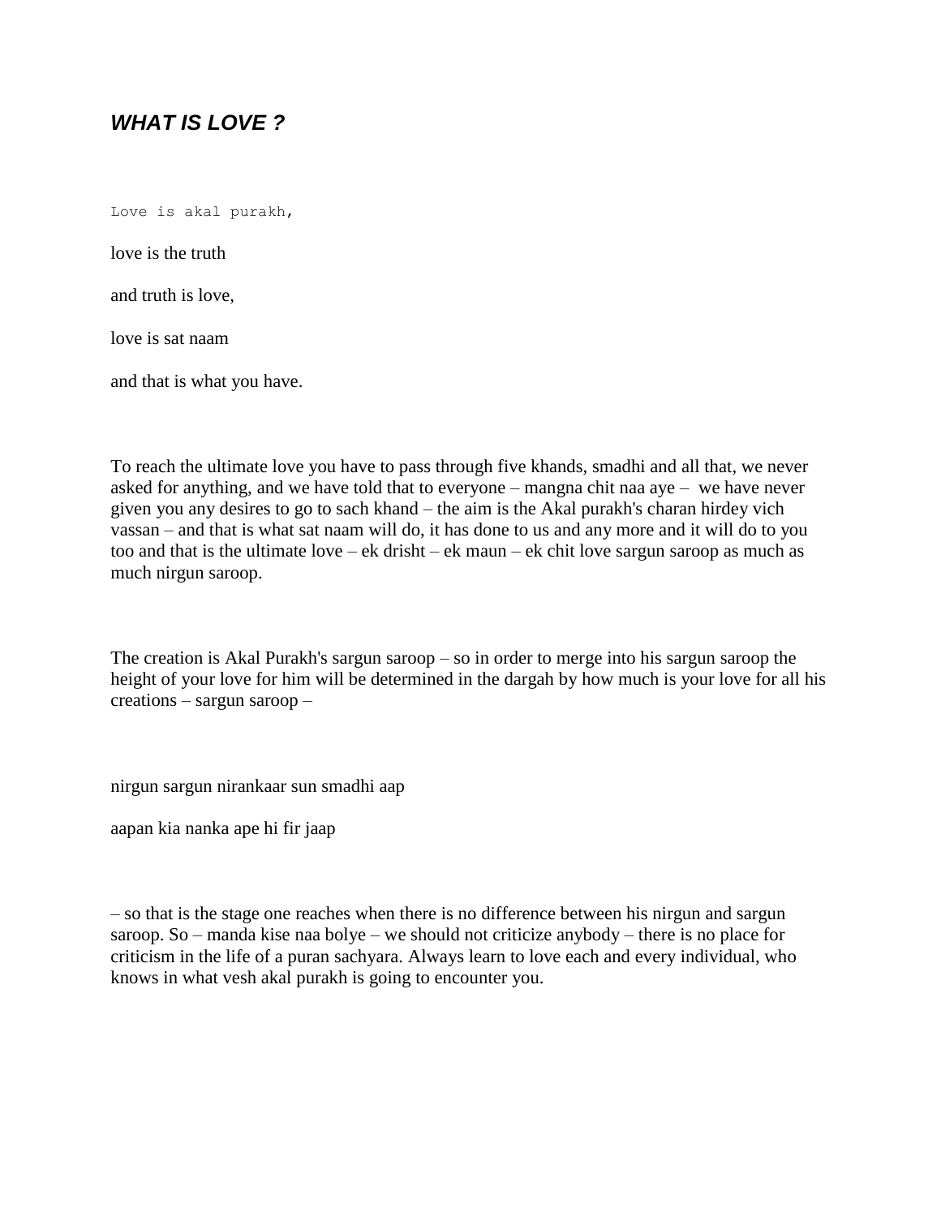## *WHAT IS LOVE ?*

Love is akal purakh,

love is the truth

and truth is love,

love is sat naam

and that is what you have.

To reach the ultimate love you have to pass through five khands, smadhi and all that, we never asked for anything, and we have told that to everyone – mangna chit naa aye – we have never given you any desires to go to sach khand – the aim is the Akal purakh's charan hirdey vich vassan – and that is what sat naam will do, it has done to us and any more and it will do to you too and that is the ultimate love – ek drisht – ek maun – ek chit love sargun saroop as much as much nirgun saroop.

The creation is Akal Purakh's sargun saroop – so in order to merge into his sargun saroop the height of your love for him will be determined in the dargah by how much is your love for all his creations – sargun saroop –

nirgun sargun nirankaar sun smadhi aap

aapan kia nanka ape hi fir jaap

– so that is the stage one reaches when there is no difference between his nirgun and sargun saroop. So – manda kise naa bolye – we should not criticize anybody – there is no place for criticism in the life of a puran sachyara. Always learn to love each and every individual, who knows in what vesh akal purakh is going to encounter you.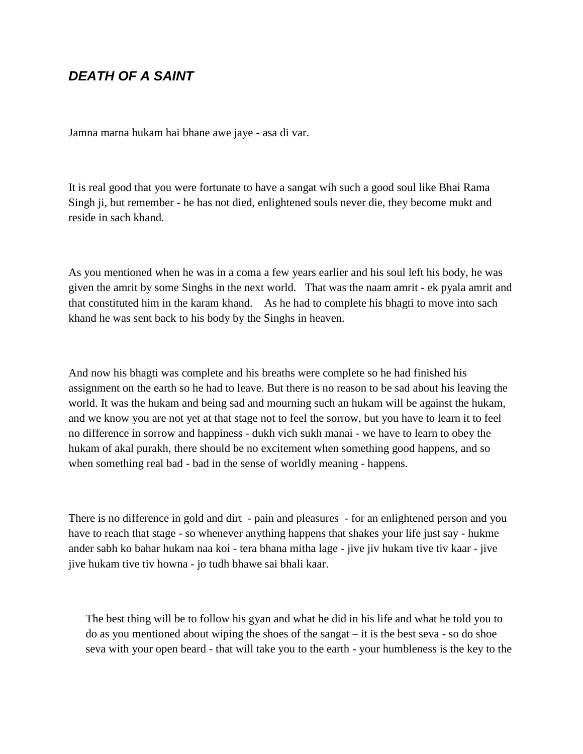## ***DEATH OF A SAINT***

Jamna marna hukam hai bhane awe jaye - asa di var.

It is real good that you were fortunate to have a sangat wih such a good soul like Bhai Rama Singh ji, but remember - he has not died, enlightened souls never die, they become mukt and reside in sach khand.

As you mentioned when he was in a coma a few years earlier and his soul left his body, he was given the amrit by some Singhs in the next world. That was the naam amrit - ek pyala amrit and that constituted him in the karam khand. As he had to complete his bhagti to move into sach khand he was sent back to his body by the Singhs in heaven.

And now his bhagti was complete and his breaths were complete so he had finished his assignment on the earth so he had to leave. But there is no reason to be sad about his leaving the world. It was the hukam and being sad and mourning such an hukam will be against the hukam, and we know you are not yet at that stage not to feel the sorrow, but you have to learn it to feel no difference in sorrow and happiness - dukh vich sukh manai - we have to learn to obey the hukam of akal purakh, there should be no excitement when something good happens, and so when something real bad - bad in the sense of worldly meaning - happens.

There is no difference in gold and dirt - pain and pleasures - for an enlightened person and you have to reach that stage - so whenever anything happens that shakes your life just say - hukme ander sabh ko bahar hukam naa koi - tera bhana mitha lage - jive jiv hukam tive tiv kaar - jive jive hukam tive tiv howna - jo tudh bhawe sai bhali kaar.

The best thing will be to follow his gyan and what he did in his life and what he told you to do as you mentioned about wiping the shoes of the sangat – it is the best seva - so do shoe seva with your open beard - that will take you to the earth - your humbleness is the key to the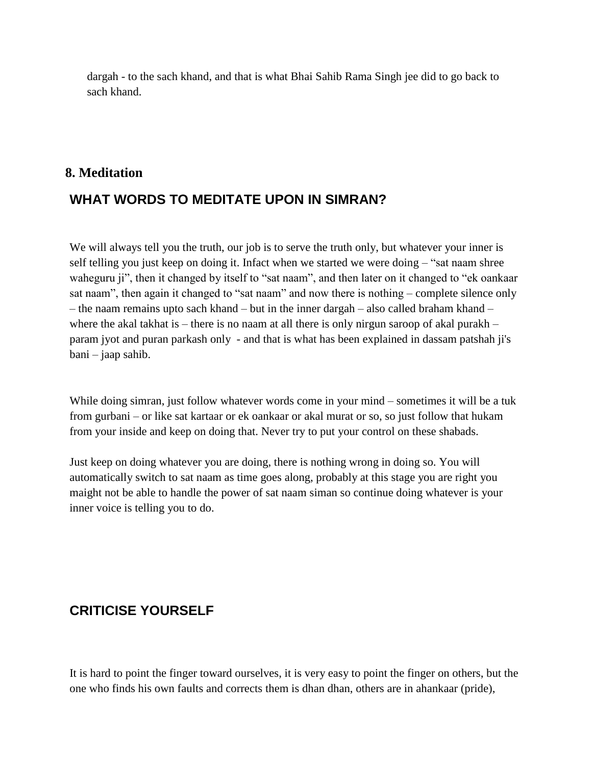dargah - to the sach khand, and that is what Bhai Sahib Rama Singh jee did to go back to sach khand.

## 8. Meditation

### WHAT WORDS TO MEDITATE UPON IN SIMRAN?

We will always tell you the truth, our job is to serve the truth only, but whatever your inner is self telling you just keep on doing it. Infact when we started we were doing – "sat naam shree waheguru ji", then it changed by itself to "sat naam", and then later on it changed to "ek oankaar sat naam", then again it changed to "sat naam" and now there is nothing – complete silence only – the naam remains upto sach khand – but in the inner dargah – also called braham khand – where the akal takhat is – there is no naam at all there is only nirgun saroop of akal purakh – param jyot and puran parkash only - and that is what has been explained in dassam patshah ji's bani – jaap sahib.

While doing simran, just follow whatever words come in your mind – sometimes it will be a tuk from gurbani – or like sat kartaar or ek oankaar or akal murat or so, so just follow that hukam from your inside and keep on doing that. Never try to put your control on these shabads.

Just keep on doing whatever you are doing, there is nothing wrong in doing so. You will automatically switch to sat naam as time goes along, probably at this stage you are right you maight not be able to handle the power of sat naam siman so continue doing whatever is your inner voice is telling you to do.

### CRITICISE YOURSELF

It is hard to point the finger toward ourselves, it is very easy to point the finger on others, but the one who finds his own faults and corrects them is dhan dhan, others are in ahankaar (pride),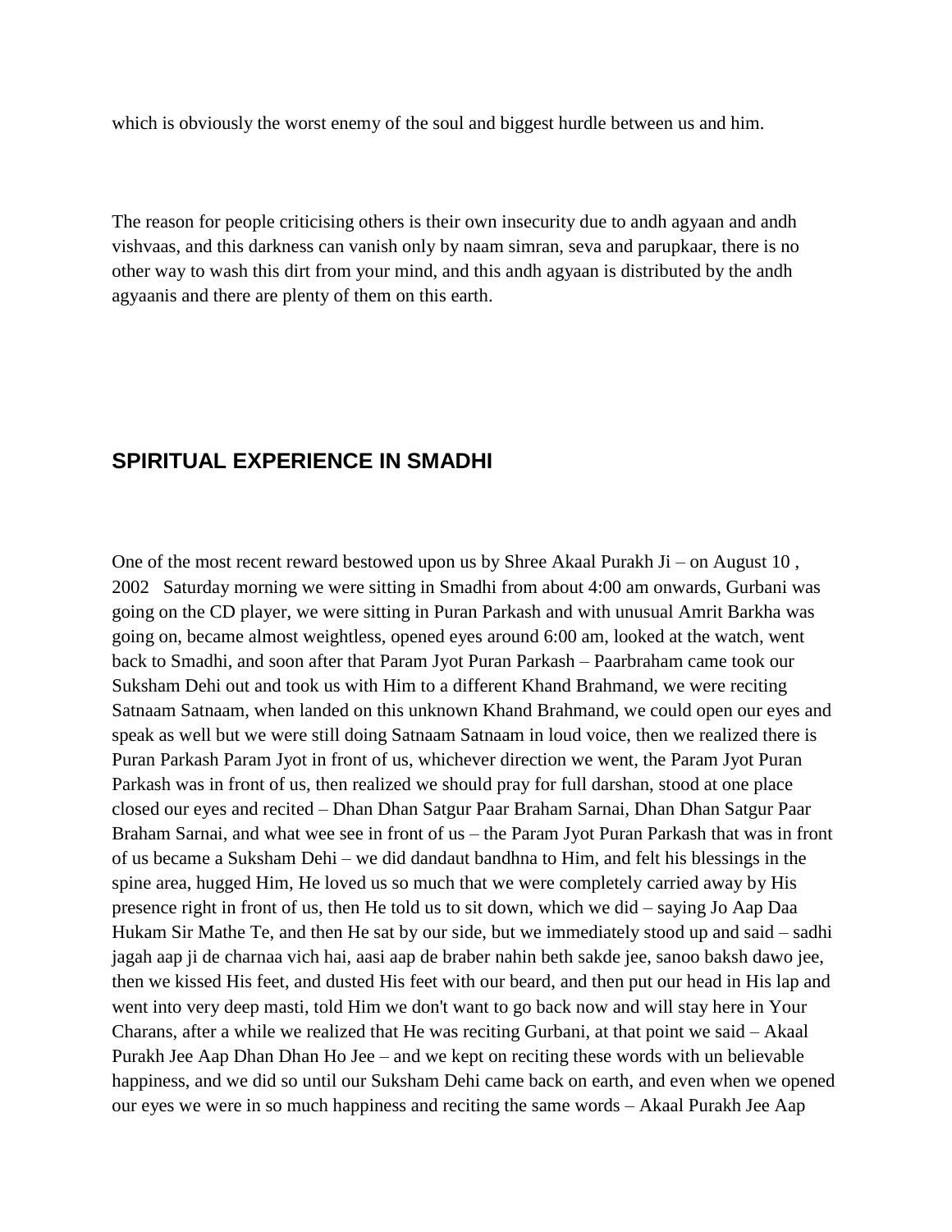which is obviously the worst enemy of the soul and biggest hurdle between us and him.

The reason for people criticising others is their own insecurity due to andh agyaan and andh vishvaas, and this darkness can vanish only by naam simran, seva and parupkaar, there is no other way to wash this dirt from your mind, and this andh agyaan is distributed by the andh agyaanis and there are plenty of them on this earth.

## SPIRITUAL EXPERIENCE IN SMADHI

One of the most recent reward bestowed upon us by Shree Akaal Purakh Ji – on August 10 , 2002  Saturday morning we were sitting in Smadhi from about 4:00 am onwards, Gurbani was going on the CD player, we were sitting in Puran Parkash and with unusual Amrit Barkha was going on, became almost weightless, opened eyes around 6:00 am, looked at the watch, went back to Smadhi, and soon after that Param Jyot Puran Parkash – Paarbraham came took our Suksham Dehi out and took us with Him to a different Khand Brahmand, we were reciting Satnaam Satnaam, when landed on this unknown Khand Brahmand, we could open our eyes and speak as well but we were still doing Satnaam Satnaam in loud voice, then we realized there is Puran Parkash Param Jyot in front of us, whichever direction we went, the Param Jyot Puran Parkash was in front of us, then realized we should pray for full darshan, stood at one place closed our eyes and recited – Dhan Dhan Satgur Paar Braham Sarnai, Dhan Dhan Satgur Paar Braham Sarnai, and what wee see in front of us – the Param Jyot Puran Parkash that was in front of us became a Suksham Dehi – we did dandaut bandhna to Him, and felt his blessings in the spine area, hugged Him, He loved us so much that we were completely carried away by His presence right in front of us, then He told us to sit down, which we did – saying Jo Aap Daa Hukam Sir Mathe Te, and then He sat by our side, but we immediately stood up and said – sadhi jagah aap ji de charnaa vich hai, aasi aap de braber nahin beth sakde jee, sanoo baksh dawo jee, then we kissed His feet, and dusted His feet with our beard, and then put our head in His lap and went into very deep masti, told Him we don't want to go back now and will stay here in Your Charans, after a while we realized that He was reciting Gurbani, at that point we said – Akaal Purakh Jee Aap Dhan Dhan Ho Jee – and we kept on reciting these words with un believable happiness, and we did so until our Suksham Dehi came back on earth, and even when we opened our eyes we were in so much happiness and reciting the same words – Akaal Purakh Jee Aap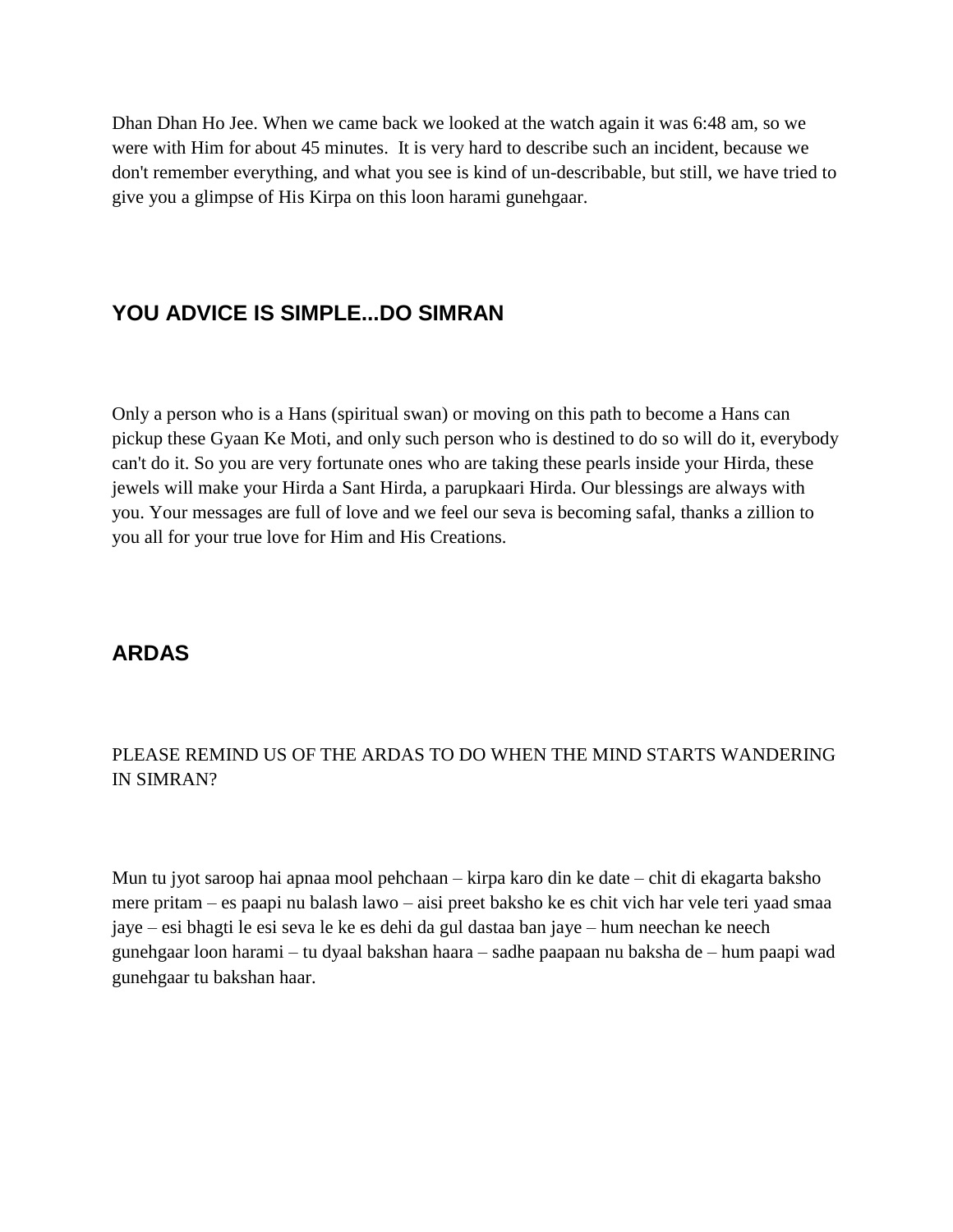Dhan Dhan Ho Jee. When we came back we looked at the watch again it was 6:48 am, so we were with Him for about 45 minutes.  It is very hard to describe such an incident, because we don't remember everything, and what you see is kind of un-describable, but still, we have tried to give you a glimpse of His Kirpa on this loon harami gunehgaar.

## YOU ADVICE IS SIMPLE...DO SIMRAN

Only a person who is a Hans (spiritual swan) or moving on this path to become a Hans can pickup these Gyaan Ke Moti, and only such person who is destined to do so will do it, everybody can't do it. So you are very fortunate ones who are taking these pearls inside your Hirda, these jewels will make your Hirda a Sant Hirda, a parupkaari Hirda. Our blessings are always with you. Your messages are full of love and we feel our seva is becoming safal, thanks a zillion to you all for your true love for Him and His Creations.

## ARDAS

PLEASE REMIND US OF THE ARDAS TO DO WHEN THE MIND STARTS WANDERING IN SIMRAN?

Mun tu jyot saroop hai apnaa mool pehchaan – kirpa karo din ke date – chit di ekagarta baksho mere pritam – es paapi nu balash lawo – aisi preet baksho ke es chit vich har vele teri yaad smaa jaye – esi bhagti le esi seva le ke es dehi da gul dastaa ban jaye – hum neechan ke neech gunehgaar loon harami – tu dyaal bakshan haara – sadhe paapaan nu baksha de – hum paapi wad gunehgaar tu bakshan haar.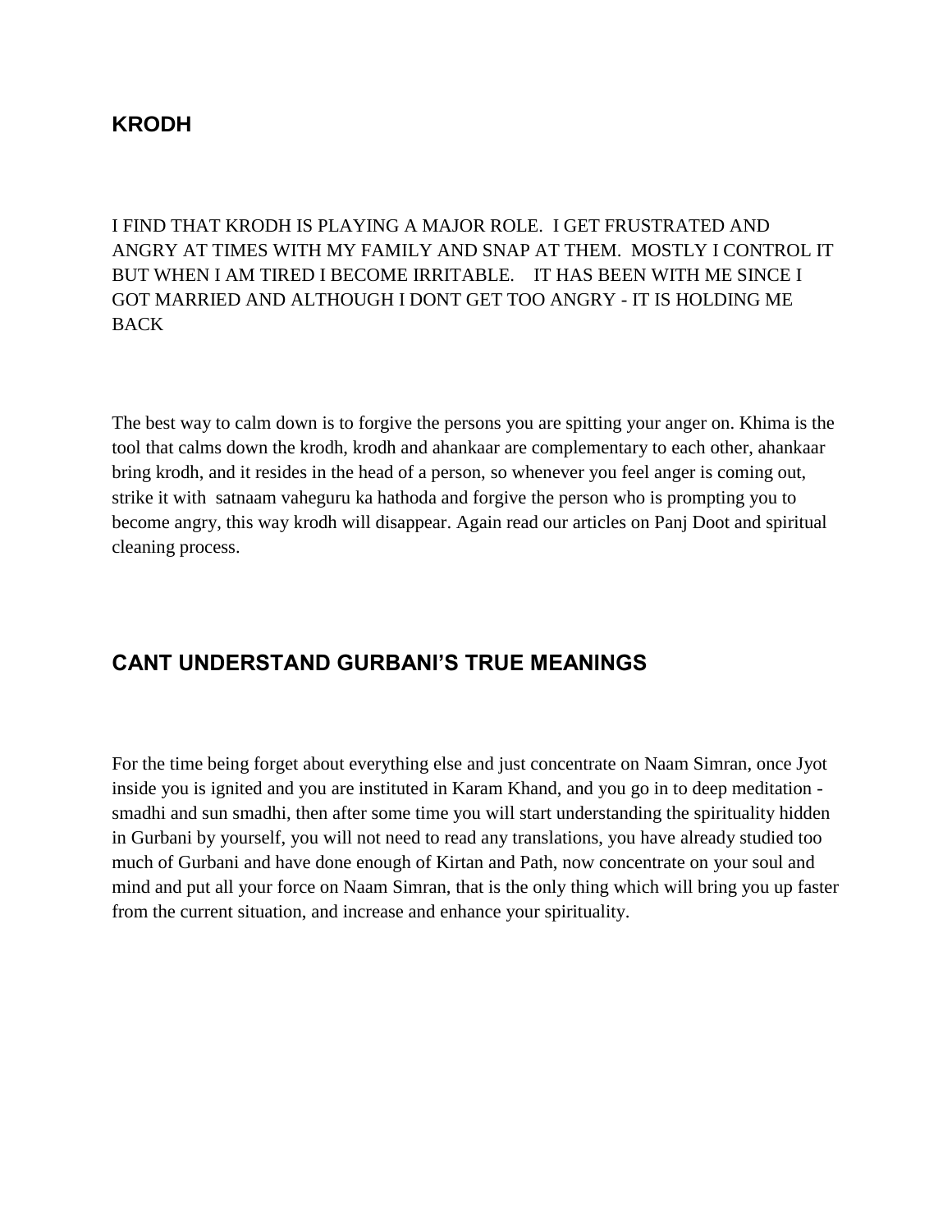## KRODH

I FIND THAT KRODH IS PLAYING A MAJOR ROLE. I GET FRUSTRATED AND ANGRY AT TIMES WITH MY FAMILY AND SNAP AT THEM. MOSTLY I CONTROL IT BUT WHEN I AM TIRED I BECOME IRRITABLE. IT HAS BEEN WITH ME SINCE I GOT MARRIED AND ALTHOUGH I DONT GET TOO ANGRY - IT IS HOLDING ME BACK

The best way to calm down is to forgive the persons you are spitting your anger on. Khima is the tool that calms down the krodh, krodh and ahankaar are complementary to each other, ahankaar bring krodh, and it resides in the head of a person, so whenever you feel anger is coming out, strike it with satnaam vaheguru ka hathoda and forgive the person who is prompting you to become angry, this way krodh will disappear. Again read our articles on Panj Doot and spiritual cleaning process.

## CANT UNDERSTAND GURBANI'S TRUE MEANINGS

For the time being forget about everything else and just concentrate on Naam Simran, once Jyot inside you is ignited and you are instituted in Karam Khand, and you go in to deep meditation - smadhi and sun smadhi, then after some time you will start understanding the spirituality hidden in Gurbani by yourself, you will not need to read any translations, you have already studied too much of Gurbani and have done enough of Kirtan and Path, now concentrate on your soul and mind and put all your force on Naam Simran, that is the only thing which will bring you up faster from the current situation, and increase and enhance your spirituality.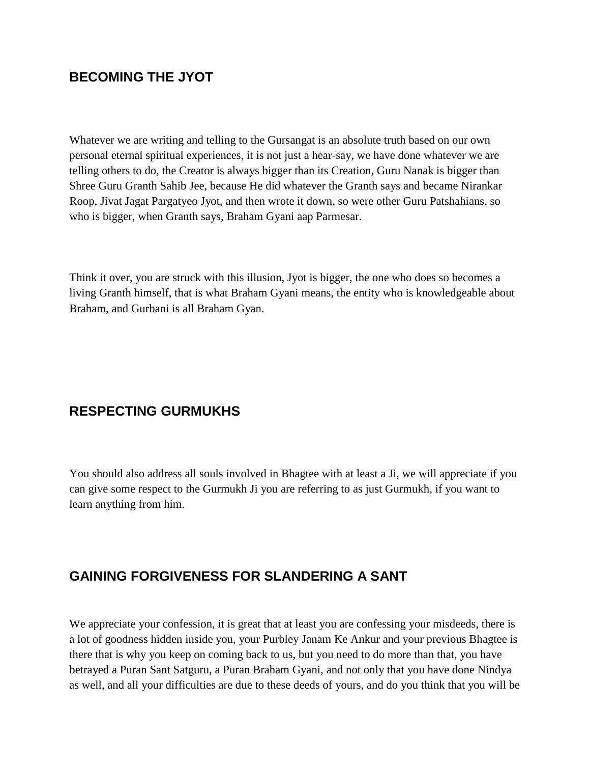## BECOMING THE JYOT

Whatever we are writing and telling to the Gursangat is an absolute truth based on our own personal eternal spiritual experiences, it is not just a hear-say, we have done whatever we are telling others to do, the Creator is always bigger than its Creation, Guru Nanak is bigger than Shree Guru Granth Sahib Jee, because He did whatever the Granth says and became Nirankar Roop, Jivat Jagat Pargatyeo Jyot, and then wrote it down, so were other Guru Patshahians, so who is bigger, when Granth says, Braham Gyani aap Parmesar.

Think it over, you are struck with this illusion, Jyot is bigger, the one who does so becomes a living Granth himself, that is what Braham Gyani means, the entity who is knowledgeable about Braham, and Gurbani is all Braham Gyan.

## RESPECTING GURMUKHS

You should also address all souls involved in Bhagtee with at least a Ji, we will appreciate if you can give some respect to the Gurmukh Ji you are referring to as just Gurmukh, if you want to learn anything from him.

## GAINING FORGIVENESS FOR SLANDERING A SANT

We appreciate your confession, it is great that at least you are confessing your misdeeds, there is a lot of goodness hidden inside you, your Purbley Janam Ke Ankur and your previous Bhagtee is there that is why you keep on coming back to us, but you need to do more than that, you have betrayed a Puran Sant Satguru, a Puran Braham Gyani, and not only that you have done Nindya as well, and all your difficulties are due to these deeds of yours, and do you think that you will be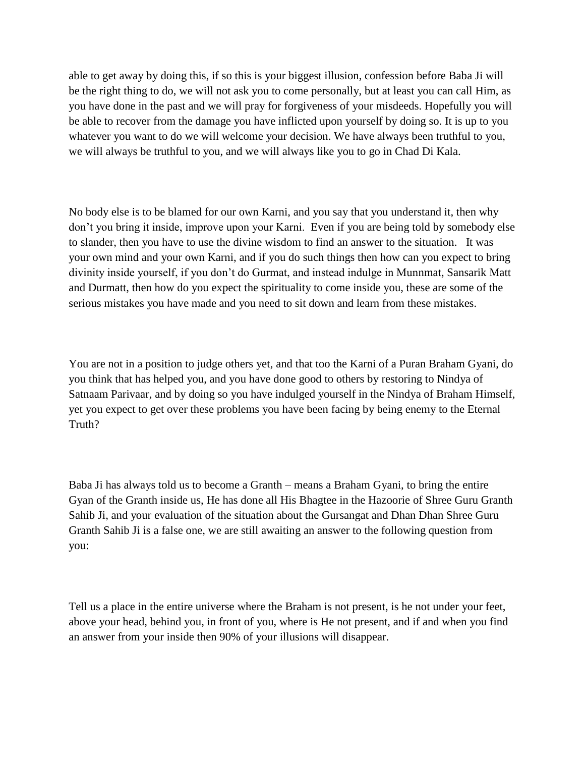able to get away by doing this, if so this is your biggest illusion, confession before Baba Ji will be the right thing to do, we will not ask you to come personally, but at least you can call Him, as you have done in the past and we will pray for forgiveness of your misdeeds. Hopefully you will be able to recover from the damage you have inflicted upon yourself by doing so. It is up to you whatever you want to do we will welcome your decision. We have always been truthful to you, we will always be truthful to you, and we will always like you to go in Chad Di Kala.

No body else is to be blamed for our own Karni, and you say that you understand it, then why don't you bring it inside, improve upon your Karni. Even if you are being told by somebody else to slander, then you have to use the divine wisdom to find an answer to the situation. It was your own mind and your own Karni, and if you do such things then how can you expect to bring divinity inside yourself, if you don't do Gurmat, and instead indulge in Munnmat, Sansarik Matt and Durmatt, then how do you expect the spirituality to come inside you, these are some of the serious mistakes you have made and you need to sit down and learn from these mistakes.

You are not in a position to judge others yet, and that too the Karni of a Puran Braham Gyani, do you think that has helped you, and you have done good to others by restoring to Nindya of Satnaam Parivaar, and by doing so you have indulged yourself in the Nindya of Braham Himself, yet you expect to get over these problems you have been facing by being enemy to the Eternal Truth?

Baba Ji has always told us to become a Granth – means a Braham Gyani, to bring the entire Gyan of the Granth inside us, He has done all His Bhagtee in the Hazoorie of Shree Guru Granth Sahib Ji, and your evaluation of the situation about the Gursangat and Dhan Dhan Shree Guru Granth Sahib Ji is a false one, we are still awaiting an answer to the following question from you:

Tell us a place in the entire universe where the Braham is not present, is he not under your feet, above your head, behind you, in front of you, where is He not present, and if and when you find an answer from your inside then 90% of your illusions will disappear.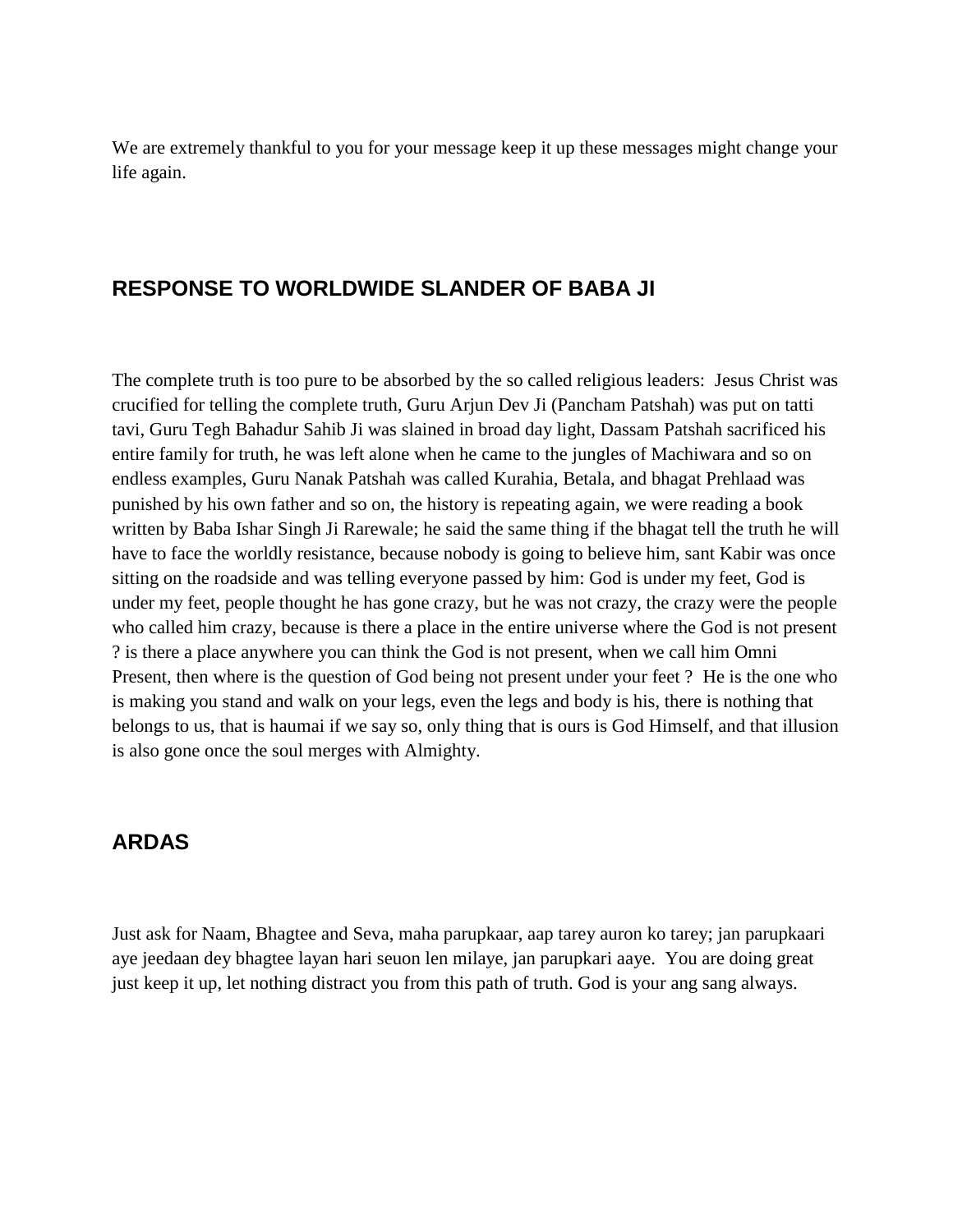We are extremely thankful to you for your message keep it up these messages might change your life again.

## RESPONSE TO WORLDWIDE SLANDER OF BABA JI

The complete truth is too pure to be absorbed by the so called religious leaders: Jesus Christ was crucified for telling the complete truth, Guru Arjun Dev Ji (Pancham Patshah) was put on tatti tavi, Guru Tegh Bahadur Sahib Ji was slained in broad day light, Dassam Patshah sacrificed his entire family for truth, he was left alone when he came to the jungles of Machiwara and so on endless examples, Guru Nanak Patshah was called Kurahia, Betala, and bhagat Prehlaad was punished by his own father and so on, the history is repeating again, we were reading a book written by Baba Ishar Singh Ji Rarewale; he said the same thing if the bhagat tell the truth he will have to face the worldly resistance, because nobody is going to believe him, sant Kabir was once sitting on the roadside and was telling everyone passed by him: God is under my feet, God is under my feet, people thought he has gone crazy, but he was not crazy, the crazy were the people who called him crazy, because is there a place in the entire universe where the God is not present ? is there a place anywhere you can think the God is not present, when we call him Omni Present, then where is the question of God being not present under your feet ? He is the one who is making you stand and walk on your legs, even the legs and body is his, there is nothing that belongs to us, that is haumai if we say so, only thing that is ours is God Himself, and that illusion is also gone once the soul merges with Almighty.

## ARDAS

Just ask for Naam, Bhagtee and Seva, maha parupkaar, aap tarey auron ko tarey; jan parupkaari aye jeedaan dey bhagtee layan hari seuon len milaye, jan parupkari aaye. You are doing great just keep it up, let nothing distract you from this path of truth. God is your ang sang always.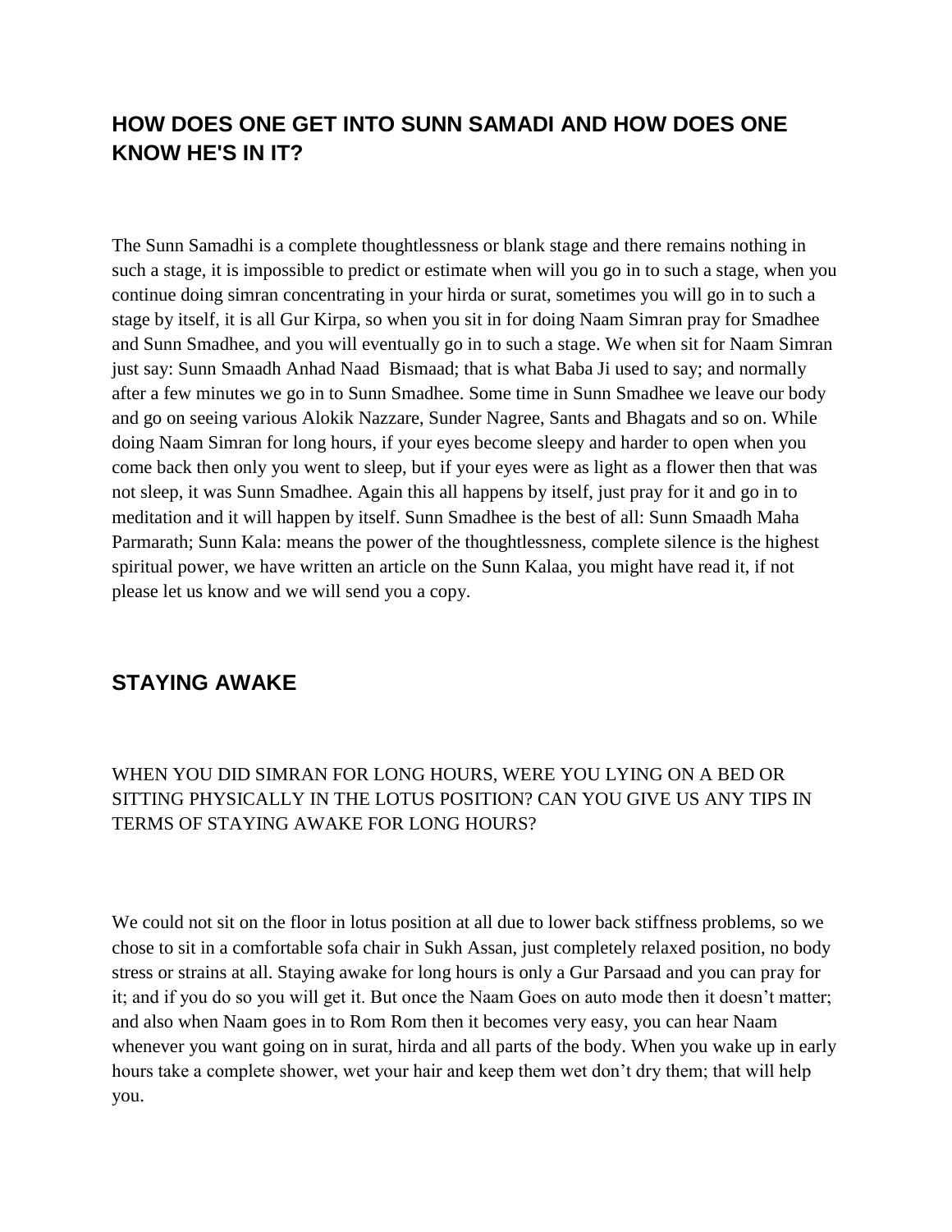## HOW DOES ONE GET INTO SUNN SAMADI AND HOW DOES ONE KNOW HE'S IN IT?

The Sunn Samadhi is a complete thoughtlessness or blank stage and there remains nothing in such a stage, it is impossible to predict or estimate when will you go in to such a stage, when you continue doing simran concentrating in your hirda or surat, sometimes you will go in to such a stage by itself, it is all Gur Kirpa, so when you sit in for doing Naam Simran pray for Smadhee and Sunn Smadhee, and you will eventually go in to such a stage. We when sit for Naam Simran just say: Sunn Smaadh Anhad Naad Bismaad; that is what Baba Ji used to say; and normally after a few minutes we go in to Sunn Smadhee. Some time in Sunn Smadhee we leave our body and go on seeing various Alokik Nazzare, Sunder Nagree, Sants and Bhagats and so on. While doing Naam Simran for long hours, if your eyes become sleepy and harder to open when you come back then only you went to sleep, but if your eyes were as light as a flower then that was not sleep, it was Sunn Smadhee. Again this all happens by itself, just pray for it and go in to meditation and it will happen by itself. Sunn Smadhee is the best of all: Sunn Smaadh Maha Parmarath; Sunn Kala: means the power of the thoughtlessness, complete silence is the highest spiritual power, we have written an article on the Sunn Kalaa, you might have read it, if not please let us know and we will send you a copy.

## STAYING AWAKE

WHEN YOU DID SIMRAN FOR LONG HOURS, WERE YOU LYING ON A BED OR SITTING PHYSICALLY IN THE LOTUS POSITION? CAN YOU GIVE US ANY TIPS IN TERMS OF STAYING AWAKE FOR LONG HOURS?

We could not sit on the floor in lotus position at all due to lower back stiffness problems, so we chose to sit in a comfortable sofa chair in Sukh Assan, just completely relaxed position, no body stress or strains at all. Staying awake for long hours is only a Gur Parsaad and you can pray for it; and if you do so you will get it. But once the Naam Goes on auto mode then it doesn't matter; and also when Naam goes in to Rom Rom then it becomes very easy, you can hear Naam whenever you want going on in surat, hirda and all parts of the body. When you wake up in early hours take a complete shower, wet your hair and keep them wet don't dry them; that will help you.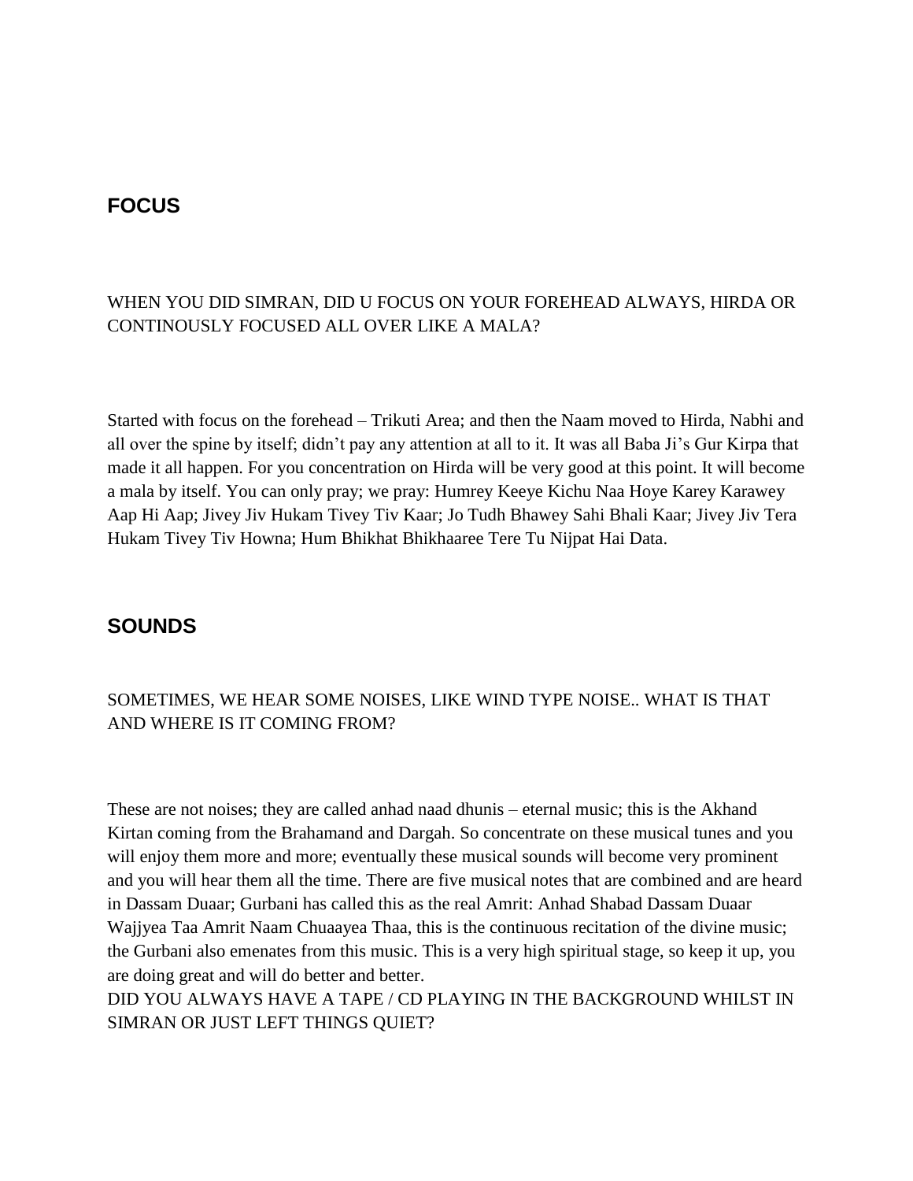## FOCUS

WHEN YOU DID SIMRAN, DID U FOCUS ON YOUR FOREHEAD ALWAYS, HIRDA OR CONTINOUSLY FOCUSED ALL OVER LIKE A MALA?

Started with focus on the forehead – Trikuti Area; and then the Naam moved to Hirda, Nabhi and all over the spine by itself; didn't pay any attention at all to it. It was all Baba Ji's Gur Kirpa that made it all happen. For you concentration on Hirda will be very good at this point. It will become a mala by itself. You can only pray; we pray: Humrey Keeye Kichu Naa Hoye Karey Karawey Aap Hi Aap; Jivey Jiv Hukam Tivey Tiv Kaar; Jo Tudh Bhawey Sahi Bhali Kaar; Jivey Jiv Tera Hukam Tivey Tiv Howna; Hum Bhikhat Bhikhaaree Tere Tu Nijpat Hai Data.

## SOUNDS

SOMETIMES, WE HEAR SOME NOISES, LIKE WIND TYPE NOISE.. WHAT IS THAT AND WHERE IS IT COMING FROM?

These are not noises; they are called anhad naad dhunis – eternal music; this is the Akhand Kirtan coming from the Brahamand and Dargah. So concentrate on these musical tunes and you will enjoy them more and more; eventually these musical sounds will become very prominent and you will hear them all the time. There are five musical notes that are combined and are heard in Dassam Duaar; Gurbani has called this as the real Amrit: Anhad Shabad Dassam Duaar Wajjyea Taa Amrit Naam Chuaayea Thaa, this is the continuous recitation of the divine music; the Gurbani also emenates from this music. This is a very high spiritual stage, so keep it up, you are doing great and will do better and better.

DID YOU ALWAYS HAVE A TAPE / CD PLAYING IN THE BACKGROUND WHILST IN SIMRAN OR JUST LEFT THINGS QUIET?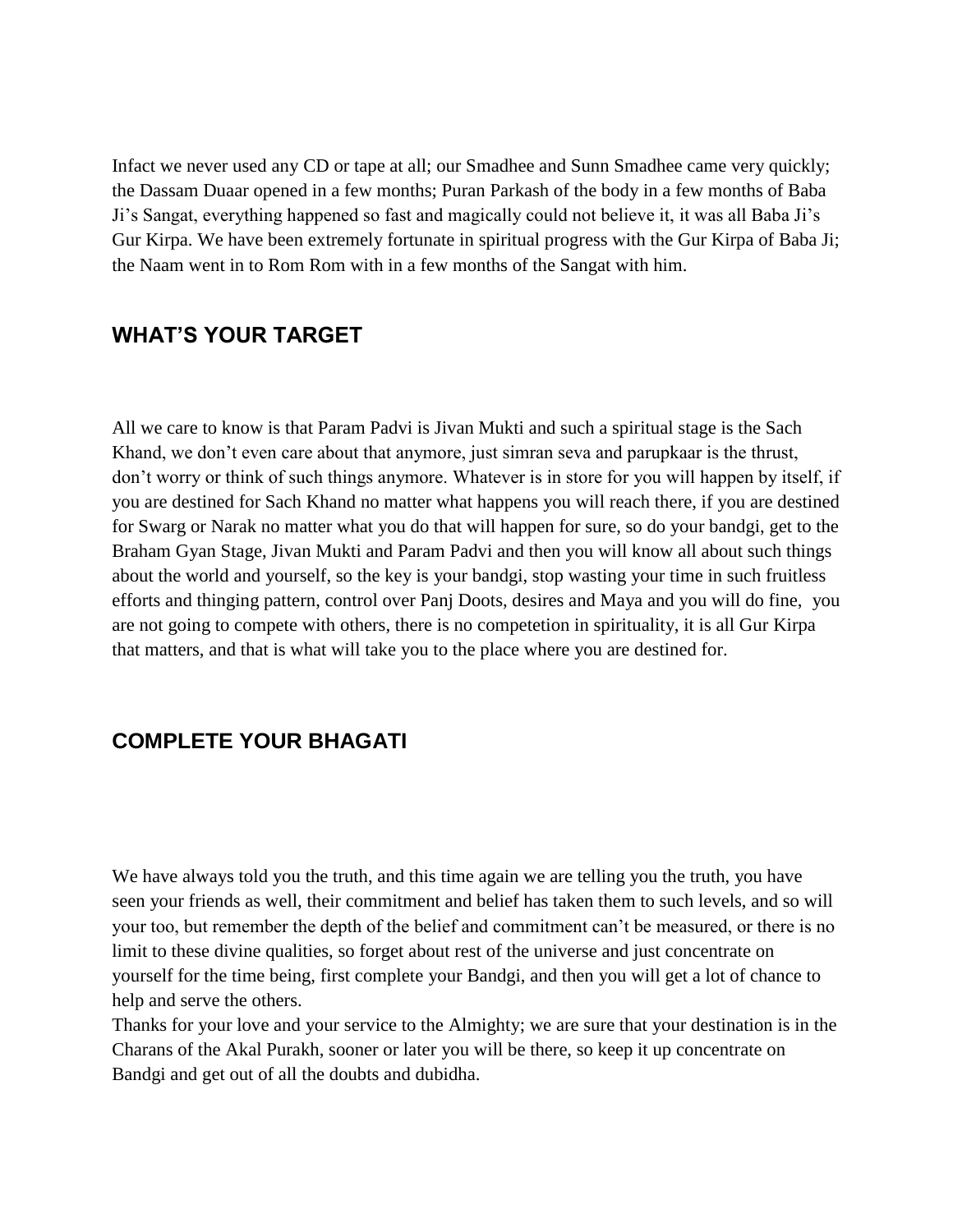Infact we never used any CD or tape at all; our Smadhee and Sunn Smadhee came very quickly; the Dassam Duaar opened in a few months; Puran Parkash of the body in a few months of Baba Ji's Sangat, everything happened so fast and magically could not believe it, it was all Baba Ji's Gur Kirpa. We have been extremely fortunate in spiritual progress with the Gur Kirpa of Baba Ji; the Naam went in to Rom Rom with in a few months of the Sangat with him.

## WHAT'S YOUR TARGET

All we care to know is that Param Padvi is Jivan Mukti and such a spiritual stage is the Sach Khand, we don't even care about that anymore, just simran seva and parupkaar is the thrust, don't worry or think of such things anymore. Whatever is in store for you will happen by itself, if you are destined for Sach Khand no matter what happens you will reach there, if you are destined for Swarg or Narak no matter what you do that will happen for sure, so do your bandgi, get to the Braham Gyan Stage, Jivan Mukti and Param Padvi and then you will know all about such things about the world and yourself, so the key is your bandgi, stop wasting your time in such fruitless efforts and thinging pattern, control over Panj Doots, desires and Maya and you will do fine, you are not going to compete with others, there is no competetion in spirituality, it is all Gur Kirpa that matters, and that is what will take you to the place where you are destined for.

## COMPLETE YOUR BHAGATI

We have always told you the truth, and this time again we are telling you the truth, you have seen your friends as well, their commitment and belief has taken them to such levels, and so will your too, but remember the depth of the belief and commitment can't be measured, or there is no limit to these divine qualities, so forget about rest of the universe and just concentrate on yourself for the time being, first complete your Bandgi, and then you will get a lot of chance to help and serve the others.

Thanks for your love and your service to the Almighty; we are sure that your destination is in the Charans of the Akal Purakh, sooner or later you will be there, so keep it up concentrate on Bandgi and get out of all the doubts and dubidha.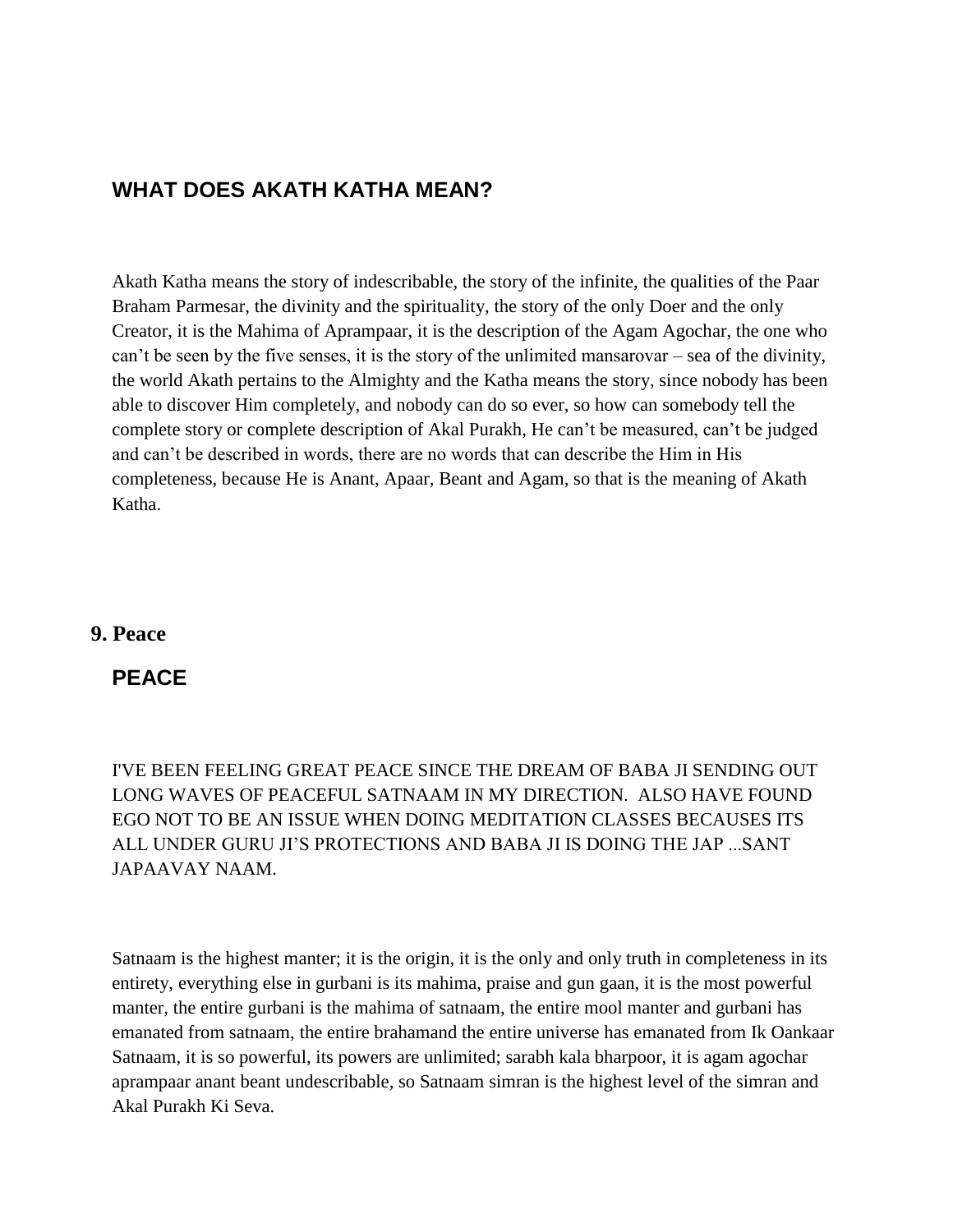## WHAT DOES AKATH KATHA MEAN?

Akath Katha means the story of indescribable, the story of the infinite, the qualities of the Paar Braham Parmesar, the divinity and the spirituality, the story of the only Doer and the only Creator, it is the Mahima of Aprampaar, it is the description of the Agam Agochar, the one who can't be seen by the five senses, it is the story of the unlimited mansarovar – sea of the divinity, the world Akath pertains to the Almighty and the Katha means the story, since nobody has been able to discover Him completely, and nobody can do so ever, so how can somebody tell the complete story or complete description of Akal Purakh, He can't be measured, can't be judged and can't be described in words, there are no words that can describe the Him in His completeness, because He is Anant, Apaar, Beant and Agam, so that is the meaning of Akath Katha.

# 9. Peace

## PEACE

I'VE BEEN FEELING GREAT PEACE SINCE THE DREAM OF BABA JI SENDING OUT LONG WAVES OF PEACEFUL SATNAAM IN MY DIRECTION. ALSO HAVE FOUND EGO NOT TO BE AN ISSUE WHEN DOING MEDITATION CLASSES BECAUSES ITS ALL UNDER GURU JI'S PROTECTIONS AND BABA JI IS DOING THE JAP ...SANT JAPAAVAY NAAM.

Satnaam is the highest manter; it is the origin, it is the only and only truth in completeness in its entirety, everything else in gurbani is its mahima, praise and gun gaan, it is the most powerful manter, the entire gurbani is the mahima of satnaam, the entire mool manter and gurbani has emanated from satnaam, the entire brahamand the entire universe has emanated from Ik Oankaar Satnaam, it is so powerful, its powers are unlimited; sarabh kala bharpoor, it is agam agochar aprampaar anant beant undescribable, so Satnaam simran is the highest level of the simran and Akal Purakh Ki Seva.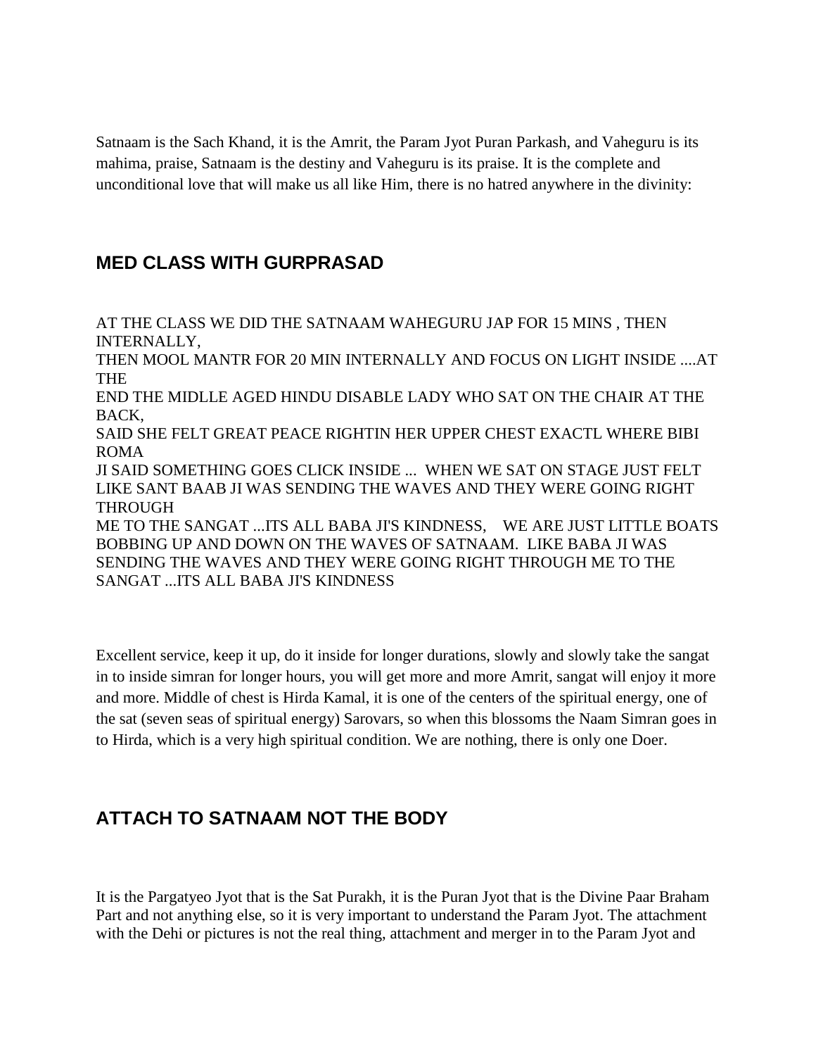Satnaam is the Sach Khand, it is the Amrit, the Param Jyot Puran Parkash, and Vaheguru is its mahima, praise, Satnaam is the destiny and Vaheguru is its praise. It is the complete and unconditional love that will make us all like Him, there is no hatred anywhere in the divinity:

## MED CLASS WITH GURPRASAD

AT THE CLASS WE DID THE SATNAAM WAHEGURU JAP FOR 15 MINS , THEN INTERNALLY,
THEN MOOL MANTR FOR 20 MIN INTERNALLY AND FOCUS ON LIGHT INSIDE ....AT THE
END THE MIDLLE AGED HINDU DISABLE LADY WHO SAT ON THE CHAIR AT THE BACK,
SAID SHE FELT GREAT PEACE RIGHTIN HER UPPER CHEST EXACTL WHERE BIBI ROMA
JI SAID SOMETHING GOES CLICK INSIDE ... WHEN WE SAT ON STAGE JUST FELT LIKE SANT BAAB JI WAS SENDING THE WAVES AND THEY WERE GOING RIGHT THROUGH
ME TO THE SANGAT ...ITS ALL BABA JI'S KINDNESS, WE ARE JUST LITTLE BOATS BOBBING UP AND DOWN ON THE WAVES OF SATNAAM. LIKE BABA JI WAS SENDING THE WAVES AND THEY WERE GOING RIGHT THROUGH ME TO THE SANGAT ...ITS ALL BABA JI'S KINDNESS

Excellent service, keep it up, do it inside for longer durations, slowly and slowly take the sangat in to inside simran for longer hours, you will get more and more Amrit, sangat will enjoy it more and more. Middle of chest is Hirda Kamal, it is one of the centers of the spiritual energy, one of the sat (seven seas of spiritual energy) Sarovars, so when this blossoms the Naam Simran goes in to Hirda, which is a very high spiritual condition. We are nothing, there is only one Doer.

## ATTACH TO SATNAAM NOT THE BODY

It is the Pargatyeo Jyot that is the Sat Purakh, it is the Puran Jyot that is the Divine Paar Braham Part and not anything else, so it is very important to understand the Param Jyot. The attachment with the Dehi or pictures is not the real thing, attachment and merger in to the Param Jyot and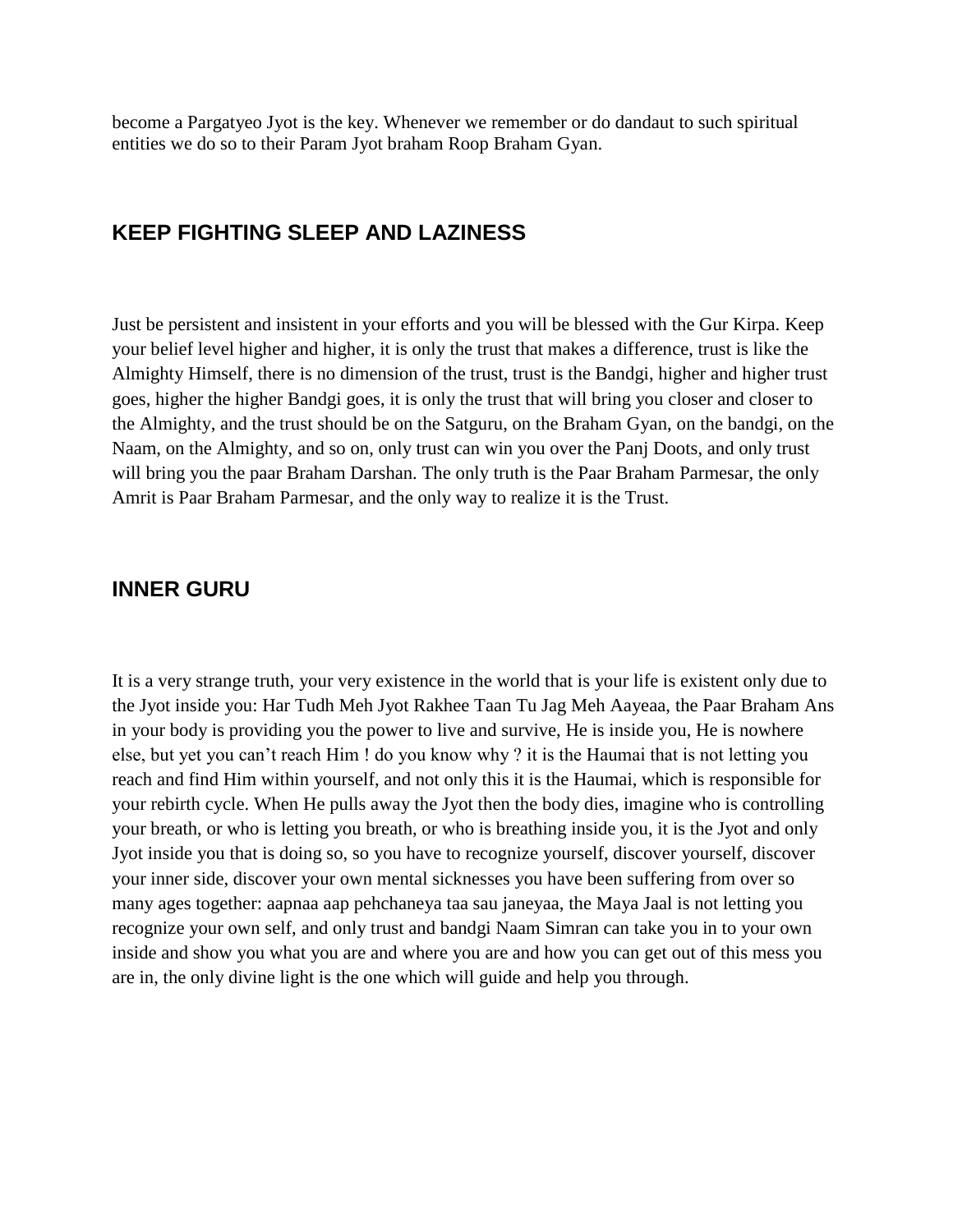become a Pargatyeo Jyot is the key. Whenever we remember or do dandaut to such spiritual entities we do so to their Param Jyot braham Roop Braham Gyan.

## KEEP FIGHTING SLEEP AND LAZINESS

Just be persistent and insistent in your efforts and you will be blessed with the Gur Kirpa. Keep your belief level higher and higher, it is only the trust that makes a difference, trust is like the Almighty Himself, there is no dimension of the trust, trust is the Bandgi, higher and higher trust goes, higher the higher Bandgi goes, it is only the trust that will bring you closer and closer to the Almighty, and the trust should be on the Satguru, on the Braham Gyan, on the bandgi, on the Naam, on the Almighty, and so on, only trust can win you over the Panj Doots, and only trust will bring you the paar Braham Darshan. The only truth is the Paar Braham Parmesar, the only Amrit is Paar Braham Parmesar, and the only way to realize it is the Trust.

## INNER GURU

It is a very strange truth, your very existence in the world that is your life is existent only due to the Jyot inside you: Har Tudh Meh Jyot Rakhee Taan Tu Jag Meh Aayeaa, the Paar Braham Ans in your body is providing you the power to live and survive, He is inside you, He is nowhere else, but yet you can't reach Him ! do you know why ? it is the Haumai that is not letting you reach and find Him within yourself, and not only this it is the Haumai, which is responsible for your rebirth cycle. When He pulls away the Jyot then the body dies, imagine who is controlling your breath, or who is letting you breath, or who is breathing inside you, it is the Jyot and only Jyot inside you that is doing so, so you have to recognize yourself, discover yourself, discover your inner side, discover your own mental sicknesses you have been suffering from over so many ages together: aapnaa aap pehchaneya taa sau janeyaa, the Maya Jaal is not letting you recognize your own self, and only trust and bandgi Naam Simran can take you in to your own inside and show you what you are and where you are and how you can get out of this mess you are in, the only divine light is the one which will guide and help you through.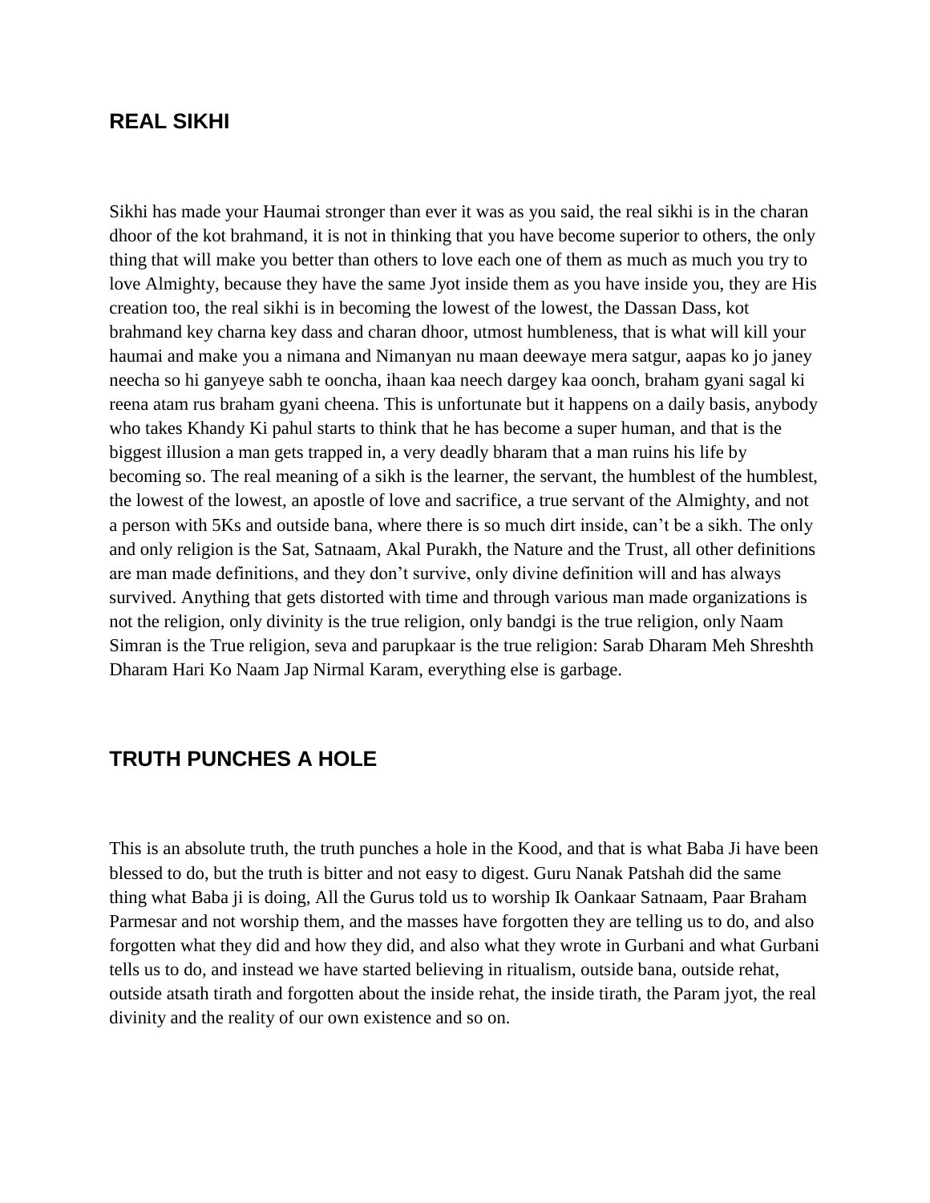## REAL SIKHI

Sikhi has made your Haumai stronger than ever it was as you said, the real sikhi is in the charan dhoor of the kot brahmand, it is not in thinking that you have become superior to others, the only thing that will make you better than others to love each one of them as much as much you try to love Almighty, because they have the same Jyot inside them as you have inside you, they are His creation too, the real sikhi is in becoming the lowest of the lowest, the Dassan Dass, kot brahmand key charna key dass and charan dhoor, utmost humbleness, that is what will kill your haumai and make you a nimana and Nimanyan nu maan deewaye mera satgur, aapas ko jo janey neecha so hi ganyeye sabh te ooncha, ihaan kaa neech dargey kaa oonch, braham gyani sagal ki reena atam rus braham gyani cheena. This is unfortunate but it happens on a daily basis, anybody who takes Khandy Ki pahul starts to think that he has become a super human, and that is the biggest illusion a man gets trapped in, a very deadly bharam that a man ruins his life by becoming so. The real meaning of a sikh is the learner, the servant, the humblest of the humblest, the lowest of the lowest, an apostle of love and sacrifice, a true servant of the Almighty, and not a person with 5Ks and outside bana, where there is so much dirt inside, can't be a sikh. The only and only religion is the Sat, Satnaam, Akal Purakh, the Nature and the Trust, all other definitions are man made definitions, and they don't survive, only divine definition will and has always survived. Anything that gets distorted with time and through various man made organizations is not the religion, only divinity is the true religion, only bandgi is the true religion, only Naam Simran is the True religion, seva and parupkaar is the true religion: Sarab Dharam Meh Shreshth Dharam Hari Ko Naam Jap Nirmal Karam, everything else is garbage.

## TRUTH PUNCHES A HOLE

This is an absolute truth, the truth punches a hole in the Kood, and that is what Baba Ji have been blessed to do, but the truth is bitter and not easy to digest. Guru Nanak Patshah did the same thing what Baba ji is doing, All the Gurus told us to worship Ik Oankaar Satnaam, Paar Braham Parmesar and not worship them, and the masses have forgotten they are telling us to do, and also forgotten what they did and how they did, and also what they wrote in Gurbani and what Gurbani tells us to do, and instead we have started believing in ritualism, outside bana, outside rehat, outside atsath tirath and forgotten about the inside rehat, the inside tirath, the Param jyot, the real divinity and the reality of our own existence and so on.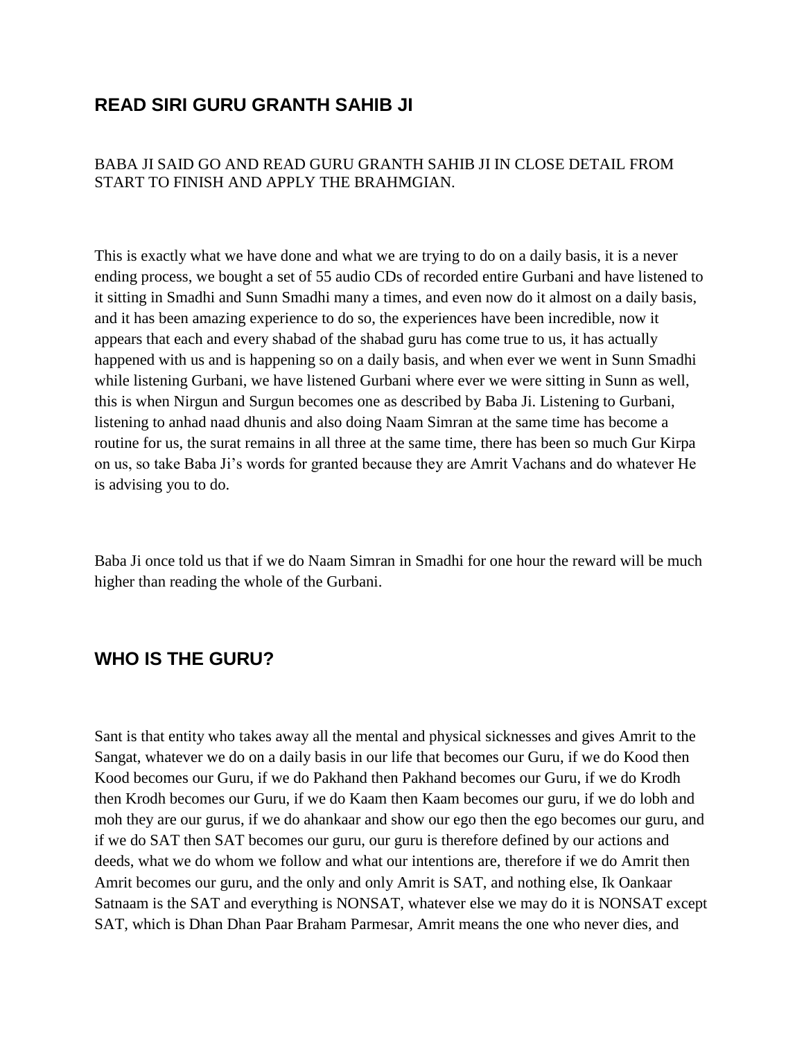## READ SIRI GURU GRANTH SAHIB JI

BABA JI SAID GO AND READ GURU GRANTH SAHIB JI IN CLOSE DETAIL FROM START TO FINISH AND APPLY THE BRAHMGIAN.

This is exactly what we have done and what we are trying to do on a daily basis, it is a never ending process, we bought a set of 55 audio CDs of recorded entire Gurbani and have listened to it sitting in Smadhi and Sunn Smadhi many a times, and even now do it almost on a daily basis, and it has been amazing experience to do so, the experiences have been incredible, now it appears that each and every shabad of the shabad guru has come true to us, it has actually happened with us and is happening so on a daily basis, and when ever we went in Sunn Smadhi while listening Gurbani, we have listened Gurbani where ever we were sitting in Sunn as well, this is when Nirgun and Surgun becomes one as described by Baba Ji. Listening to Gurbani, listening to anhad naad dhunis and also doing Naam Simran at the same time has become a routine for us, the surat remains in all three at the same time, there has been so much Gur Kirpa on us, so take Baba Ji's words for granted because they are Amrit Vachans and do whatever He is advising you to do.

Baba Ji once told us that if we do Naam Simran in Smadhi for one hour the reward will be much higher than reading the whole of the Gurbani.

## WHO IS THE GURU?

Sant is that entity who takes away all the mental and physical sicknesses and gives Amrit to the Sangat, whatever we do on a daily basis in our life that becomes our Guru, if we do Kood then Kood becomes our Guru, if we do Pakhand then Pakhand becomes our Guru, if we do Krodh then Krodh becomes our Guru, if we do Kaam then Kaam becomes our guru, if we do lobh and moh they are our gurus, if we do ahankaar and show our ego then the ego becomes our guru, and if we do SAT then SAT becomes our guru, our guru is therefore defined by our actions and deeds, what we do whom we follow and what our intentions are, therefore if we do Amrit then Amrit becomes our guru, and the only and only Amrit is SAT, and nothing else, Ik Oankaar Satnaam is the SAT and everything is NONSAT, whatever else we may do it is NONSAT except SAT, which is Dhan Dhan Paar Braham Parmesar, Amrit means the one who never dies, and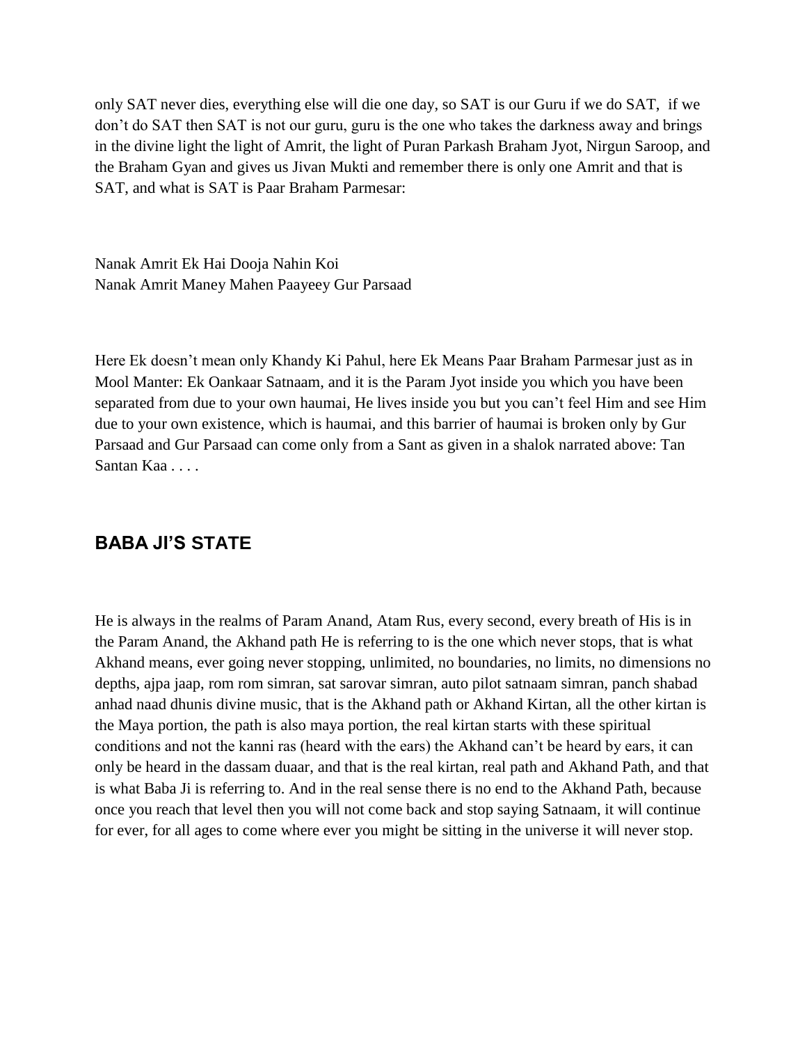only SAT never dies, everything else will die one day, so SAT is our Guru if we do SAT, if we don't do SAT then SAT is not our guru, guru is the one who takes the darkness away and brings in the divine light the light of Amrit, the light of Puran Parkash Braham Jyot, Nirgun Saroop, and the Braham Gyan and gives us Jivan Mukti and remember there is only one Amrit and that is SAT, and what is SAT is Paar Braham Parmesar:

Nanak Amrit Ek Hai Dooja Nahin Koi
Nanak Amrit Maney Mahen Paayeey Gur Parsaad

Here Ek doesn't mean only Khandy Ki Pahul, here Ek Means Paar Braham Parmesar just as in Mool Manter: Ek Oankaar Satnaam, and it is the Param Jyot inside you which you have been separated from due to your own haumai, He lives inside you but you can't feel Him and see Him due to your own existence, which is haumai, and this barrier of haumai is broken only by Gur Parsaad and Gur Parsaad can come only from a Sant as given in a shalok narrated above: Tan Santan Kaa . . . .

## BABA JI'S STATE

He is always in the realms of Param Anand, Atam Rus, every second, every breath of His is in the Param Anand, the Akhand path He is referring to is the one which never stops, that is what Akhand means, ever going never stopping, unlimited, no boundaries, no limits, no dimensions no depths, ajpa jaap, rom rom simran, sat sarovar simran, auto pilot satnaam simran, panch shabad anhad naad dhunis divine music, that is the Akhand path or Akhand Kirtan, all the other kirtan is the Maya portion, the path is also maya portion, the real kirtan starts with these spiritual conditions and not the kanni ras (heard with the ears) the Akhand can't be heard by ears, it can only be heard in the dassam duaar, and that is the real kirtan, real path and Akhand Path, and that is what Baba Ji is referring to. And in the real sense there is no end to the Akhand Path, because once you reach that level then you will not come back and stop saying Satnaam, it will continue for ever, for all ages to come where ever you might be sitting in the universe it will never stop.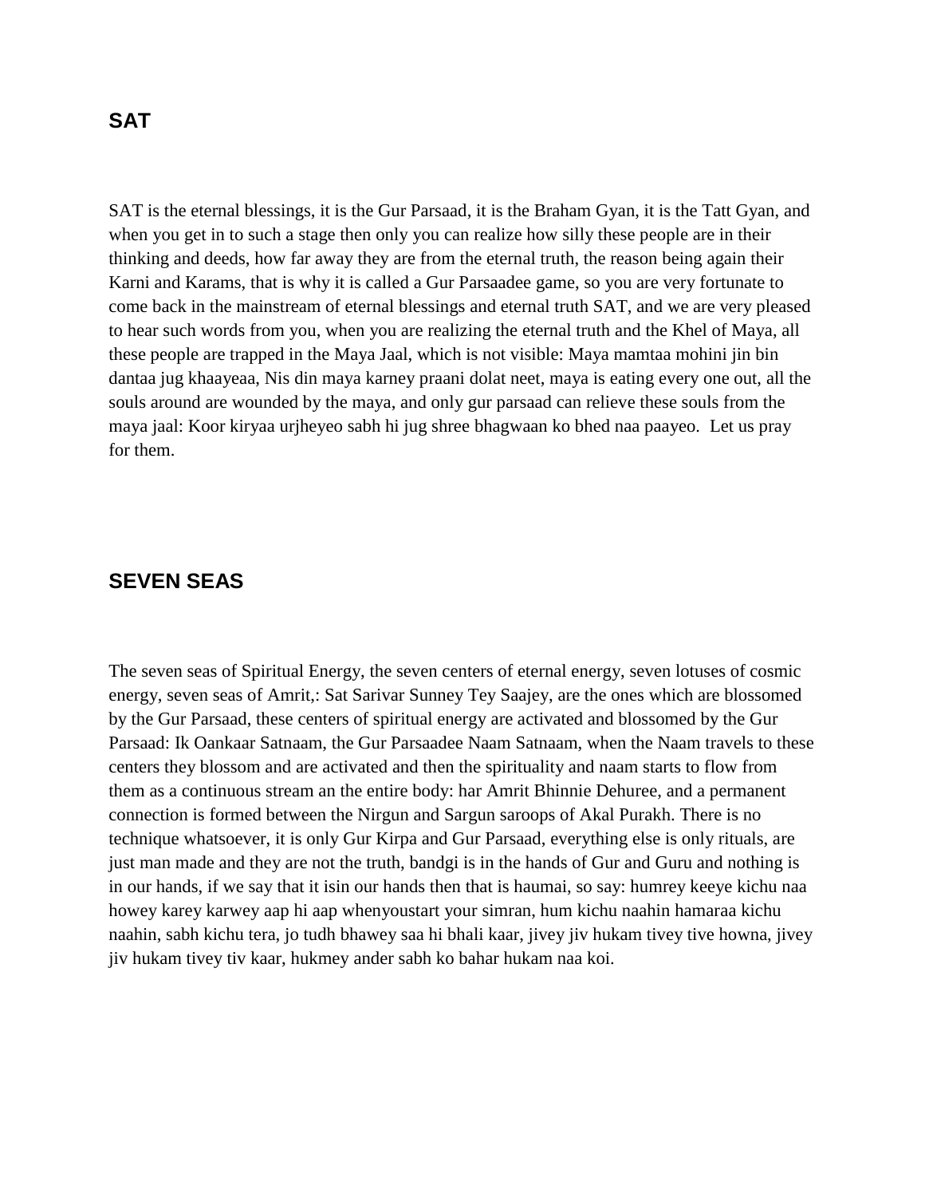## SAT

SAT is the eternal blessings, it is the Gur Parsaad, it is the Braham Gyan, it is the Tatt Gyan, and when you get in to such a stage then only you can realize how silly these people are in their thinking and deeds, how far away they are from the eternal truth, the reason being again their Karni and Karams, that is why it is called a Gur Parsaadee game, so you are very fortunate to come back in the mainstream of eternal blessings and eternal truth SAT, and we are very pleased to hear such words from you, when you are realizing the eternal truth and the Khel of Maya, all these people are trapped in the Maya Jaal, which is not visible: Maya mamtaa mohini jin bin dantaa jug khaayeaa, Nis din maya karney praani dolat neet, maya is eating every one out, all the souls around are wounded by the maya, and only gur parsaad can relieve these souls from the maya jaal: Koor kiryaa urjheyeo sabh hi jug shree bhagwaan ko bhed naa paayeo. Let us pray for them.

## SEVEN SEAS

The seven seas of Spiritual Energy, the seven centers of eternal energy, seven lotuses of cosmic energy, seven seas of Amrit,: Sat Sarivar Sunney Tey Saajey, are the ones which are blossomed by the Gur Parsaad, these centers of spiritual energy are activated and blossomed by the Gur Parsaad: Ik Oankaar Satnaam, the Gur Parsaadee Naam Satnaam, when the Naam travels to these centers they blossom and are activated and then the spirituality and naam starts to flow from them as a continuous stream an the entire body: har Amrit Bhinnie Dehuree, and a permanent connection is formed between the Nirgun and Sargun saroops of Akal Purakh. There is no technique whatsoever, it is only Gur Kirpa and Gur Parsaad, everything else is only rituals, are just man made and they are not the truth, bandgi is in the hands of Gur and Guru and nothing is in our hands, if we say that it isin our hands then that is haumai, so say: humrey keeye kichu naa howey karey karwey aap hi aap whenyoustart your simran, hum kichu naahin hamaraa kichu naahin, sabh kichu tera, jo tudh bhawey saa hi bhali kaar, jivey jiv hukam tivey tive howna, jivey jiv hukam tivey tiv kaar, hukmey ander sabh ko bahar hukam naa koi.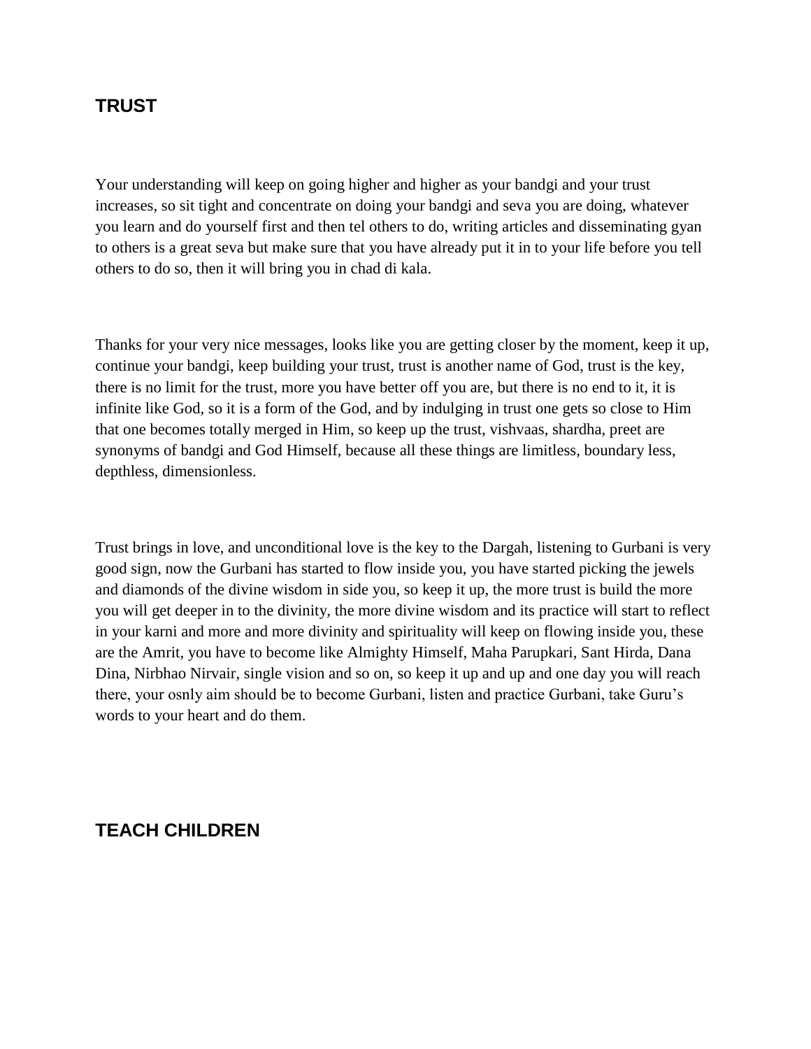## TRUST

Your understanding will keep on going higher and higher as your bandgi and your trust increases, so sit tight and concentrate on doing your bandgi and seva you are doing, whatever you learn and do yourself first and then tel others to do, writing articles and disseminating gyan to others is a great seva but make sure that you have already put it in to your life before you tell others to do so, then it will bring you in chad di kala.

Thanks for your very nice messages, looks like you are getting closer by the moment, keep it up, continue your bandgi, keep building your trust, trust is another name of God, trust is the key, there is no limit for the trust, more you have better off you are, but there is no end to it, it is infinite like God, so it is a form of the God, and by indulging in trust one gets so close to Him that one becomes totally merged in Him, so keep up the trust, vishvaas, shardha, preet are synonyms of bandgi and God Himself, because all these things are limitless, boundary less, depthless, dimensionless.

Trust brings in love, and unconditional love is the key to the Dargah, listening to Gurbani is very good sign, now the Gurbani has started to flow inside you, you have started picking the jewels and diamonds of the divine wisdom in side you, so keep it up, the more trust is build the more you will get deeper in to the divinity, the more divine wisdom and its practice will start to reflect in your karni and more and more divinity and spirituality will keep on flowing inside you, these are the Amrit, you have to become like Almighty Himself, Maha Parupkari, Sant Hirda, Dana Dina, Nirbhao Nirvair, single vision and so on, so keep it up and up and one day you will reach there, your osnly aim should be to become Gurbani, listen and practice Gurbani, take Guru's words to your heart and do them.

## TEACH CHILDREN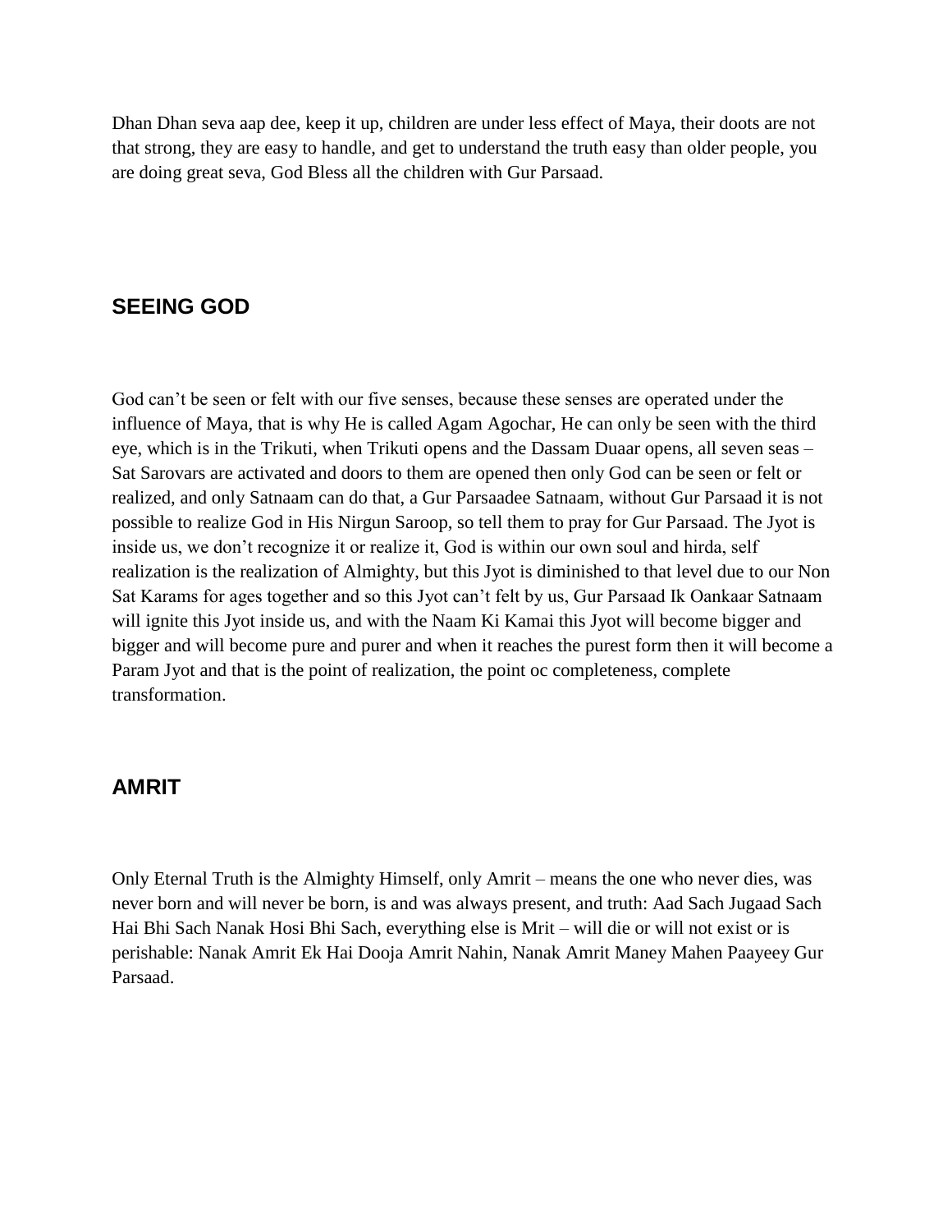Dhan Dhan seva aap dee, keep it up, children are under less effect of Maya, their doots are not that strong, they are easy to handle, and get to understand the truth easy than older people, you are doing great seva, God Bless all the children with Gur Parsaad.

## SEEING GOD

God can't be seen or felt with our five senses, because these senses are operated under the influence of Maya, that is why He is called Agam Agochar, He can only be seen with the third eye, which is in the Trikuti, when Trikuti opens and the Dassam Duaar opens, all seven seas – Sat Sarovars are activated and doors to them are opened then only God can be seen or felt or realized, and only Satnaam can do that, a Gur Parsaadee Satnaam, without Gur Parsaad it is not possible to realize God in His Nirgun Saroop, so tell them to pray for Gur Parsaad. The Jyot is inside us, we don't recognize it or realize it, God is within our own soul and hirda, self realization is the realization of Almighty, but this Jyot is diminished to that level due to our Non Sat Karams for ages together and so this Jyot can't felt by us, Gur Parsaad Ik Oankaar Satnaam will ignite this Jyot inside us, and with the Naam Ki Kamai this Jyot will become bigger and bigger and will become pure and purer and when it reaches the purest form then it will become a Param Jyot and that is the point of realization, the point oc completeness, complete transformation.

## AMRIT

Only Eternal Truth is the Almighty Himself, only Amrit – means the one who never dies, was never born and will never be born, is and was always present, and truth: Aad Sach Jugaad Sach Hai Bhi Sach Nanak Hosi Bhi Sach, everything else is Mrit – will die or will not exist or is perishable: Nanak Amrit Ek Hai Dooja Amrit Nahin, Nanak Amrit Maney Mahen Paayeey Gur Parsaad.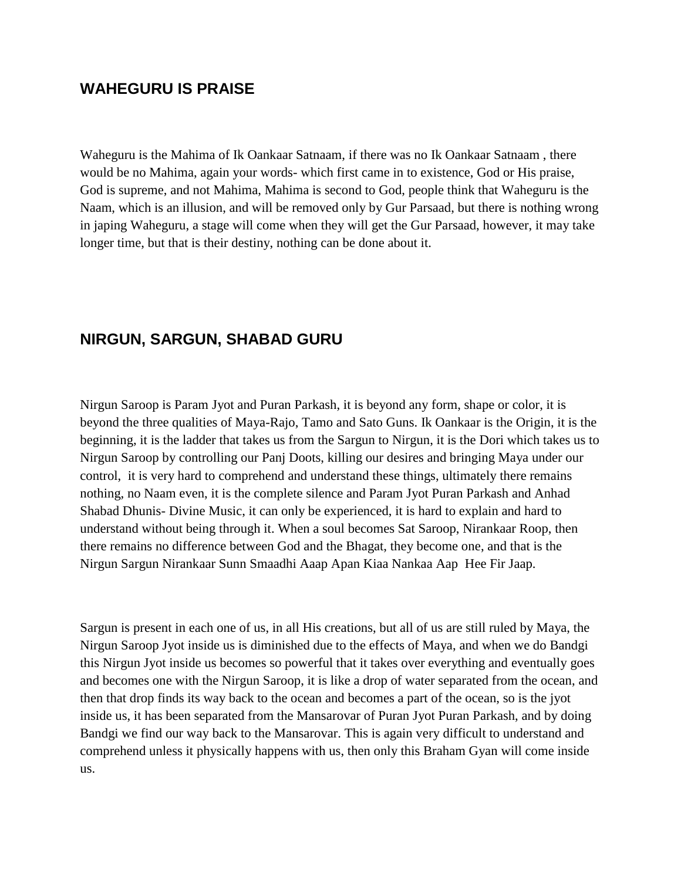## WAHEGURU IS PRAISE

Waheguru is the Mahima of Ik Oankaar Satnaam, if there was no Ik Oankaar Satnaam , there would be no Mahima, again your words- which first came in to existence, God or His praise, God is supreme, and not Mahima, Mahima is second to God, people think that Waheguru is the Naam, which is an illusion, and will be removed only by Gur Parsaad, but there is nothing wrong in japing Waheguru, a stage will come when they will get the Gur Parsaad, however, it may take longer time, but that is their destiny, nothing can be done about it.

## NIRGUN, SARGUN, SHABAD GURU

Nirgun Saroop is Param Jyot and Puran Parkash, it is beyond any form, shape or color, it is beyond the three qualities of Maya-Rajo, Tamo and Sato Guns. Ik Oankaar is the Origin, it is the beginning, it is the ladder that takes us from the Sargun to Nirgun, it is the Dori which takes us to Nirgun Saroop by controlling our Panj Doots, killing our desires and bringing Maya under our control, it is very hard to comprehend and understand these things, ultimately there remains nothing, no Naam even, it is the complete silence and Param Jyot Puran Parkash and Anhad Shabad Dhunis- Divine Music, it can only be experienced, it is hard to explain and hard to understand without being through it. When a soul becomes Sat Saroop, Nirankaar Roop, then there remains no difference between God and the Bhagat, they become one, and that is the Nirgun Sargun Nirankaar Sunn Smaadhi Aaap Apan Kiaa Nankaa Aap Hee Fir Jaap.

Sargun is present in each one of us, in all His creations, but all of us are still ruled by Maya, the Nirgun Saroop Jyot inside us is diminished due to the effects of Maya, and when we do Bandgi this Nirgun Jyot inside us becomes so powerful that it takes over everything and eventually goes and becomes one with the Nirgun Saroop, it is like a drop of water separated from the ocean, and then that drop finds its way back to the ocean and becomes a part of the ocean, so is the jyot inside us, it has been separated from the Mansarovar of Puran Jyot Puran Parkash, and by doing Bandgi we find our way back to the Mansarovar. This is again very difficult to understand and comprehend unless it physically happens with us, then only this Braham Gyan will come inside us.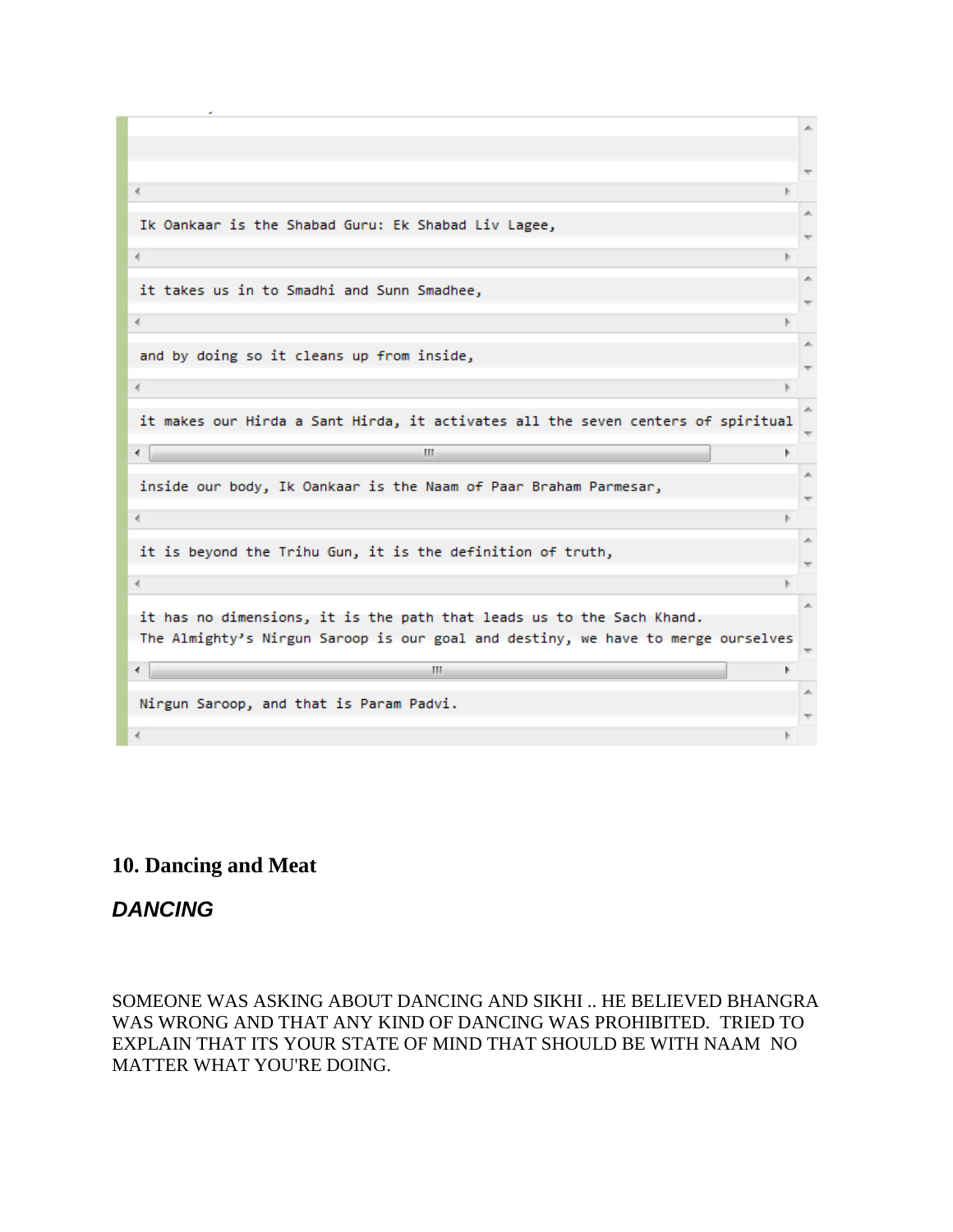Ik Oankaar is the Shabad Guru: Ek Shabad Liv Lagee,

it takes us in to Smadhi and Sunn Smadhee,

and by doing so it cleans up from inside,

it makes our Hirda a Sant Hirda, it activates all the seven centers of spiritual

inside our body, Ik Oankaar is the Naam of Paar Braham Parmesar,

it is beyond the Trihu Gun, it is the definition of truth,

it has no dimensions, it is the path that leads us to the Sach Khand.
The Almighty's Nirgun Saroop is our goal and destiny, we have to merge ourselves

Nirgun Saroop, and that is Param Padvi.

## 10. Dancing and Meat

### *DANCING*

SOMEONE WAS ASKING ABOUT DANCING AND SIKHI .. HE BELIEVED BHANGRA WAS WRONG AND THAT ANY KIND OF DANCING WAS PROHIBITED. TRIED TO EXPLAIN THAT ITS YOUR STATE OF MIND THAT SHOULD BE WITH NAAM NO MATTER WHAT YOU'RE DOING.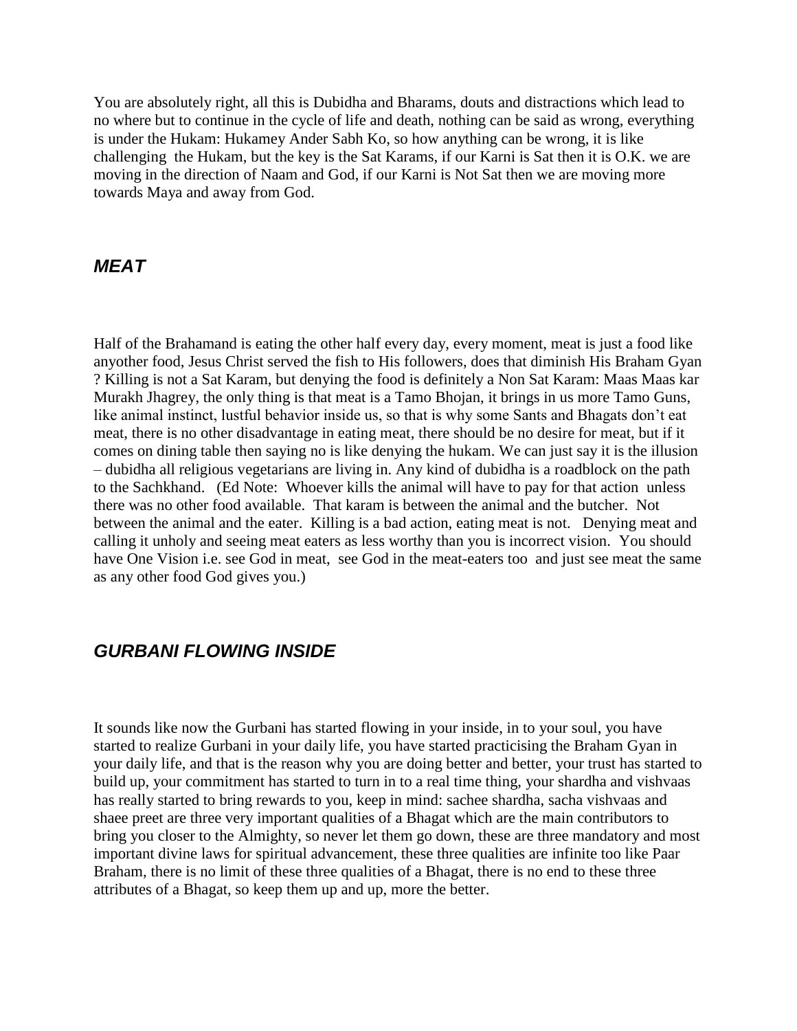You are absolutely right, all this is Dubidha and Bharams, douts and distractions which lead to no where but to continue in the cycle of life and death, nothing can be said as wrong, everything is under the Hukam: Hukamey Ander Sabh Ko, so how anything can be wrong, it is like challenging the Hukam, but the key is the Sat Karams, if our Karni is Sat then it is O.K. we are moving in the direction of Naam and God, if our Karni is Not Sat then we are moving more towards Maya and away from God.

## *MEAT*

Half of the Brahamand is eating the other half every day, every moment, meat is just a food like anyother food, Jesus Christ served the fish to His followers, does that diminish His Braham Gyan ? Killing is not a Sat Karam, but denying the food is definitely a Non Sat Karam: Maas Maas kar Murakh Jhagrey, the only thing is that meat is a Tamo Bhojan, it brings in us more Tamo Guns, like animal instinct, lustful behavior inside us, so that is why some Sants and Bhagats don't eat meat, there is no other disadvantage in eating meat, there should be no desire for meat, but if it comes on dining table then saying no is like denying the hukam. We can just say it is the illusion – dubidha all religious vegetarians are living in. Any kind of dubidha is a roadblock on the path to the Sachkhand. (Ed Note: Whoever kills the animal will have to pay for that action unless there was no other food available. That karam is between the animal and the butcher. Not between the animal and the eater. Killing is a bad action, eating meat is not. Denying meat and calling it unholy and seeing meat eaters as less worthy than you is incorrect vision. You should have One Vision i.e. see God in meat, see God in the meat-eaters too and just see meat the same as any other food God gives you.)

## *GURBANI FLOWING INSIDE*

It sounds like now the Gurbani has started flowing in your inside, in to your soul, you have started to realize Gurbani in your daily life, you have started practicising the Braham Gyan in your daily life, and that is the reason why you are doing better and better, your trust has started to build up, your commitment has started to turn in to a real time thing, your shardha and vishvaas has really started to bring rewards to you, keep in mind: sachee shardha, sacha vishvaas and shaee preet are three very important qualities of a Bhagat which are the main contributors to bring you closer to the Almighty, so never let them go down, these are three mandatory and most important divine laws for spiritual advancement, these three qualities are infinite too like Paar Braham, there is no limit of these three qualities of a Bhagat, there is no end to these three attributes of a Bhagat, so keep them up and up, more the better.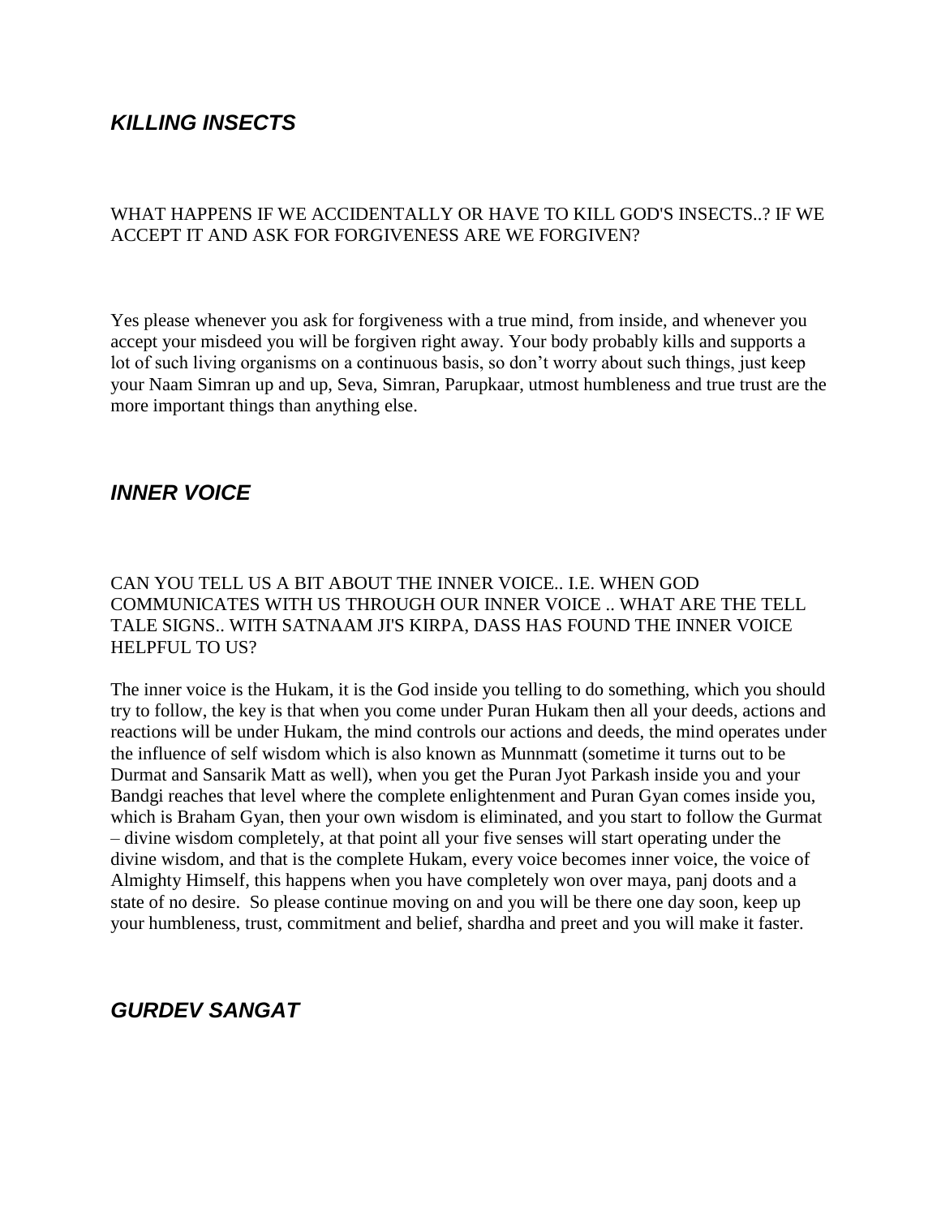## *KILLING INSECTS*

WHAT HAPPENS IF WE ACCIDENTALLY OR HAVE TO KILL GOD'S INSECTS..? IF WE ACCEPT IT AND ASK FOR FORGIVENESS ARE WE FORGIVEN?

Yes please whenever you ask for forgiveness with a true mind, from inside, and whenever you accept your misdeed you will be forgiven right away. Your body probably kills and supports a lot of such living organisms on a continuous basis, so don't worry about such things, just keep your Naam Simran up and up, Seva, Simran, Parupkaar, utmost humbleness and true trust are the more important things than anything else.

## *INNER VOICE*

CAN YOU TELL US A BIT ABOUT THE INNER VOICE.. I.E. WHEN GOD COMMUNICATES WITH US THROUGH OUR INNER VOICE .. WHAT ARE THE TELL TALE SIGNS.. WITH SATNAAM JI'S KIRPA, DASS HAS FOUND THE INNER VOICE HELPFUL TO US?

The inner voice is the Hukam, it is the God inside you telling to do something, which you should try to follow, the key is that when you come under Puran Hukam then all your deeds, actions and reactions will be under Hukam, the mind controls our actions and deeds, the mind operates under the influence of self wisdom which is also known as Munnmatt (sometime it turns out to be Durmat and Sansarik Matt as well), when you get the Puran Jyot Parkash inside you and your Bandgi reaches that level where the complete enlightenment and Puran Gyan comes inside you, which is Braham Gyan, then your own wisdom is eliminated, and you start to follow the Gurmat – divine wisdom completely, at that point all your five senses will start operating under the divine wisdom, and that is the complete Hukam, every voice becomes inner voice, the voice of Almighty Himself, this happens when you have completely won over maya, panj doots and a state of no desire. So please continue moving on and you will be there one day soon, keep up your humbleness, trust, commitment and belief, shardha and preet and you will make it faster.

## *GURDEV SANGAT*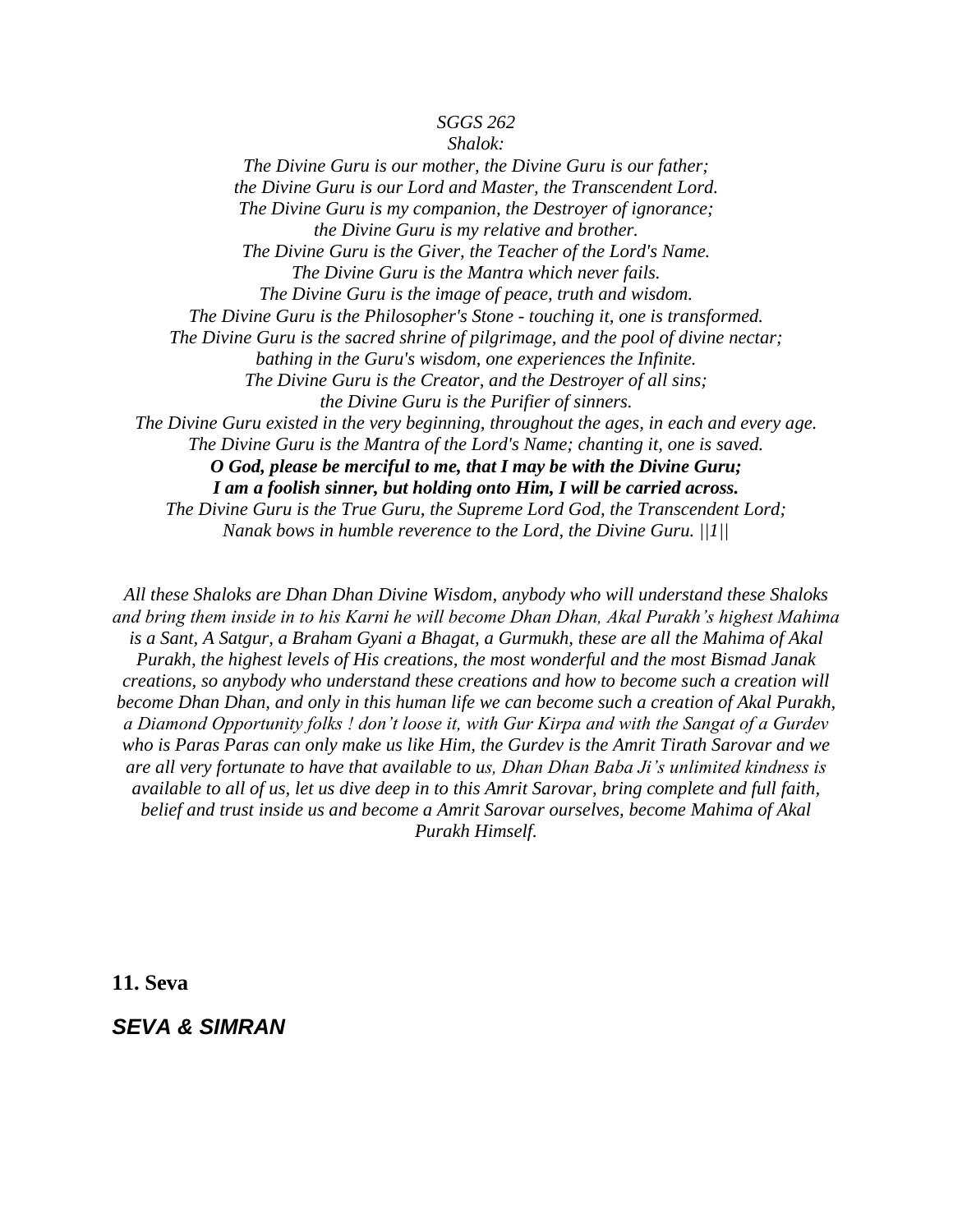*SGGS 262*
*Shalok:*
*The Divine Guru is our mother, the Divine Guru is our father;*
*the Divine Guru is our Lord and Master, the Transcendent Lord.*
*The Divine Guru is my companion, the Destroyer of ignorance;*
*the Divine Guru is my relative and brother.*
*The Divine Guru is the Giver, the Teacher of the Lord's Name.*
*The Divine Guru is the Mantra which never fails.*
*The Divine Guru is the image of peace, truth and wisdom.*
*The Divine Guru is the Philosopher's Stone - touching it, one is transformed.*
*The Divine Guru is the sacred shrine of pilgrimage, and the pool of divine nectar;*
*bathing in the Guru's wisdom, one experiences the Infinite.*
*The Divine Guru is the Creator, and the Destroyer of all sins;*
*the Divine Guru is the Purifier of sinners.*
*The Divine Guru existed in the very beginning, throughout the ages, in each and every age.*
*The Divine Guru is the Mantra of the Lord's Name; chanting it, one is saved.*
***O God, please be merciful to me, that I may be with the Divine Guru;***
***I am a foolish sinner, but holding onto Him, I will be carried across.***
*The Divine Guru is the True Guru, the Supreme Lord God, the Transcendent Lord;*
*Nanak bows in humble reverence to the Lord, the Divine Guru. ||1||*

*All these Shaloks are Dhan Dhan Divine Wisdom, anybody who will understand these Shaloks and bring them inside in to his Karni he will become Dhan Dhan, Akal Purakh's highest Mahima is a Sant, A Satgur, a Braham Gyani a Bhagat, a Gurmukh, these are all the Mahima of Akal Purakh, the highest levels of His creations, the most wonderful and the most Bismad Janak creations, so anybody who understand these creations and how to become such a creation will become Dhan Dhan, and only in this human life we can become such a creation of Akal Purakh, a Diamond Opportunity folks ! don't loose it, with Gur Kirpa and with the Sangat of a Gurdev who is Paras Paras can only make us like Him, the Gurdev is the Amrit Tirath Sarovar and we are all very fortunate to have that available to us, Dhan Dhan Baba Ji's unlimited kindness is available to all of us, let us dive deep in to this Amrit Sarovar, bring complete and full faith, belief and trust inside us and become a Amrit Sarovar ourselves, become Mahima of Akal Purakh Himself.*

## 11. Seva

## *SEVA & SIMRAN*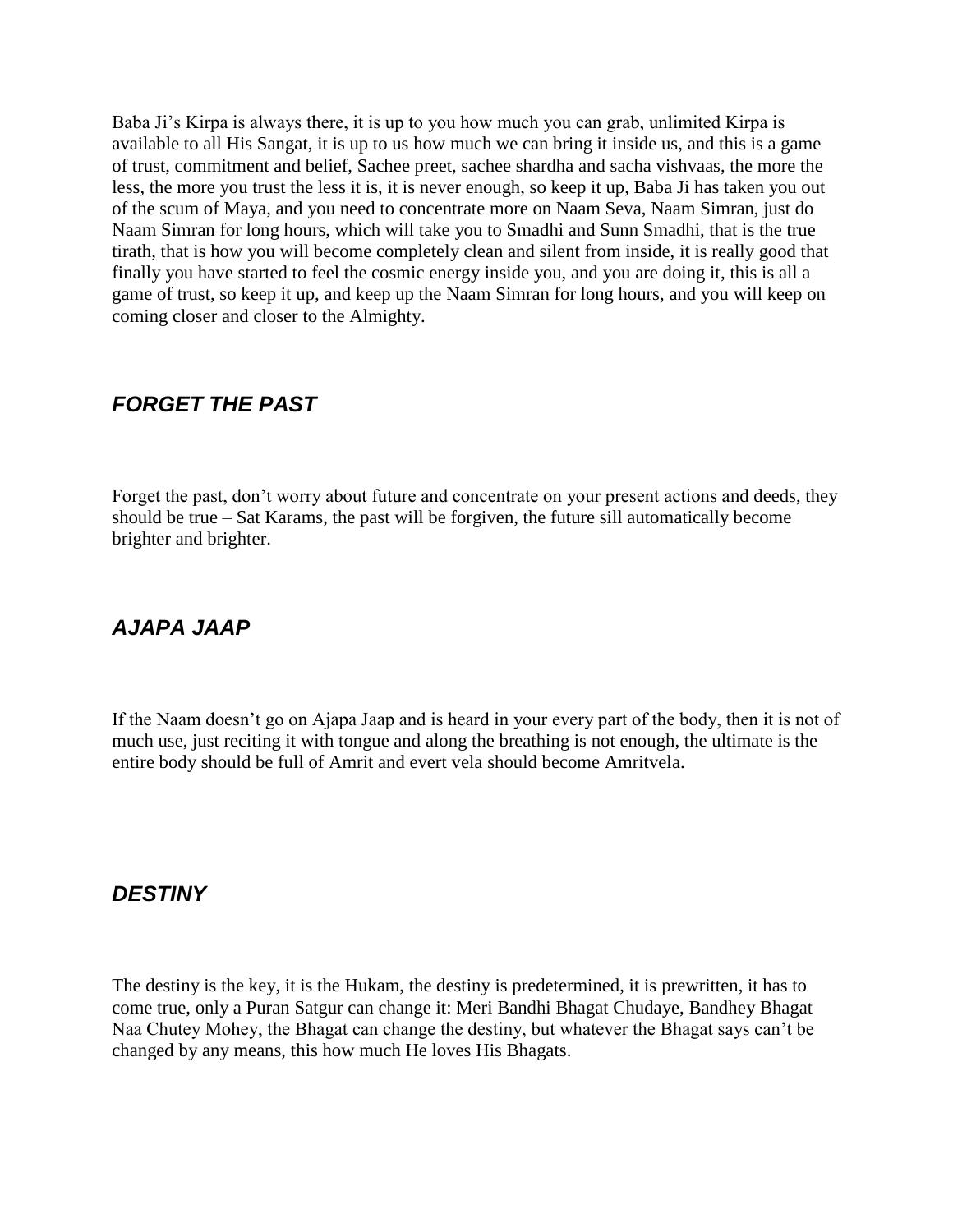Baba Ji's Kirpa is always there, it is up to you how much you can grab, unlimited Kirpa is available to all His Sangat, it is up to us how much we can bring it inside us, and this is a game of trust, commitment and belief, Sachee preet, sachee shardha and sacha vishvaas, the more the less, the more you trust the less it is, it is never enough, so keep it up, Baba Ji has taken you out of the scum of Maya, and you need to concentrate more on Naam Seva, Naam Simran, just do Naam Simran for long hours, which will take you to Smadhi and Sunn Smadhi, that is the true tirath, that is how you will become completely clean and silent from inside, it is really good that finally you have started to feel the cosmic energy inside you, and you are doing it, this is all a game of trust, so keep it up, and keep up the Naam Simran for long hours, and you will keep on coming closer and closer to the Almighty.

## *FORGET THE PAST*

Forget the past, don't worry about future and concentrate on your present actions and deeds, they should be true – Sat Karams, the past will be forgiven, the future sill automatically become brighter and brighter.

## *AJAPA JAAP*

If the Naam doesn't go on Ajapa Jaap and is heard in your every part of the body, then it is not of much use, just reciting it with tongue and along the breathing is not enough, the ultimate is the entire body should be full of Amrit and evert vela should become Amritvela.

## *DESTINY*

The destiny is the key, it is the Hukam, the destiny is predetermined, it is prewritten, it has to come true, only a Puran Satgur can change it: Meri Bandhi Bhagat Chudaye, Bandhey Bhagat Naa Chutey Mohey, the Bhagat can change the destiny, but whatever the Bhagat says can't be changed by any means, this how much He loves His Bhagats.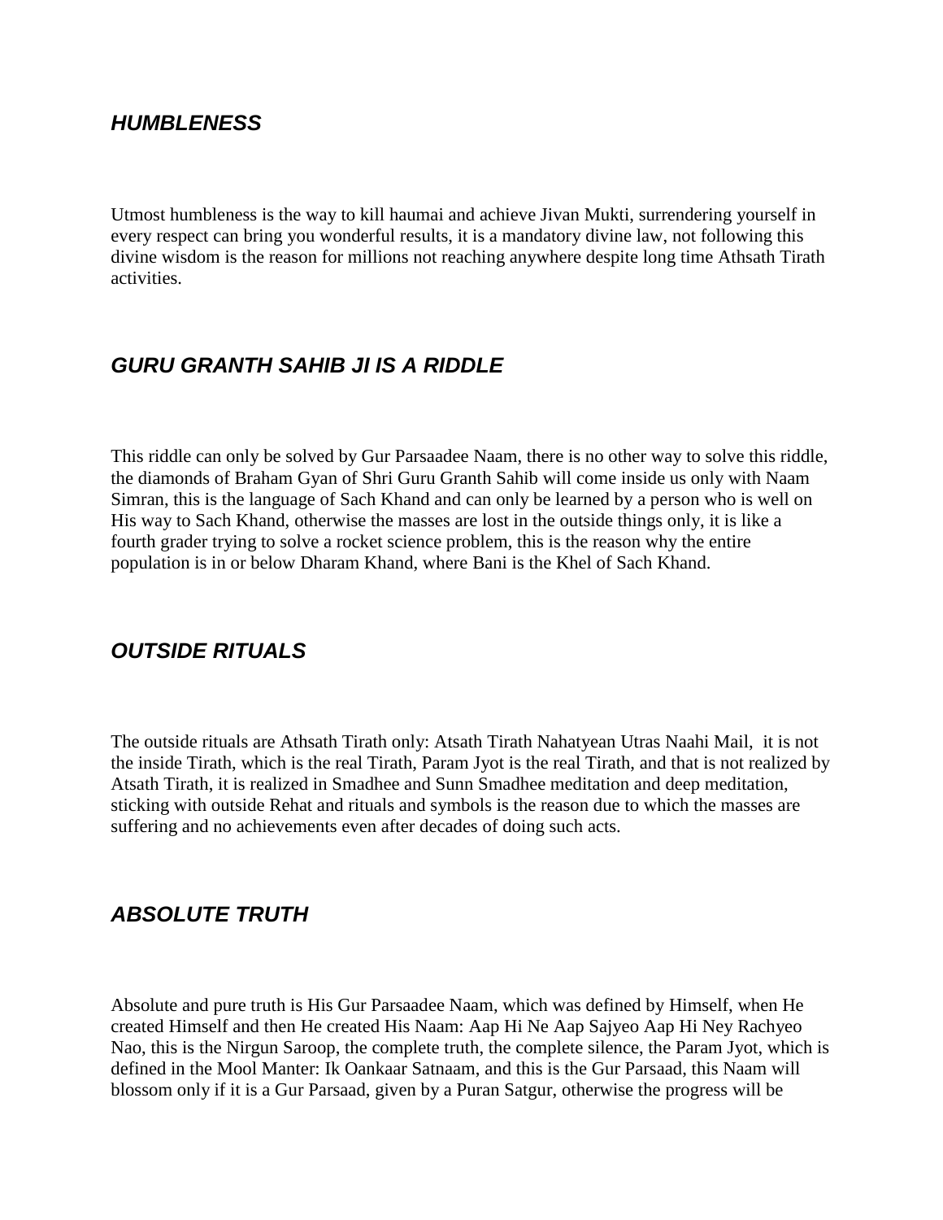### *HUMBLENESS*

Utmost humbleness is the way to kill haumai and achieve Jivan Mukti, surrendering yourself in every respect can bring you wonderful results, it is a mandatory divine law, not following this divine wisdom is the reason for millions not reaching anywhere despite long time Athsath Tirath activities.

### *GURU GRANTH SAHIB JI IS A RIDDLE*

This riddle can only be solved by Gur Parsaadee Naam, there is no other way to solve this riddle, the diamonds of Braham Gyan of Shri Guru Granth Sahib will come inside us only with Naam Simran, this is the language of Sach Khand and can only be learned by a person who is well on His way to Sach Khand, otherwise the masses are lost in the outside things only, it is like a fourth grader trying to solve a rocket science problem, this is the reason why the entire population is in or below Dharam Khand, where Bani is the Khel of Sach Khand.

### *OUTSIDE RITUALS*

The outside rituals are Athsath Tirath only: Atsath Tirath Nahatyean Utras Naahi Mail, it is not the inside Tirath, which is the real Tirath, Param Jyot is the real Tirath, and that is not realized by Atsath Tirath, it is realized in Smadhee and Sunn Smadhee meditation and deep meditation, sticking with outside Rehat and rituals and symbols is the reason due to which the masses are suffering and no achievements even after decades of doing such acts.

### *ABSOLUTE TRUTH*

Absolute and pure truth is His Gur Parsaadee Naam, which was defined by Himself, when He created Himself and then He created His Naam: Aap Hi Ne Aap Sajyeo Aap Hi Ney Rachyeo Nao, this is the Nirgun Saroop, the complete truth, the complete silence, the Param Jyot, which is defined in the Mool Manter: Ik Oankaar Satnaam, and this is the Gur Parsaad, this Naam will blossom only if it is a Gur Parsaad, given by a Puran Satgur, otherwise the progress will be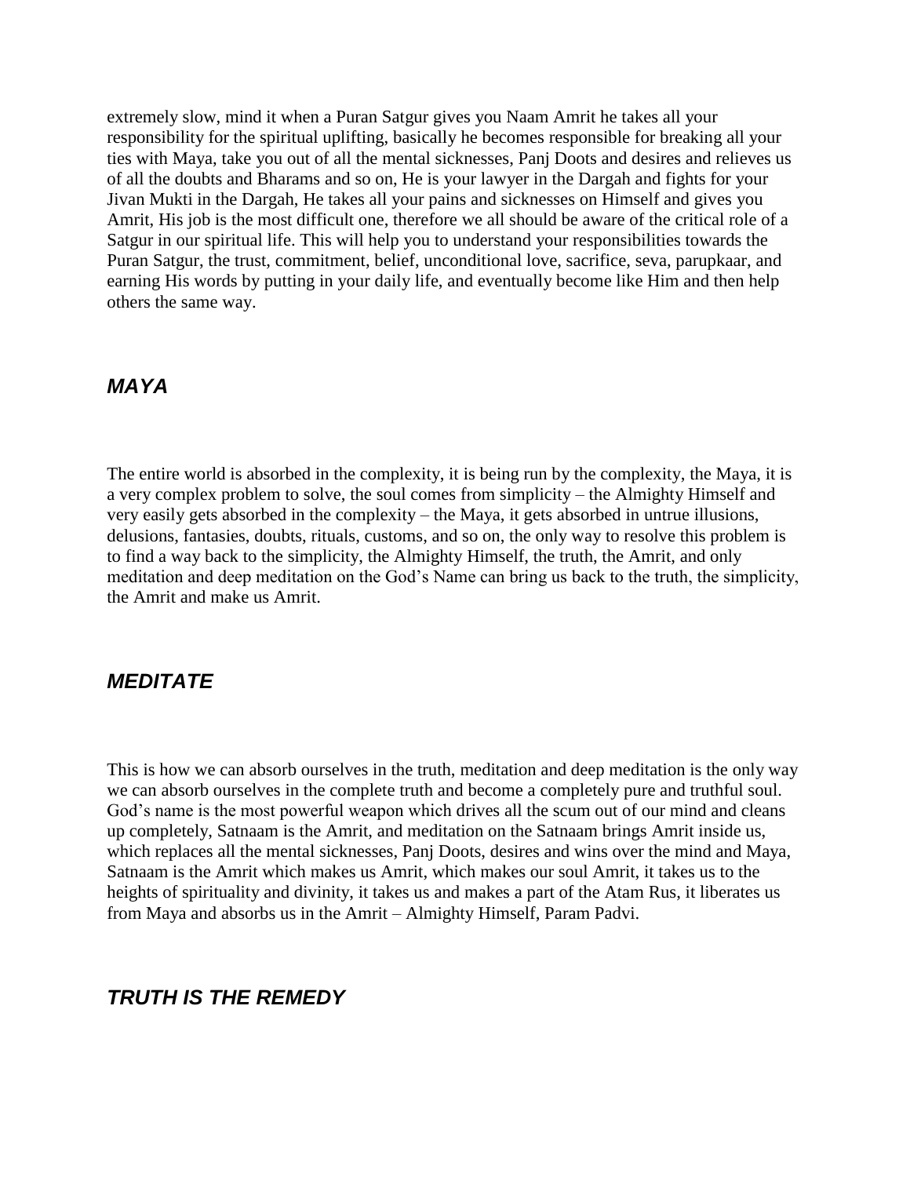extremely slow, mind it when a Puran Satgur gives you Naam Amrit he takes all your responsibility for the spiritual uplifting, basically he becomes responsible for breaking all your ties with Maya, take you out of all the mental sicknesses, Panj Doots and desires and relieves us of all the doubts and Bharams and so on, He is your lawyer in the Dargah and fights for your Jivan Mukti in the Dargah, He takes all your pains and sicknesses on Himself and gives you Amrit, His job is the most difficult one, therefore we all should be aware of the critical role of a Satgur in our spiritual life. This will help you to understand your responsibilities towards the Puran Satgur, the trust, commitment, belief, unconditional love, sacrifice, seva, parupkaar, and earning His words by putting in your daily life, and eventually become like Him and then help others the same way.

### *MAYA*

The entire world is absorbed in the complexity, it is being run by the complexity, the Maya, it is a very complex problem to solve, the soul comes from simplicity – the Almighty Himself and very easily gets absorbed in the complexity – the Maya, it gets absorbed in untrue illusions, delusions, fantasies, doubts, rituals, customs, and so on, the only way to resolve this problem is to find a way back to the simplicity, the Almighty Himself, the truth, the Amrit, and only meditation and deep meditation on the God's Name can bring us back to the truth, the simplicity, the Amrit and make us Amrit.

### *MEDITATE*

This is how we can absorb ourselves in the truth, meditation and deep meditation is the only way we can absorb ourselves in the complete truth and become a completely pure and truthful soul. God's name is the most powerful weapon which drives all the scum out of our mind and cleans up completely, Satnaam is the Amrit, and meditation on the Satnaam brings Amrit inside us, which replaces all the mental sicknesses, Panj Doots, desires and wins over the mind and Maya, Satnaam is the Amrit which makes us Amrit, which makes our soul Amrit, it takes us to the heights of spirituality and divinity, it takes us and makes a part of the Atam Rus, it liberates us from Maya and absorbs us in the Amrit – Almighty Himself, Param Padvi.

### *TRUTH IS THE REMEDY*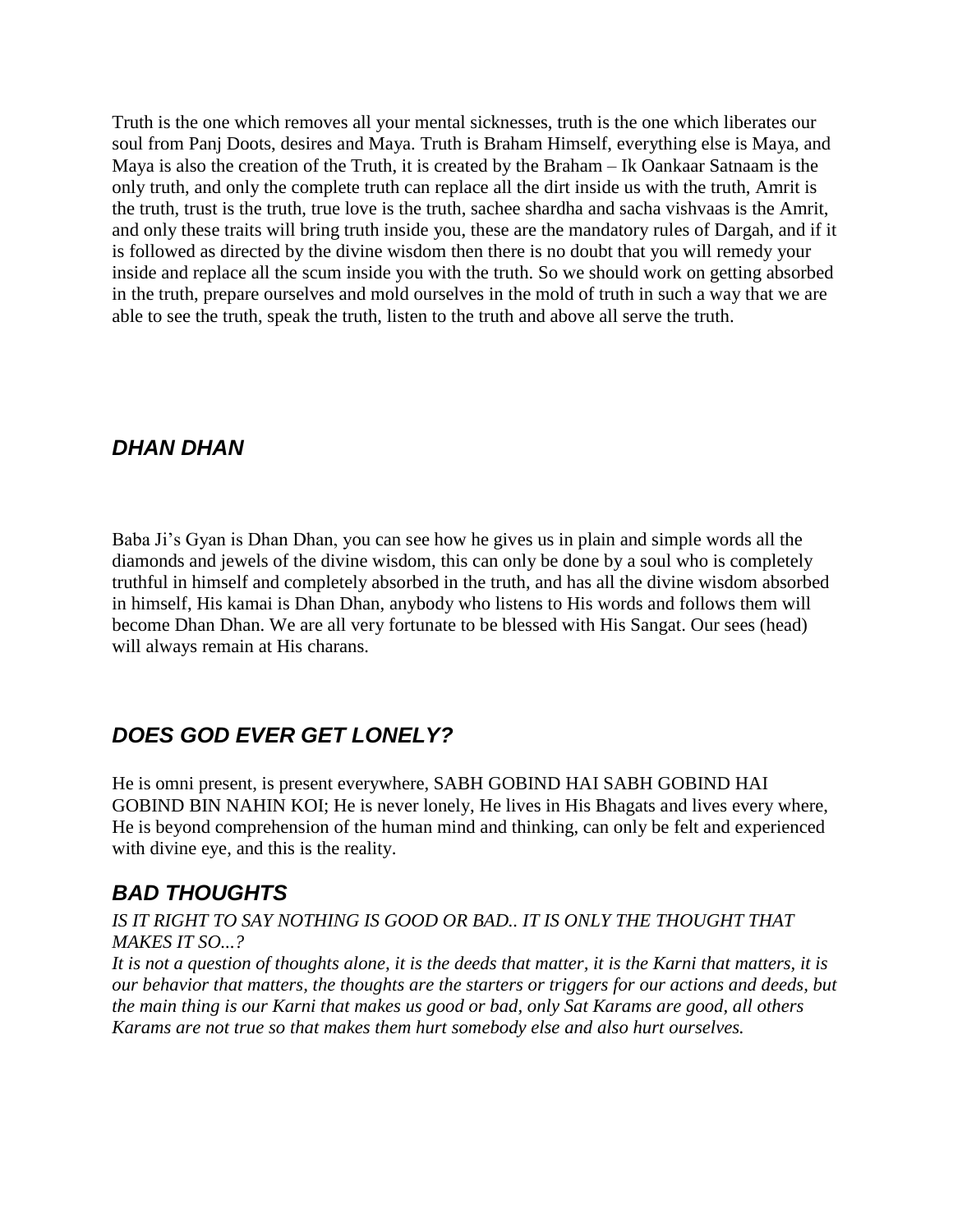Truth is the one which removes all your mental sicknesses, truth is the one which liberates our soul from Panj Doots, desires and Maya. Truth is Braham Himself, everything else is Maya, and Maya is also the creation of the Truth, it is created by the Braham – Ik Oankaar Satnaam is the only truth, and only the complete truth can replace all the dirt inside us with the truth, Amrit is the truth, trust is the truth, true love is the truth, sachee shardha and sacha vishvaas is the Amrit, and only these traits will bring truth inside you, these are the mandatory rules of Dargah, and if it is followed as directed by the divine wisdom then there is no doubt that you will remedy your inside and replace all the scum inside you with the truth. So we should work on getting absorbed in the truth, prepare ourselves and mold ourselves in the mold of truth in such a way that we are able to see the truth, speak the truth, listen to the truth and above all serve the truth.

## *DHAN DHAN*

Baba Ji's Gyan is Dhan Dhan, you can see how he gives us in plain and simple words all the diamonds and jewels of the divine wisdom, this can only be done by a soul who is completely truthful in himself and completely absorbed in the truth, and has all the divine wisdom absorbed in himself, His kamai is Dhan Dhan, anybody who listens to His words and follows them will become Dhan Dhan. We are all very fortunate to be blessed with His Sangat. Our sees (head) will always remain at His charans.

## *DOES GOD EVER GET LONELY?*

He is omni present, is present everywhere, SABH GOBIND HAI SABH GOBIND HAI GOBIND BIN NAHIN KOI; He is never lonely, He lives in His Bhagats and lives every where, He is beyond comprehension of the human mind and thinking, can only be felt and experienced with divine eye, and this is the reality.

## *BAD THOUGHTS*

*IS IT RIGHT TO SAY NOTHING IS GOOD OR BAD.. IT IS ONLY THE THOUGHT THAT MAKES IT SO...?*

*It is not a question of thoughts alone, it is the deeds that matter, it is the Karni that matters, it is our behavior that matters, the thoughts are the starters or triggers for our actions and deeds, but the main thing is our Karni that makes us good or bad, only Sat Karams are good, all others Karams are not true so that makes them hurt somebody else and also hurt ourselves.*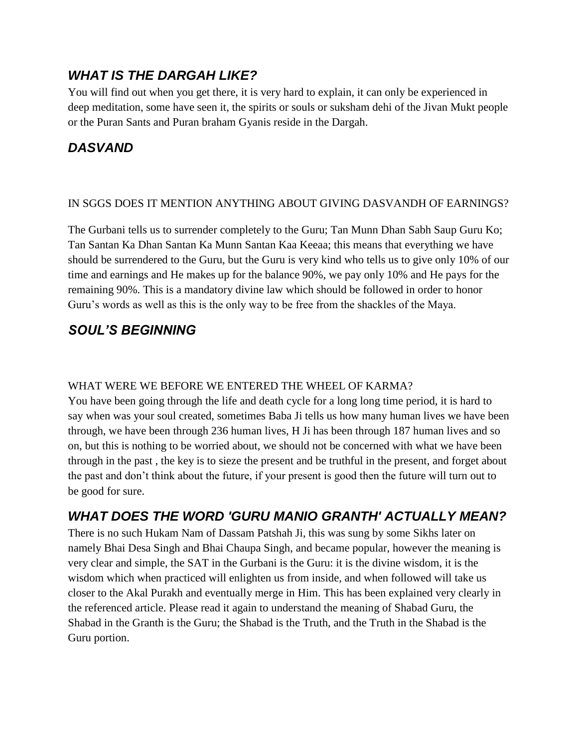## *WHAT IS THE DARGAH LIKE?*

You will find out when you get there, it is very hard to explain, it can only be experienced in deep meditation, some have seen it, the spirits or souls or suksham dehi of the Jivan Mukt people or the Puran Sants and Puran braham Gyanis reside in the Dargah.

## *DASVAND*

IN SGGS DOES IT MENTION ANYTHING ABOUT GIVING DASVANDH OF EARNINGS?

The Gurbani tells us to surrender completely to the Guru; Tan Munn Dhan Sabh Saup Guru Ko; Tan Santan Ka Dhan Santan Ka Munn Santan Kaa Keeaa; this means that everything we have should be surrendered to the Guru, but the Guru is very kind who tells us to give only 10% of our time and earnings and He makes up for the balance 90%, we pay only 10% and He pays for the remaining 90%. This is a mandatory divine law which should be followed in order to honor Guru's words as well as this is the only way to be free from the shackles of the Maya.

## *SOUL'S BEGINNING*

WHAT WERE WE BEFORE WE ENTERED THE WHEEL OF KARMA?

You have been going through the life and death cycle for a long long time period, it is hard to say when was your soul created, sometimes Baba Ji tells us how many human lives we have been through, we have been through 236 human lives, H Ji has been through 187 human lives and so on, but this is nothing to be worried about, we should not be concerned with what we have been through in the past , the key is to sieze the present and be truthful in the present, and forget about the past and don't think about the future, if your present is good then the future will turn out to be good for sure.

## *WHAT DOES THE WORD 'GURU MANIO GRANTH' ACTUALLY MEAN?*

There is no such Hukam Nam of Dassam Patshah Ji, this was sung by some Sikhs later on namely Bhai Desa Singh and Bhai Chaupa Singh, and became popular, however the meaning is very clear and simple, the SAT in the Gurbani is the Guru: it is the divine wisdom, it is the wisdom which when practiced will enlighten us from inside, and when followed will take us closer to the Akal Purakh and eventually merge in Him. This has been explained very clearly in the referenced article. Please read it again to understand the meaning of Shabad Guru, the Shabad in the Granth is the Guru; the Shabad is the Truth, and the Truth in the Shabad is the Guru portion.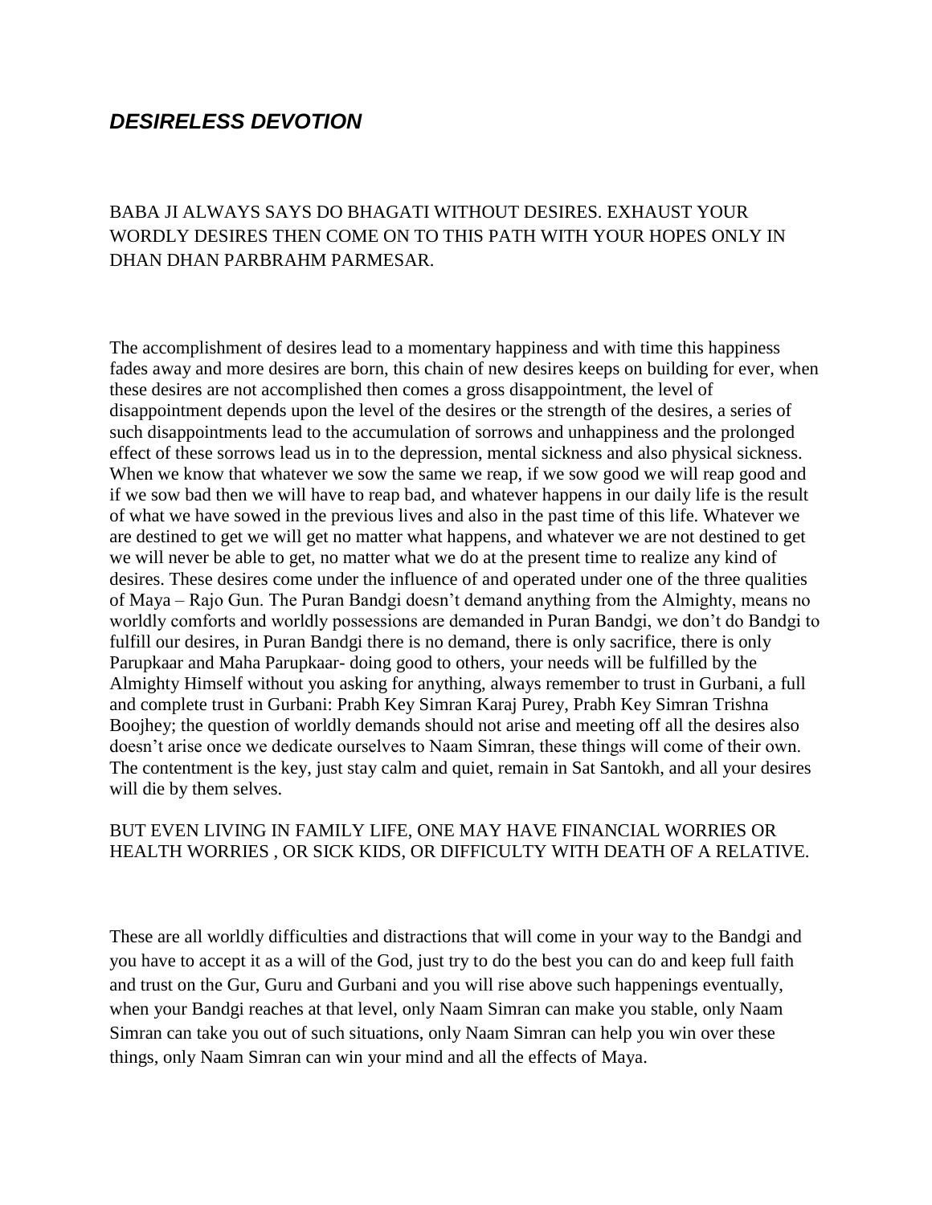## *DESIRELESS DEVOTION*

BABA JI ALWAYS SAYS DO BHAGATI WITHOUT DESIRES. EXHAUST YOUR WORDLY DESIRES THEN COME ON TO THIS PATH WITH YOUR HOPES ONLY IN DHAN DHAN PARBRAHM PARMESAR.

The accomplishment of desires lead to a momentary happiness and with time this happiness fades away and more desires are born, this chain of new desires keeps on building for ever, when these desires are not accomplished then comes a gross disappointment, the level of disappointment depends upon the level of the desires or the strength of the desires, a series of such disappointments lead to the accumulation of sorrows and unhappiness and the prolonged effect of these sorrows lead us in to the depression, mental sickness and also physical sickness. When we know that whatever we sow the same we reap, if we sow good we will reap good and if we sow bad then we will have to reap bad, and whatever happens in our daily life is the result of what we have sowed in the previous lives and also in the past time of this life. Whatever we are destined to get we will get no matter what happens, and whatever we are not destined to get we will never be able to get, no matter what we do at the present time to realize any kind of desires. These desires come under the influence of and operated under one of the three qualities of Maya – Rajo Gun. The Puran Bandgi doesn't demand anything from the Almighty, means no worldly comforts and worldly possessions are demanded in Puran Bandgi, we don't do Bandgi to fulfill our desires, in Puran Bandgi there is no demand, there is only sacrifice, there is only Parupkaar and Maha Parupkaar- doing good to others, your needs will be fulfilled by the Almighty Himself without you asking for anything, always remember to trust in Gurbani, a full and complete trust in Gurbani: Prabh Key Simran Karaj Purey, Prabh Key Simran Trishna Boojhey; the question of worldly demands should not arise and meeting off all the desires also doesn't arise once we dedicate ourselves to Naam Simran, these things will come of their own. The contentment is the key, just stay calm and quiet, remain in Sat Santokh, and all your desires will die by them selves.

BUT EVEN LIVING IN FAMILY LIFE, ONE MAY HAVE FINANCIAL WORRIES OR HEALTH WORRIES , OR SICK KIDS, OR DIFFICULTY WITH DEATH OF A RELATIVE.

These are all worldly difficulties and distractions that will come in your way to the Bandgi and you have to accept it as a will of the God, just try to do the best you can do and keep full faith and trust on the Gur, Guru and Gurbani and you will rise above such happenings eventually, when your Bandgi reaches at that level, only Naam Simran can make you stable, only Naam Simran can take you out of such situations, only Naam Simran can help you win over these things, only Naam Simran can win your mind and all the effects of Maya.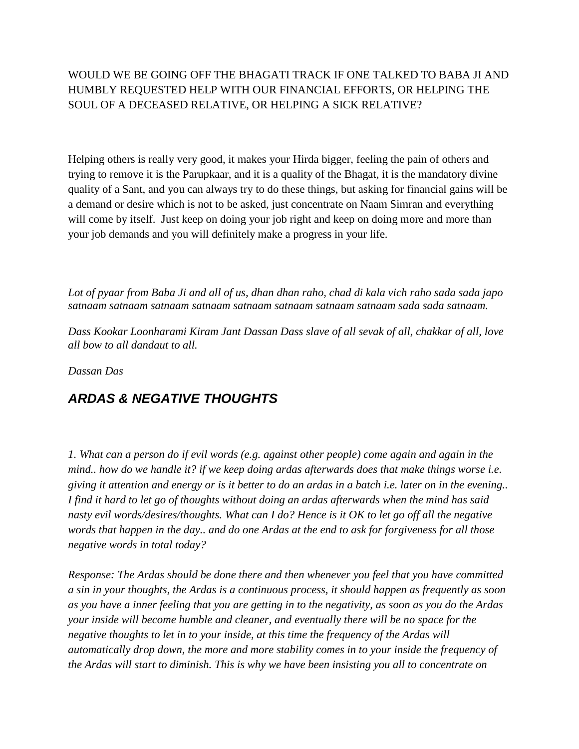WOULD WE BE GOING OFF THE BHAGATI TRACK IF ONE TALKED TO BABA JI AND HUMBLY REQUESTED HELP WITH OUR FINANCIAL EFFORTS, OR HELPING THE SOUL OF A DECEASED RELATIVE, OR HELPING A SICK RELATIVE?

Helping others is really very good, it makes your Hirda bigger, feeling the pain of others and trying to remove it is the Parupkaar, and it is a quality of the Bhagat, it is the mandatory divine quality of a Sant, and you can always try to do these things, but asking for financial gains will be a demand or desire which is not to be asked, just concentrate on Naam Simran and everything will come by itself.  Just keep on doing your job right and keep on doing more and more than your job demands and you will definitely make a progress in your life.

*Lot of pyaar from Baba Ji and all of us, dhan dhan raho, chad di kala vich raho sada sada japo satnaam satnaam satnaam satnaam satnaam satnaam satnaam satnaam sada sada satnaam.*

*Dass Kookar Loonharami Kiram Jant Dassan Dass slave of all sevak of all, chakkar of all, love all bow to all dandaut to all.*

*Dassan Das*

## ***ARDAS & NEGATIVE THOUGHTS***

*1. What can a person do if evil words (e.g. against other people) come again and again in the mind.. how do we handle it? if we keep doing ardas afterwards does that make things worse i.e. giving it attention and energy or is it better to do an ardas in a batch i.e. later on in the evening.. I find it hard to let go of thoughts without doing an ardas afterwards when the mind has said nasty evil words/desires/thoughts. What can I do? Hence is it OK to let go off all the negative words that happen in the day.. and do one Ardas at the end to ask for forgiveness for all those negative words in total today?*

*Response: The Ardas should be done there and then whenever you feel that you have committed a sin in your thoughts, the Ardas is a continuous process, it should happen as frequently as soon as you have a inner feeling that you are getting in to the negativity, as soon as you do the Ardas your inside will become humble and cleaner, and eventually there will be no space for the negative thoughts to let in to your inside, at this time the frequency of the Ardas will automatically drop down, the more and more stability comes in to your inside the frequency of the Ardas will start to diminish. This is why we have been insisting you all to concentrate on*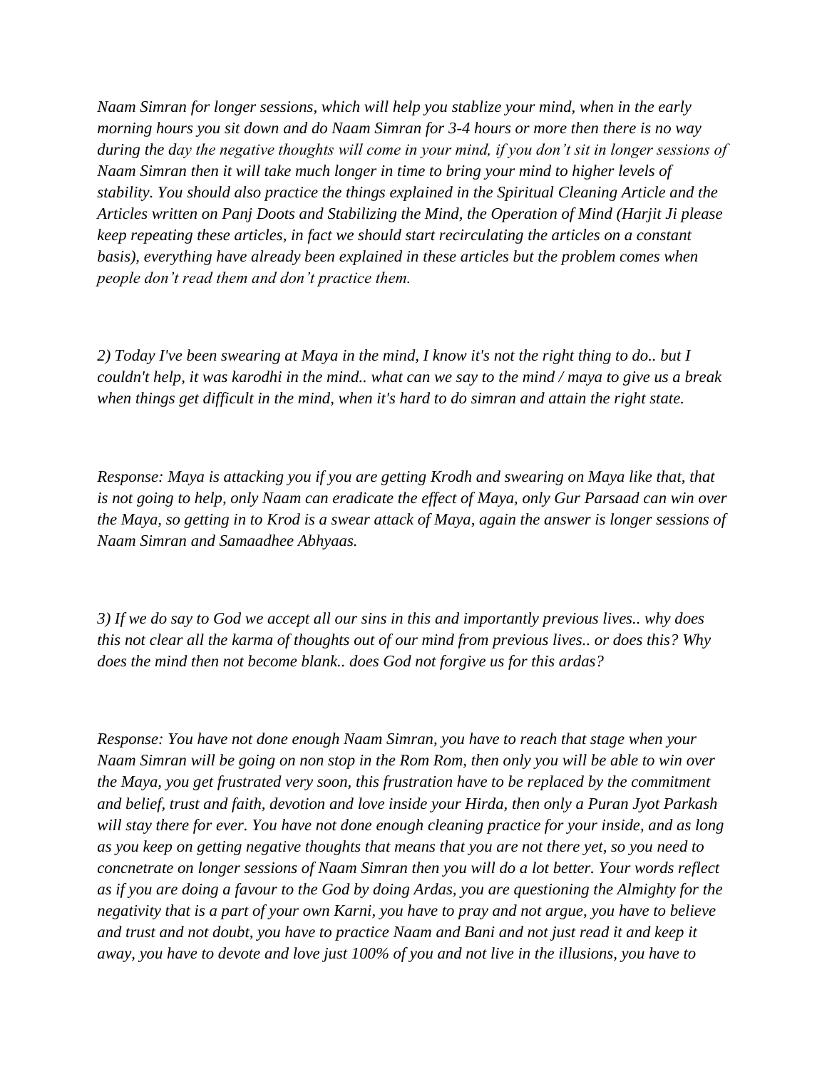*Naam Simran for longer sessions, which will help you stablize your mind, when in the early morning hours you sit down and do Naam Simran for 3-4 hours or more then there is no way during the day the negative thoughts will come in your mind, if you don't sit in longer sessions of Naam Simran then it will take much longer in time to bring your mind to higher levels of stability. You should also practice the things explained in the Spiritual Cleaning Article and the Articles written on Panj Doots and Stabilizing the Mind, the Operation of Mind (Harjit Ji please keep repeating these articles, in fact we should start recirculating the articles on a constant basis), everything have already been explained in these articles but the problem comes when people don't read them and don't practice them.*

*2) Today I've been swearing at Maya in the mind, I know it's not the right thing to do.. but I couldn't help, it was karodhi in the mind.. what can we say to the mind / maya to give us a break when things get difficult in the mind, when it's hard to do simran and attain the right state.*

*Response: Maya is attacking you if you are getting Krodh and swearing on Maya like that, that is not going to help, only Naam can eradicate the effect of Maya, only Gur Parsaad can win over the Maya, so getting in to Krod is a swear attack of Maya, again the answer is longer sessions of Naam Simran and Samaadhee Abhyaas.*

*3) If we do say to God we accept all our sins in this and importantly previous lives.. why does this not clear all the karma of thoughts out of our mind from previous lives.. or does this? Why does the mind then not become blank.. does God not forgive us for this ardas?*

*Response: You have not done enough Naam Simran, you have to reach that stage when your Naam Simran will be going on non stop in the Rom Rom, then only you will be able to win over the Maya, you get frustrated very soon, this frustration have to be replaced by the commitment and belief, trust and faith, devotion and love inside your Hirda, then only a Puran Jyot Parkash will stay there for ever. You have not done enough cleaning practice for your inside, and as long as you keep on getting negative thoughts that means that you are not there yet, so you need to concnetrate on longer sessions of Naam Simran then you will do a lot better. Your words reflect as if you are doing a favour to the God by doing Ardas, you are questioning the Almighty for the negativity that is a part of your own Karni, you have to pray and not argue, you have to believe and trust and not doubt, you have to practice Naam and Bani and not just read it and keep it away, you have to devote and love just 100% of you and not live in the illusions, you have to*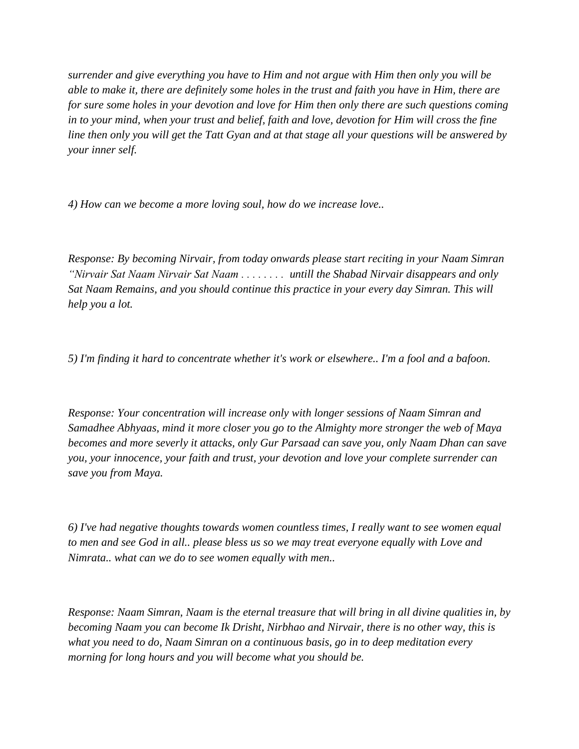*surrender and give everything you have to Him and not argue with Him then only you will be able to make it, there are definitely some holes in the trust and faith you have in Him, there are for sure some holes in your devotion and love for Him then only there are such questions coming in to your mind, when your trust and belief, faith and love, devotion for Him will cross the fine line then only you will get the Tatt Gyan and at that stage all your questions will be answered by your inner self.*

*4) How can we become a more loving soul, how do we increase love..*

*Response: By becoming Nirvair, from today onwards please start reciting in your Naam Simran "Nirvair Sat Naam Nirvair Sat Naam . . . . . . . . untill the Shabad Nirvair disappears and only Sat Naam Remains, and you should continue this practice in your every day Simran. This will help you a lot.*

*5) I'm finding it hard to concentrate whether it's work or elsewhere.. I'm a fool and a bafoon.*

*Response: Your concentration will increase only with longer sessions of Naam Simran and Samadhee Abhyaas, mind it more closer you go to the Almighty more stronger the web of Maya becomes and more severly it attacks, only Gur Parsaad can save you, only Naam Dhan can save you, your innocence, your faith and trust, your devotion and love your complete surrender can save you from Maya.*

*6) I've had negative thoughts towards women countless times, I really want to see women equal to men and see God in all.. please bless us so we may treat everyone equally with Love and Nimrata.. what can we do to see women equally with men..*

*Response: Naam Simran, Naam is the eternal treasure that will bring in all divine qualities in, by becoming Naam you can become Ik Drisht, Nirbhao and Nirvair, there is no other way, this is what you need to do, Naam Simran on a continuous basis, go in to deep meditation every morning for long hours and you will become what you should be.*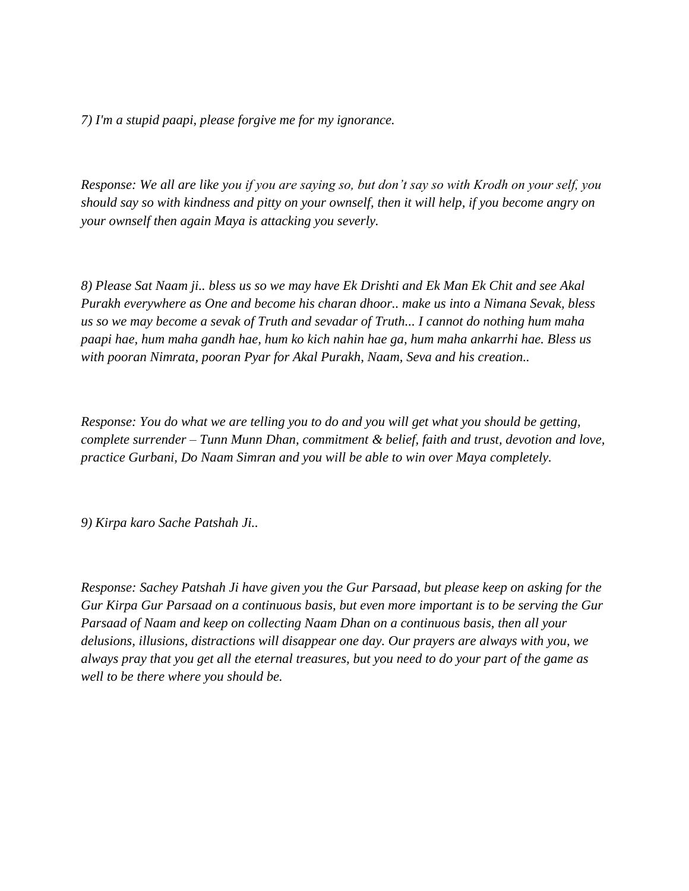*7) I'm a stupid paapi, please forgive me for my ignorance.*

*Response: We all are like you if you are saying so, but don't say so with Krodh on your self, you should say so with kindness and pitty on your ownself, then it will help, if you become angry on your ownself then again Maya is attacking you severly.*

*8) Please Sat Naam ji.. bless us so we may have Ek Drishti and Ek Man Ek Chit and see Akal Purakh everywhere as One and become his charan dhoor.. make us into a Nimana Sevak, bless us so we may become a sevak of Truth and sevadar of Truth... I cannot do nothing hum maha paapi hae, hum maha gandh hae, hum ko kich nahin hae ga, hum maha ankarrhi hae. Bless us with pooran Nimrata, pooran Pyar for Akal Purakh, Naam, Seva and his creation..*

*Response: You do what we are telling you to do and you will get what you should be getting, complete surrender – Tunn Munn Dhan, commitment & belief, faith and trust, devotion and love, practice Gurbani, Do Naam Simran and you will be able to win over Maya completely.*

*9) Kirpa karo Sache Patshah Ji..*

*Response: Sachey Patshah Ji have given you the Gur Parsaad, but please keep on asking for the Gur Kirpa Gur Parsaad on a continuous basis, but even more important is to be serving the Gur Parsaad of Naam and keep on collecting Naam Dhan on a continuous basis, then all your delusions, illusions, distractions will disappear one day. Our prayers are always with you, we always pray that you get all the eternal treasures, but you need to do your part of the game as well to be there where you should be.*